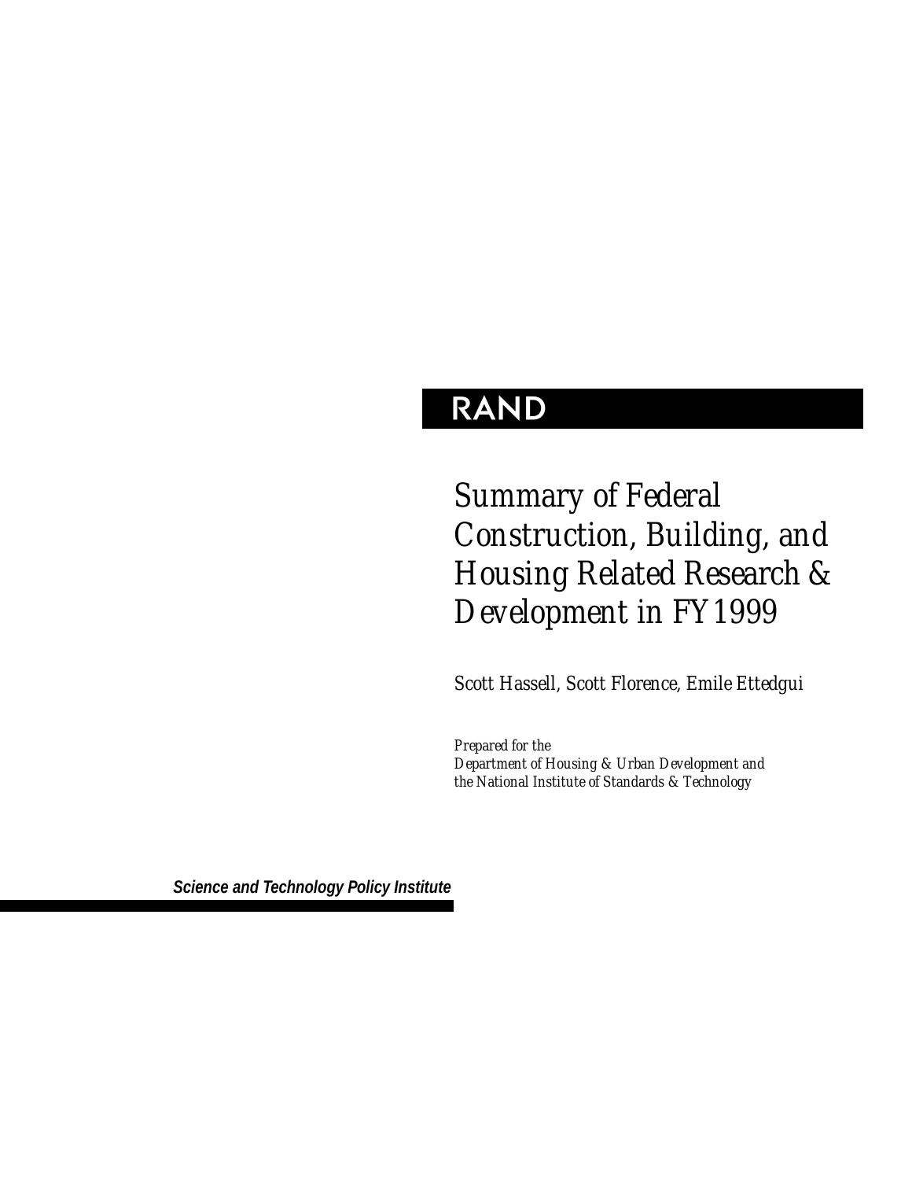RAND

# *Summary of Federal Construction, Building, and Housing Related Research & Development in FY1999*

*Scott Hassell, Scott Florence, Emile Ettedgui*

*Prepared for the*
*Department of Housing & Urban Development and*
*the National Institute of Standards & Technology*

***Science and Technology Policy Institute***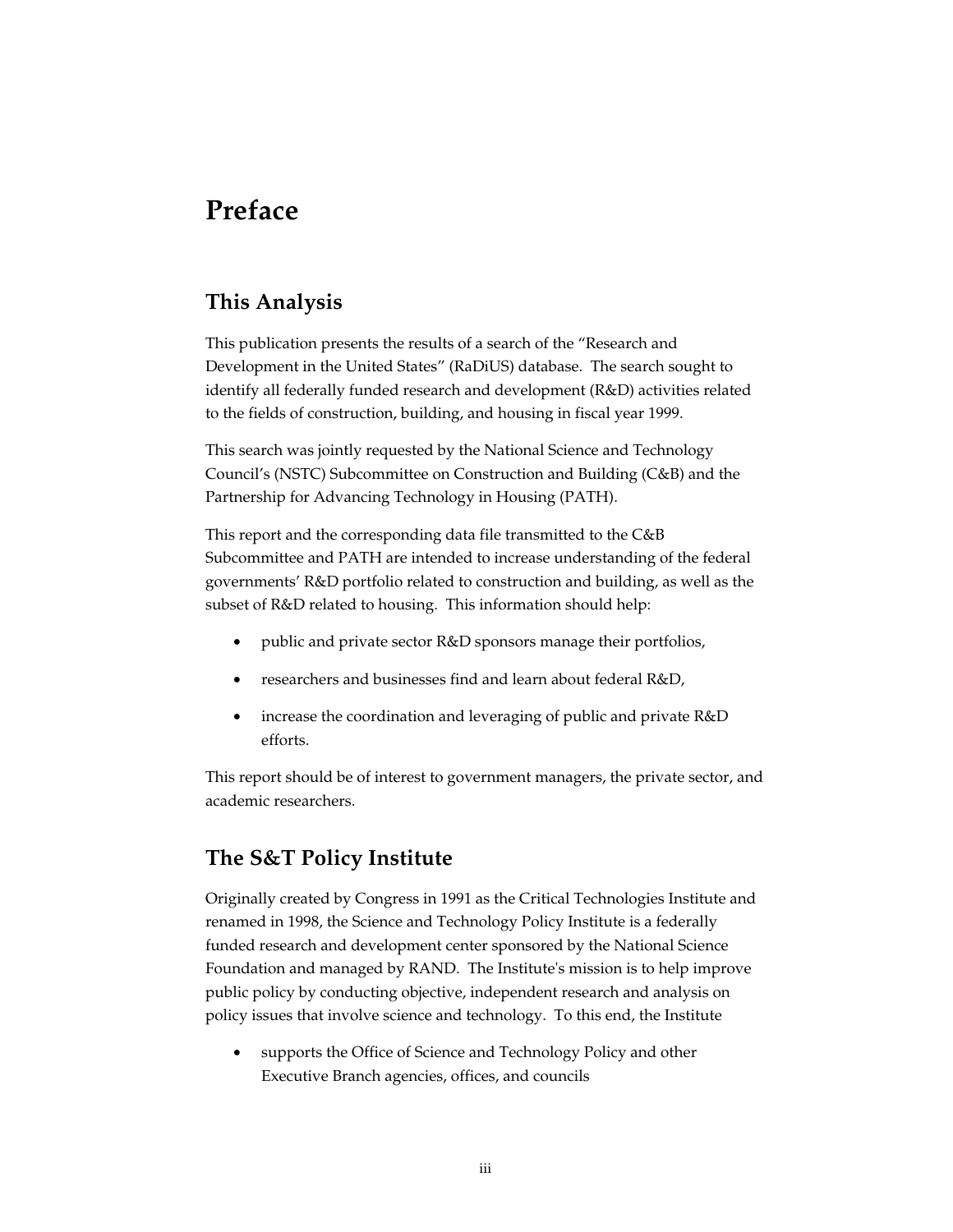# Preface

## This Analysis

This publication presents the results of a search of the "Research and Development in the United States" (RaDiUS) database. The search sought to identify all federally funded research and development (R&D) activities related to the fields of construction, building, and housing in fiscal year 1999.

This search was jointly requested by the National Science and Technology Council's (NSTC) Subcommittee on Construction and Building (C&B) and the Partnership for Advancing Technology in Housing (PATH).

This report and the corresponding data file transmitted to the C&B Subcommittee and PATH are intended to increase understanding of the federal governments' R&D portfolio related to construction and building, as well as the subset of R&D related to housing. This information should help:

- public and private sector R&D sponsors manage their portfolios,
- researchers and businesses find and learn about federal R&D,
- increase the coordination and leveraging of public and private R&D efforts.

This report should be of interest to government managers, the private sector, and academic researchers.

## The S&T Policy Institute

Originally created by Congress in 1991 as the Critical Technologies Institute and renamed in 1998, the Science and Technology Policy Institute is a federally funded research and development center sponsored by the National Science Foundation and managed by RAND. The Institute's mission is to help improve public policy by conducting objective, independent research and analysis on policy issues that involve science and technology. To this end, the Institute

- supports the Office of Science and Technology Policy and other Executive Branch agencies, offices, and councils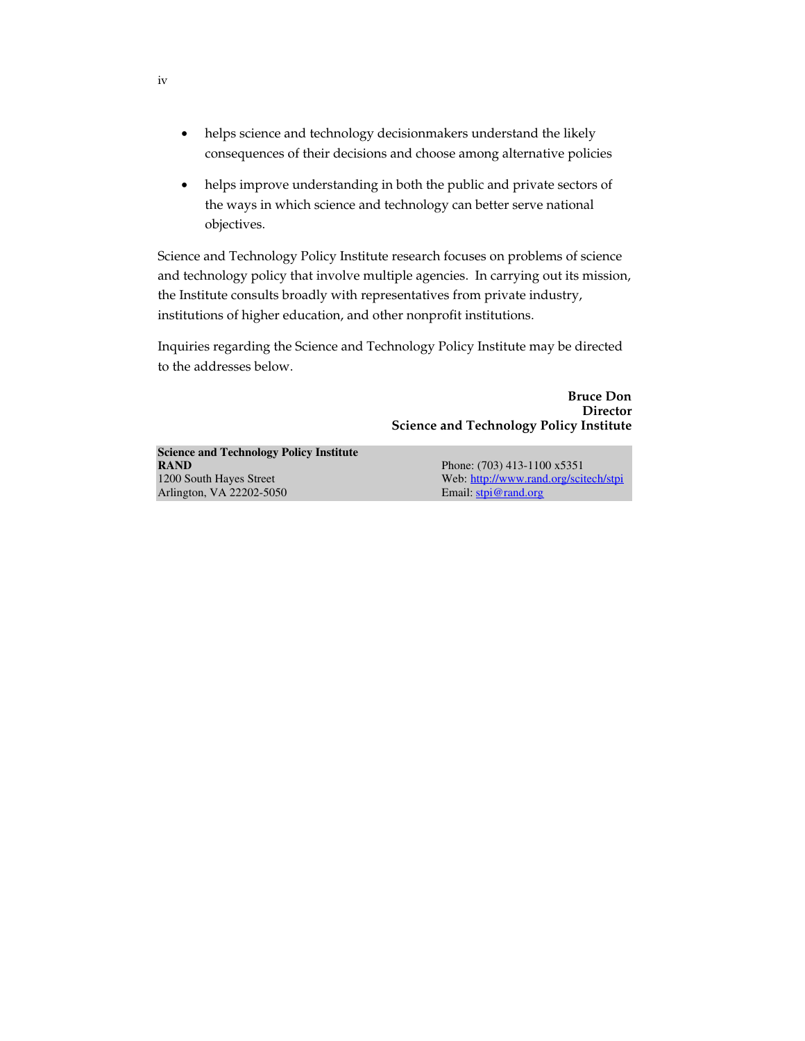- helps science and technology decisionmakers understand the likely consequences of their decisions and choose among alternative policies
- helps improve understanding in both the public and private sectors of the ways in which science and technology can better serve national objectives.

Science and Technology Policy Institute research focuses on problems of science and technology policy that involve multiple agencies. In carrying out its mission, the Institute consults broadly with representatives from private industry, institutions of higher education, and other nonprofit institutions.

Inquiries regarding the Science and Technology Policy Institute may be directed to the addresses below.

**Bruce Don**
**Director**
**Science and Technology Policy Institute**

**Science and Technology Policy Institute**
**RAND**
1200 South Hayes Street
Arlington, VA 22202-5050

Phone: (703) 413-1100 x5351
Web: http://www.rand.org/scitech/stpi
Email: stpi@rand.org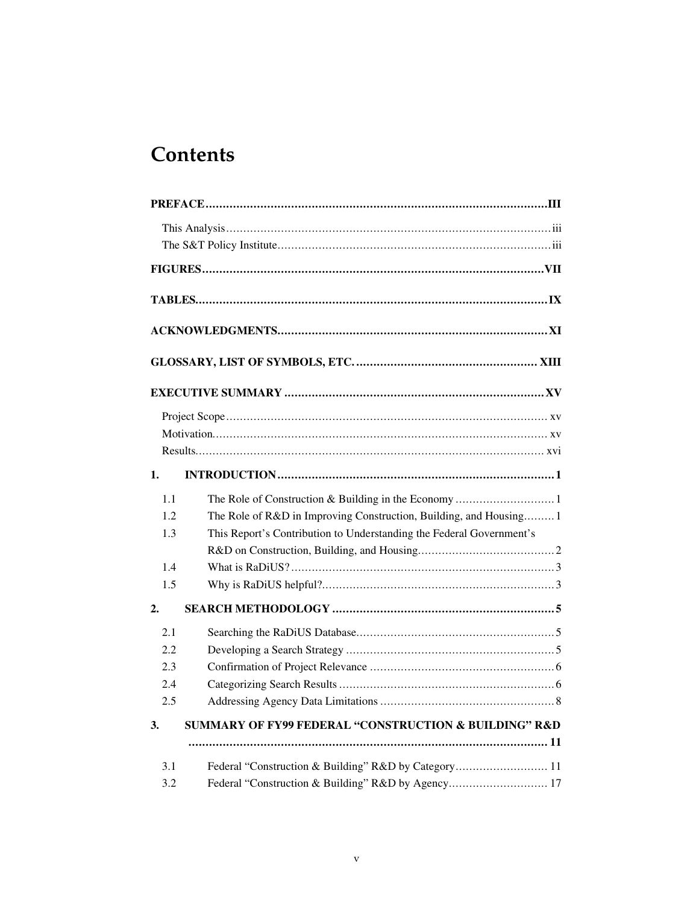# Contents

**PREFACE** .......... **III**

This Analysis .......... iii
The S&T Policy Institute .......... iii

**FIGURES** .......... **VII**

**TABLES** .......... **IX**

**ACKNOWLEDGMENTS** .......... **XI**

**GLOSSARY, LIST OF SYMBOLS, ETC.** .......... **XIII**

**EXECUTIVE SUMMARY** .......... **XV**

Project Scope .......... xv
Motivation .......... xv
Results .......... xvi

**1. INTRODUCTION** .......... **1**

1.1 The Role of Construction & Building in the Economy .......... 1
1.2 The Role of R&D in Improving Construction, Building, and Housing .......... 1
1.3 This Report's Contribution to Understanding the Federal Government's R&D on Construction, Building, and Housing .......... 2
1.4 What is RaDiUS? .......... 3
1.5 Why is RaDiUS helpful? .......... 3

**2. SEARCH METHODOLOGY** .......... **5**

2.1 Searching the RaDiUS Database .......... 5
2.2 Developing a Search Strategy .......... 5
2.3 Confirmation of Project Relevance .......... 6
2.4 Categorizing Search Results .......... 6
2.5 Addressing Agency Data Limitations .......... 8

**3. SUMMARY OF FY99 FEDERAL "CONSTRUCTION & BUILDING" R&D** .......... **11**

3.1 Federal "Construction & Building" R&D by Category .......... 11
3.2 Federal "Construction & Building" R&D by Agency .......... 17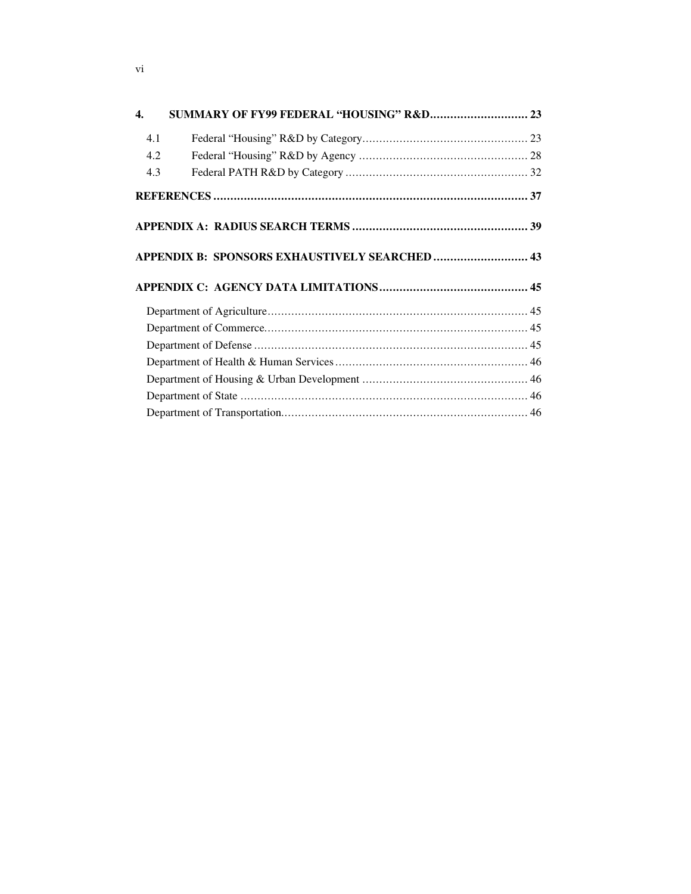**4. SUMMARY OF FY99 FEDERAL "HOUSING" R&D ............................. 23**

- 4.1 Federal "Housing" R&D by Category ................................................. 23
- 4.2 Federal "Housing" R&D by Agency .................................................. 28
- 4.3 Federal PATH R&D by Category ...................................................... 32

**REFERENCES ............................................................................................. 37**

**APPENDIX A: RADIUS SEARCH TERMS .................................................... 39**

**APPENDIX B: SPONSORS EXHAUSTIVELY SEARCHED ............................ 43**

**APPENDIX C: AGENCY DATA LIMITATIONS ............................................ 45**

- Department of Agriculture............................................................................. 45
- Department of Commerce.............................................................................. 45
- Department of Defense ................................................................................. 45
- Department of Health & Human Services ......................................................... 46
- Department of Housing & Urban Development ................................................. 46
- Department of State ..................................................................................... 46
- Department of Transportation......................................................................... 46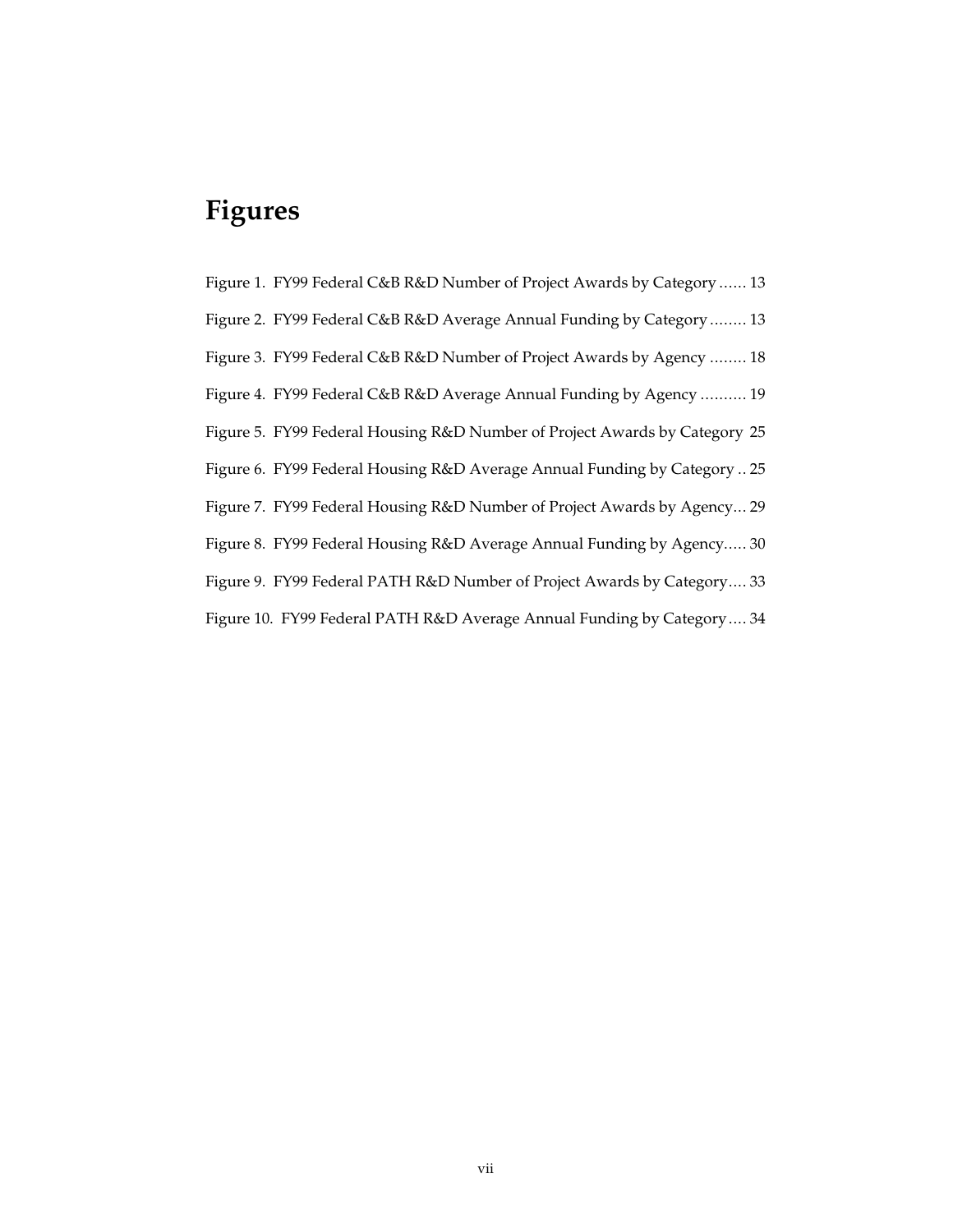# Figures

Figure 1. FY99 Federal C&B R&D Number of Project Awards by Category ...... 13

Figure 2. FY99 Federal C&B R&D Average Annual Funding by Category ........ 13

Figure 3. FY99 Federal C&B R&D Number of Project Awards by Agency ........ 18

Figure 4. FY99 Federal C&B R&D Average Annual Funding by Agency .......... 19

Figure 5. FY99 Federal Housing R&D Number of Project Awards by Category 25

Figure 6. FY99 Federal Housing R&D Average Annual Funding by Category .. 25

Figure 7. FY99 Federal Housing R&D Number of Project Awards by Agency... 29

Figure 8. FY99 Federal Housing R&D Average Annual Funding by Agency..... 30

Figure 9. FY99 Federal PATH R&D Number of Project Awards by Category.... 33

Figure 10. FY99 Federal PATH R&D Average Annual Funding by Category.... 34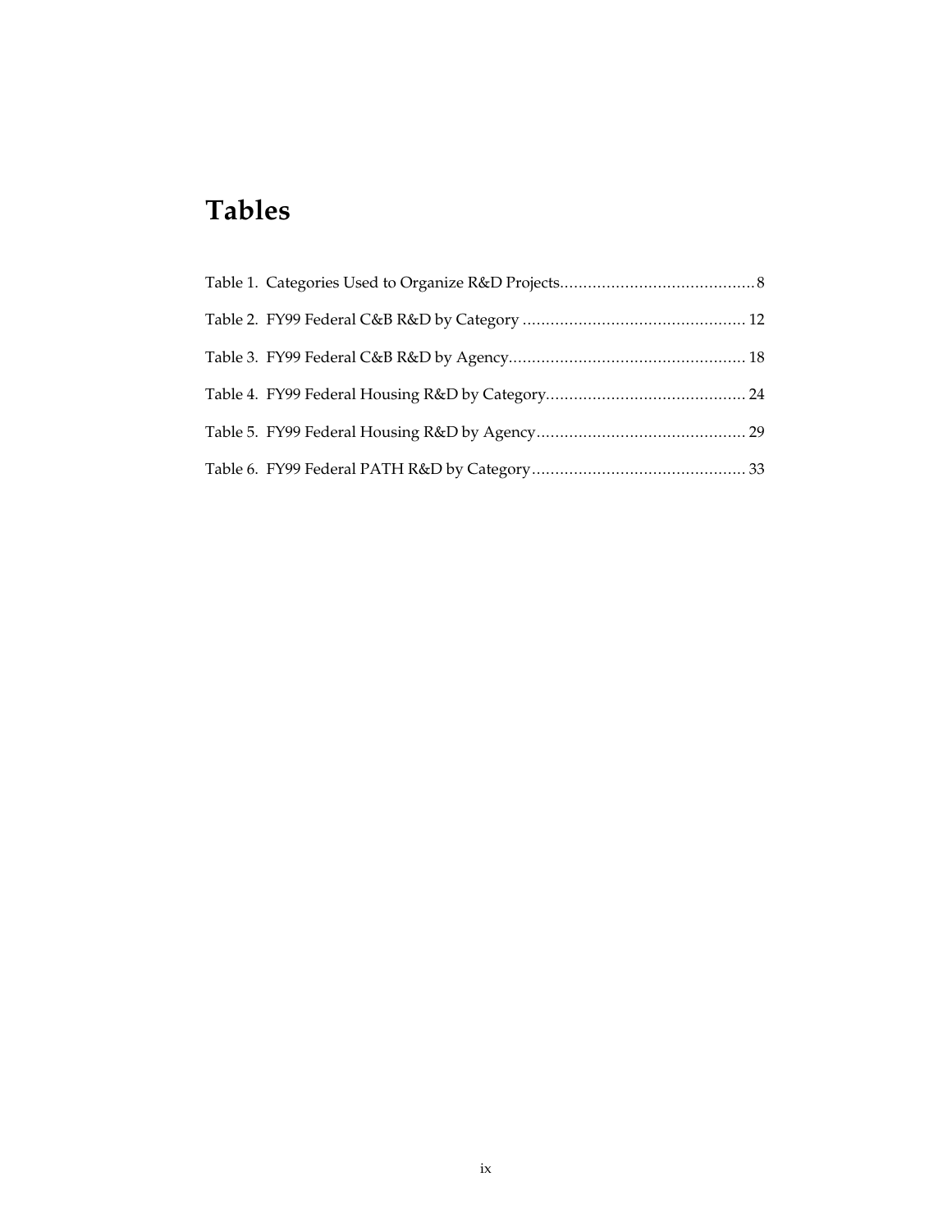# Tables

Table 1. Categories Used to Organize R&D Projects........................................... 8

Table 2. FY99 Federal C&B R&D by Category ................................................ 12

Table 3. FY99 Federal C&B R&D by Agency.................................................. 18

Table 4. FY99 Federal Housing R&D by Category........................................... 24

Table 5. FY99 Federal Housing R&D by Agency............................................. 29

Table 6. FY99 Federal PATH R&D by Category.............................................. 33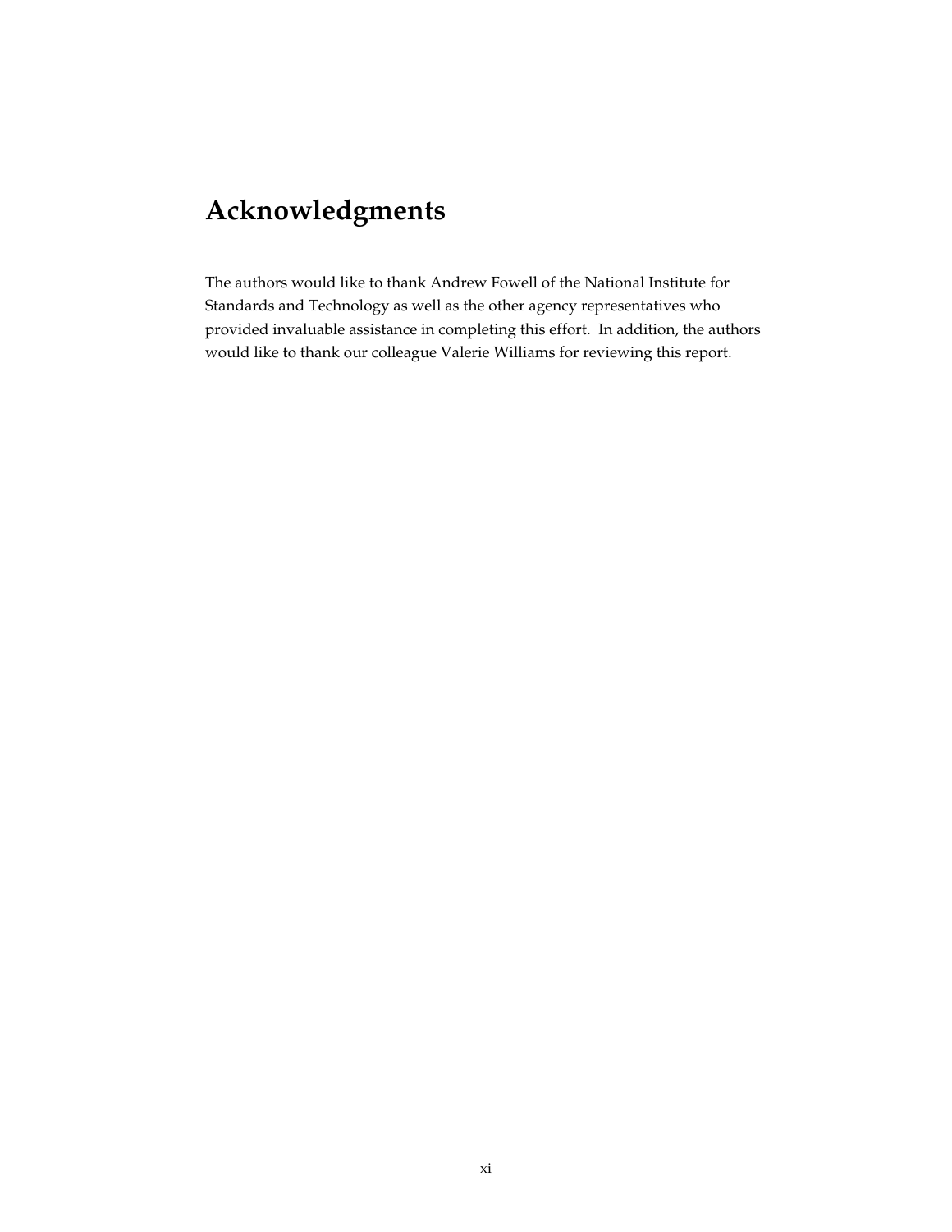# Acknowledgments

The authors would like to thank Andrew Fowell of the National Institute for Standards and Technology as well as the other agency representatives who provided invaluable assistance in completing this effort. In addition, the authors would like to thank our colleague Valerie Williams for reviewing this report.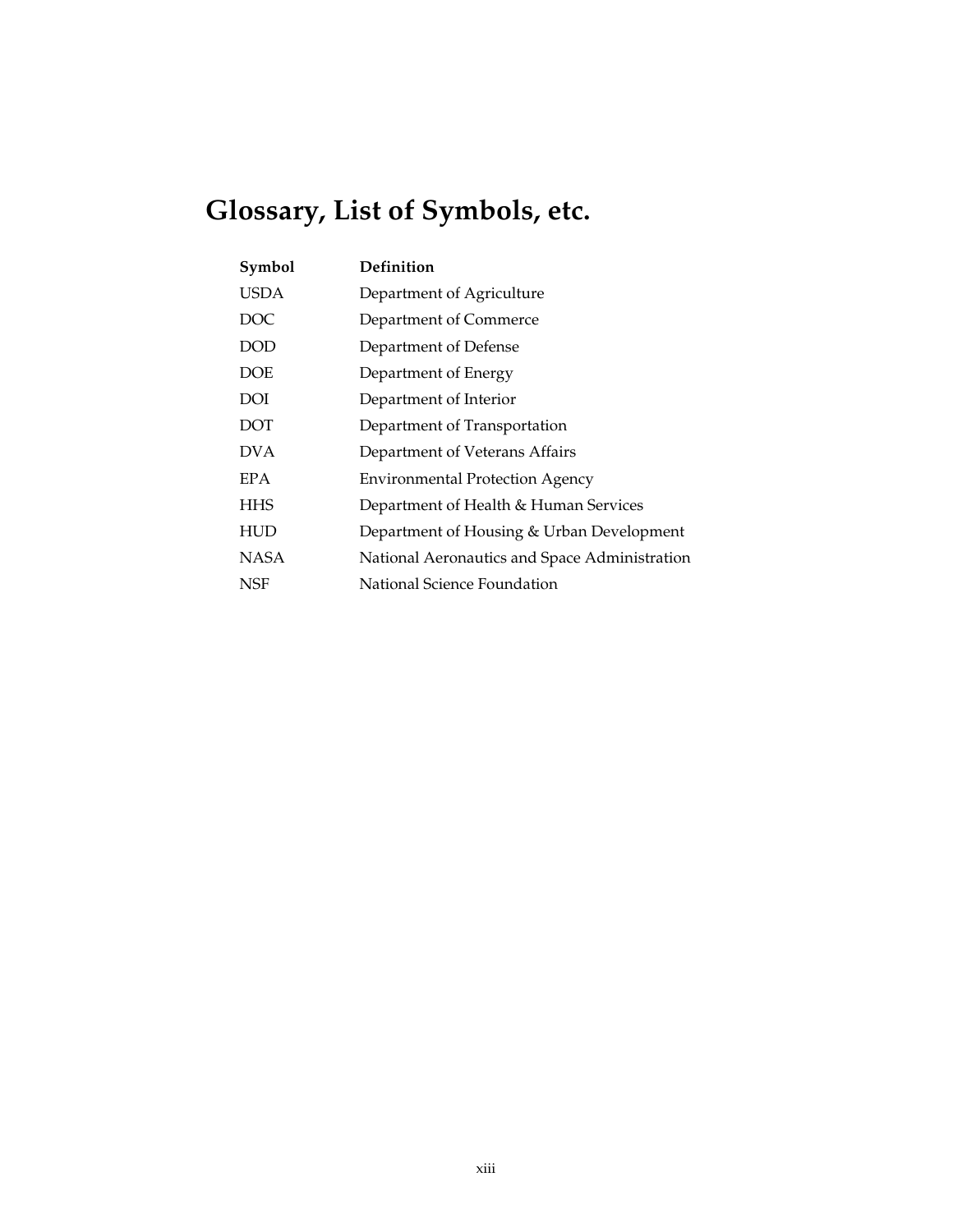# Glossary, List of Symbols, etc.

| Symbol | Definition |
| --- | --- |
| USDA | Department of Agriculture |
| DOC | Department of Commerce |
| DOD | Department of Defense |
| DOE | Department of Energy |
| DOI | Department of Interior |
| DOT | Department of Transportation |
| DVA | Department of Veterans Affairs |
| EPA | Environmental Protection Agency |
| HHS | Department of Health & Human Services |
| HUD | Department of Housing & Urban Development |
| NASA | National Aeronautics and Space Administration |
| NSF | National Science Foundation |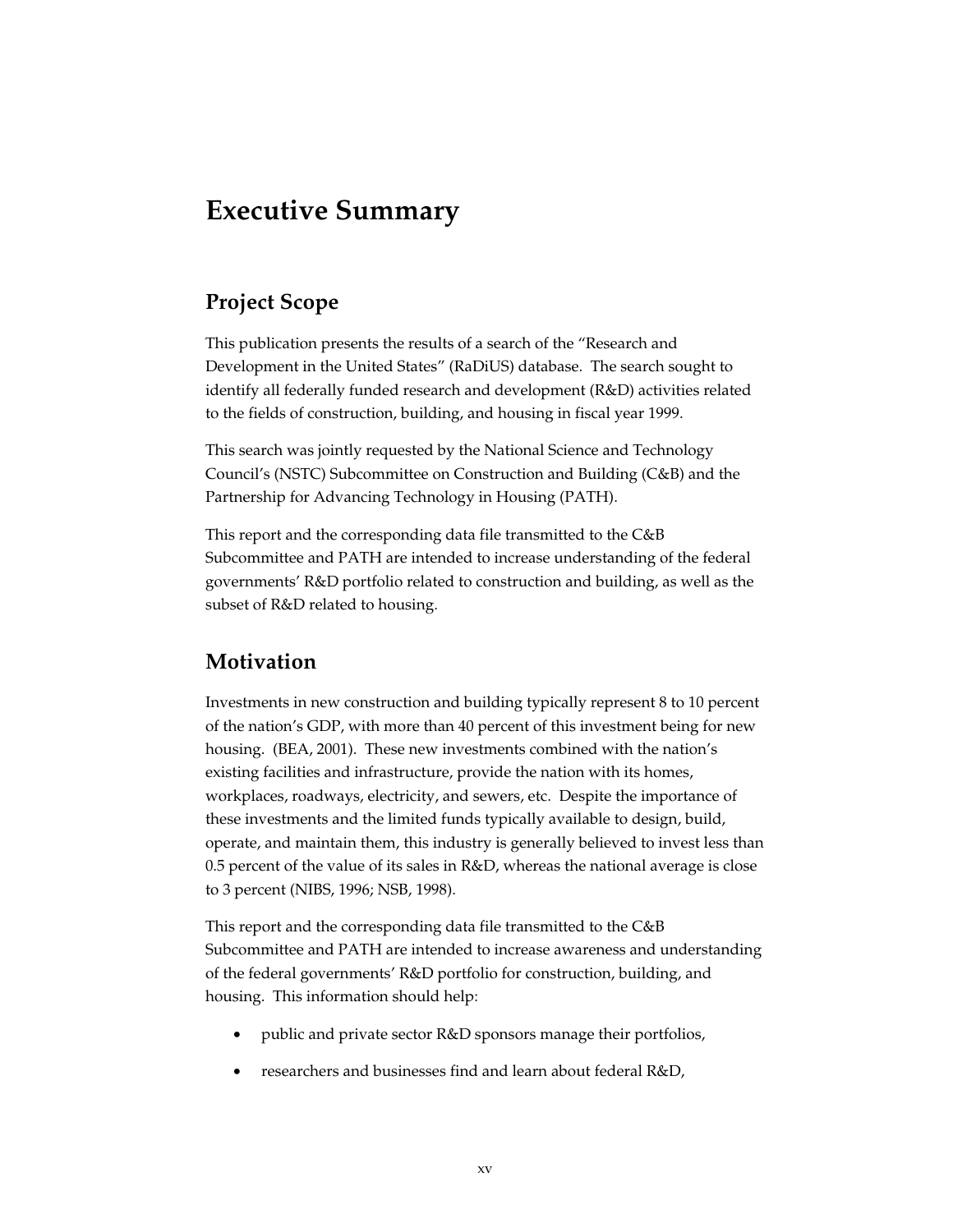# Executive Summary

## Project Scope

This publication presents the results of a search of the "Research and Development in the United States" (RaDiUS) database. The search sought to identify all federally funded research and development (R&D) activities related to the fields of construction, building, and housing in fiscal year 1999.

This search was jointly requested by the National Science and Technology Council's (NSTC) Subcommittee on Construction and Building (C&B) and the Partnership for Advancing Technology in Housing (PATH).

This report and the corresponding data file transmitted to the C&B Subcommittee and PATH are intended to increase understanding of the federal governments' R&D portfolio related to construction and building, as well as the subset of R&D related to housing.

## Motivation

Investments in new construction and building typically represent 8 to 10 percent of the nation's GDP, with more than 40 percent of this investment being for new housing. (BEA, 2001). These new investments combined with the nation's existing facilities and infrastructure, provide the nation with its homes, workplaces, roadways, electricity, and sewers, etc. Despite the importance of these investments and the limited funds typically available to design, build, operate, and maintain them, this industry is generally believed to invest less than 0.5 percent of the value of its sales in R&D, whereas the national average is close to 3 percent (NIBS, 1996; NSB, 1998).

This report and the corresponding data file transmitted to the C&B Subcommittee and PATH are intended to increase awareness and understanding of the federal governments' R&D portfolio for construction, building, and housing. This information should help:

- public and private sector R&D sponsors manage their portfolios,
- researchers and businesses find and learn about federal R&D,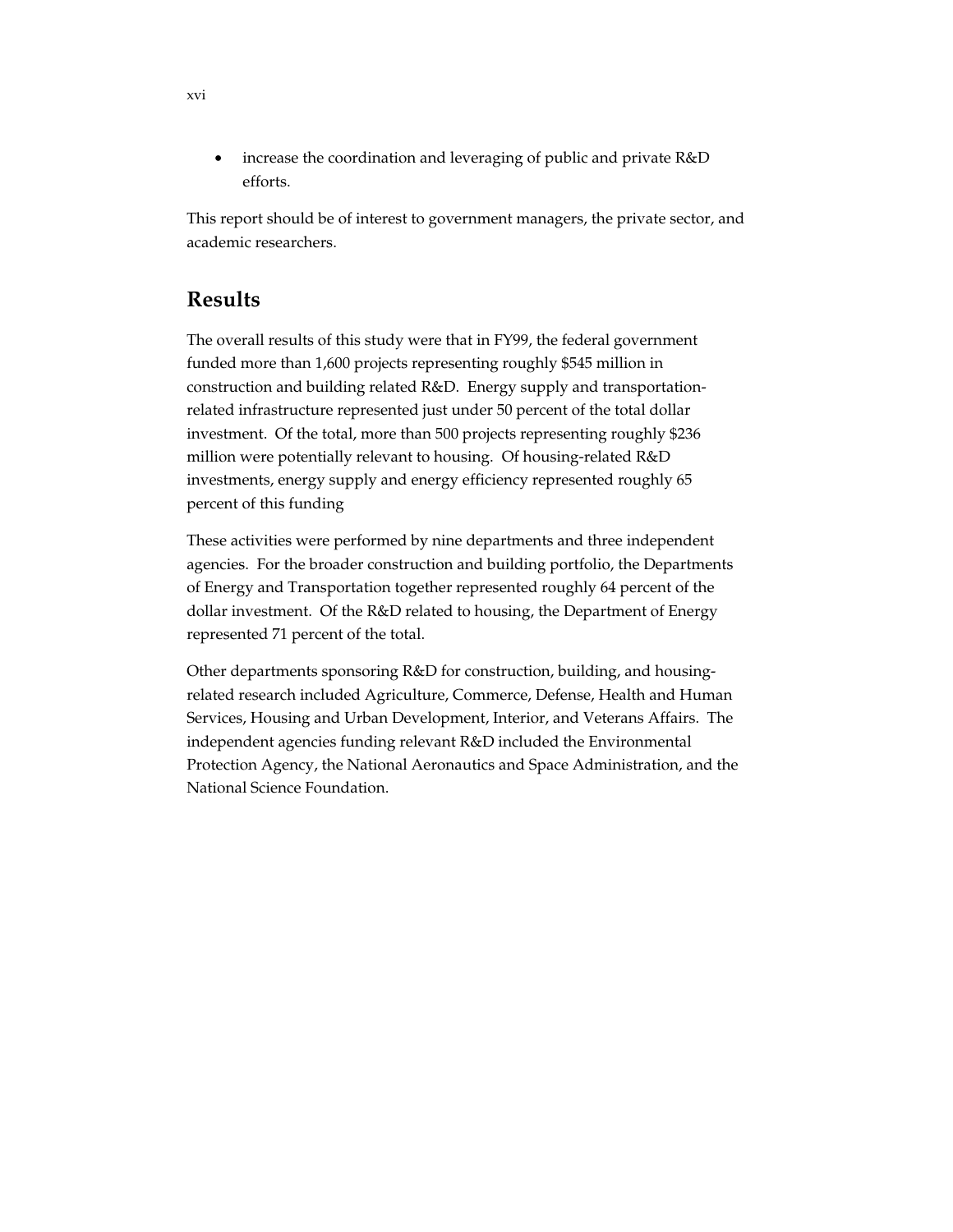- increase the coordination and leveraging of public and private R&D efforts.

This report should be of interest to government managers, the private sector, and academic researchers.

## Results

The overall results of this study were that in FY99, the federal government funded more than 1,600 projects representing roughly $545 million in construction and building related R&D. Energy supply and transportation-related infrastructure represented just under 50 percent of the total dollar investment. Of the total, more than 500 projects representing roughly $236 million were potentially relevant to housing. Of housing-related R&D investments, energy supply and energy efficiency represented roughly 65 percent of this funding

These activities were performed by nine departments and three independent agencies. For the broader construction and building portfolio, the Departments of Energy and Transportation together represented roughly 64 percent of the dollar investment. Of the R&D related to housing, the Department of Energy represented 71 percent of the total.

Other departments sponsoring R&D for construction, building, and housing-related research included Agriculture, Commerce, Defense, Health and Human Services, Housing and Urban Development, Interior, and Veterans Affairs. The independent agencies funding relevant R&D included the Environmental Protection Agency, the National Aeronautics and Space Administration, and the National Science Foundation.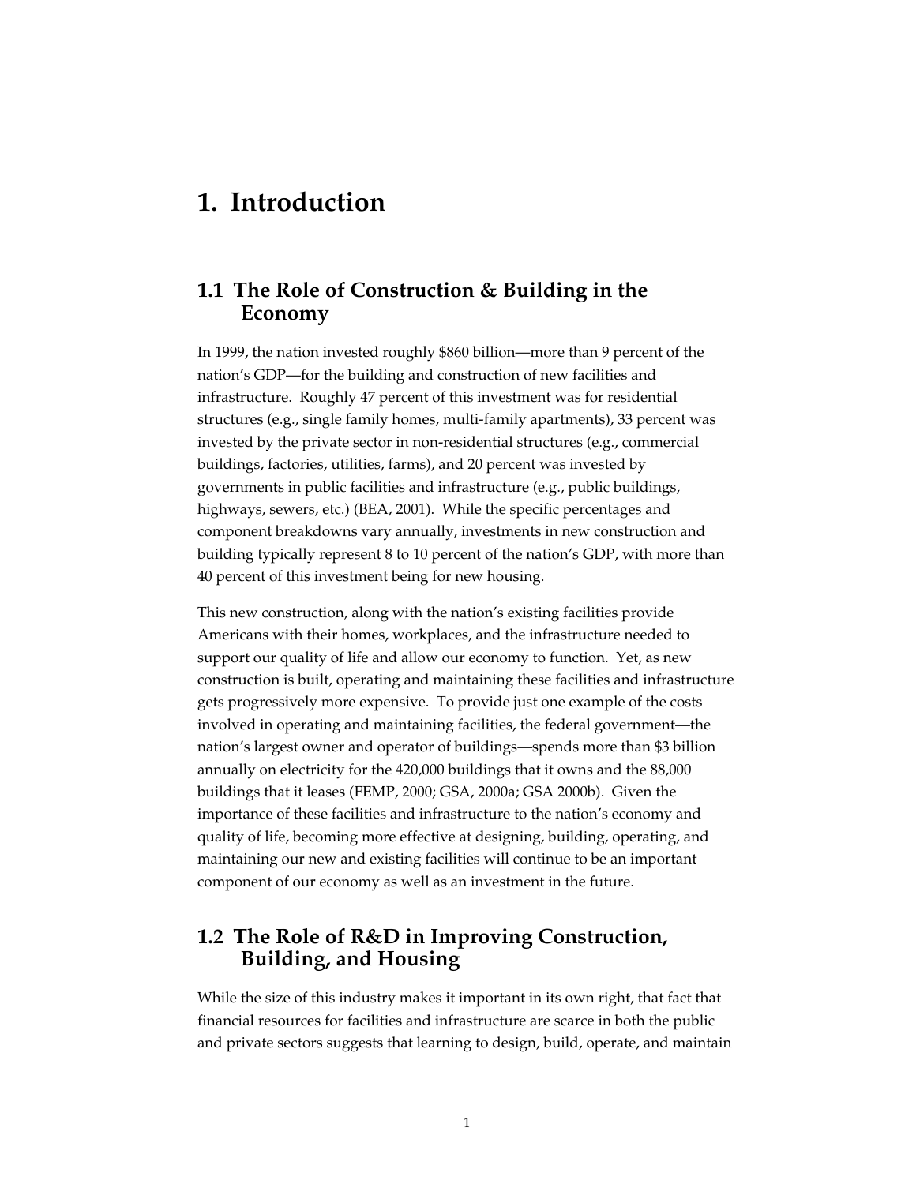# 1. Introduction

## 1.1 The Role of Construction & Building in the Economy

In 1999, the nation invested roughly $860 billion—more than 9 percent of the nation's GDP—for the building and construction of new facilities and infrastructure. Roughly 47 percent of this investment was for residential structures (e.g., single family homes, multi-family apartments), 33 percent was invested by the private sector in non-residential structures (e.g., commercial buildings, factories, utilities, farms), and 20 percent was invested by governments in public facilities and infrastructure (e.g., public buildings, highways, sewers, etc.) (BEA, 2001). While the specific percentages and component breakdowns vary annually, investments in new construction and building typically represent 8 to 10 percent of the nation's GDP, with more than 40 percent of this investment being for new housing.

This new construction, along with the nation's existing facilities provide Americans with their homes, workplaces, and the infrastructure needed to support our quality of life and allow our economy to function. Yet, as new construction is built, operating and maintaining these facilities and infrastructure gets progressively more expensive. To provide just one example of the costs involved in operating and maintaining facilities, the federal government—the nation's largest owner and operator of buildings—spends more than $3 billion annually on electricity for the 420,000 buildings that it owns and the 88,000 buildings that it leases (FEMP, 2000; GSA, 2000a; GSA 2000b). Given the importance of these facilities and infrastructure to the nation's economy and quality of life, becoming more effective at designing, building, operating, and maintaining our new and existing facilities will continue to be an important component of our economy as well as an investment in the future.

## 1.2 The Role of R&D in Improving Construction, Building, and Housing

While the size of this industry makes it important in its own right, that fact that financial resources for facilities and infrastructure are scarce in both the public and private sectors suggests that learning to design, build, operate, and maintain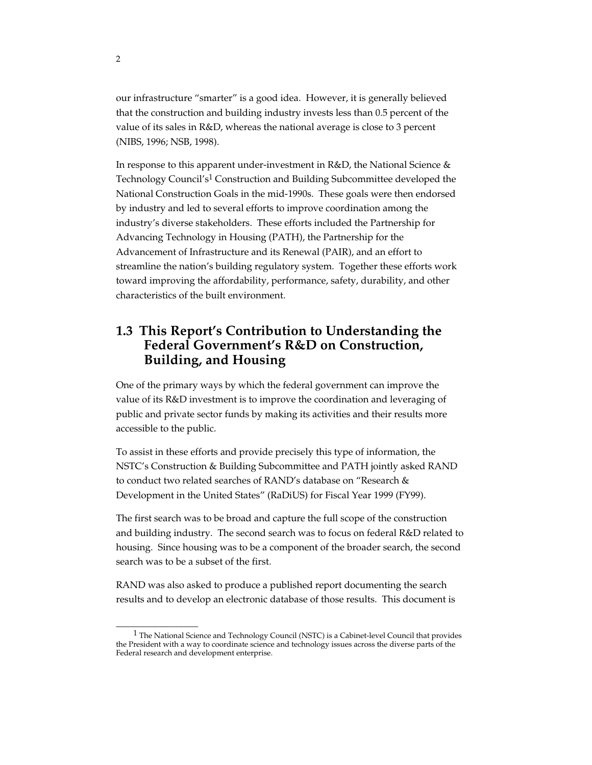our infrastructure "smarter" is a good idea. However, it is generally believed that the construction and building industry invests less than 0.5 percent of the value of its sales in R&D, whereas the national average is close to 3 percent (NIBS, 1996; NSB, 1998).

In response to this apparent under-investment in R&D, the National Science & Technology Council's[1] Construction and Building Subcommittee developed the National Construction Goals in the mid-1990s. These goals were then endorsed by industry and led to several efforts to improve coordination among the industry's diverse stakeholders. These efforts included the Partnership for Advancing Technology in Housing (PATH), the Partnership for the Advancement of Infrastructure and its Renewal (PAIR), and an effort to streamline the nation's building regulatory system. Together these efforts work toward improving the affordability, performance, safety, durability, and other characteristics of the built environment.

## 1.3 This Report's Contribution to Understanding the Federal Government's R&D on Construction, Building, and Housing

One of the primary ways by which the federal government can improve the value of its R&D investment is to improve the coordination and leveraging of public and private sector funds by making its activities and their results more accessible to the public.

To assist in these efforts and provide precisely this type of information, the NSTC's Construction & Building Subcommittee and PATH jointly asked RAND to conduct two related searches of RAND's database on "Research & Development in the United States" (RaDiUS) for Fiscal Year 1999 (FY99).

The first search was to be broad and capture the full scope of the construction and building industry. The second search was to focus on federal R&D related to housing. Since housing was to be a component of the broader search, the second search was to be a subset of the first.

RAND was also asked to produce a published report documenting the search results and to develop an electronic database of those results. This document is

---

[1] The National Science and Technology Council (NSTC) is a Cabinet-level Council that provides the President with a way to coordinate science and technology issues across the diverse parts of the Federal research and development enterprise.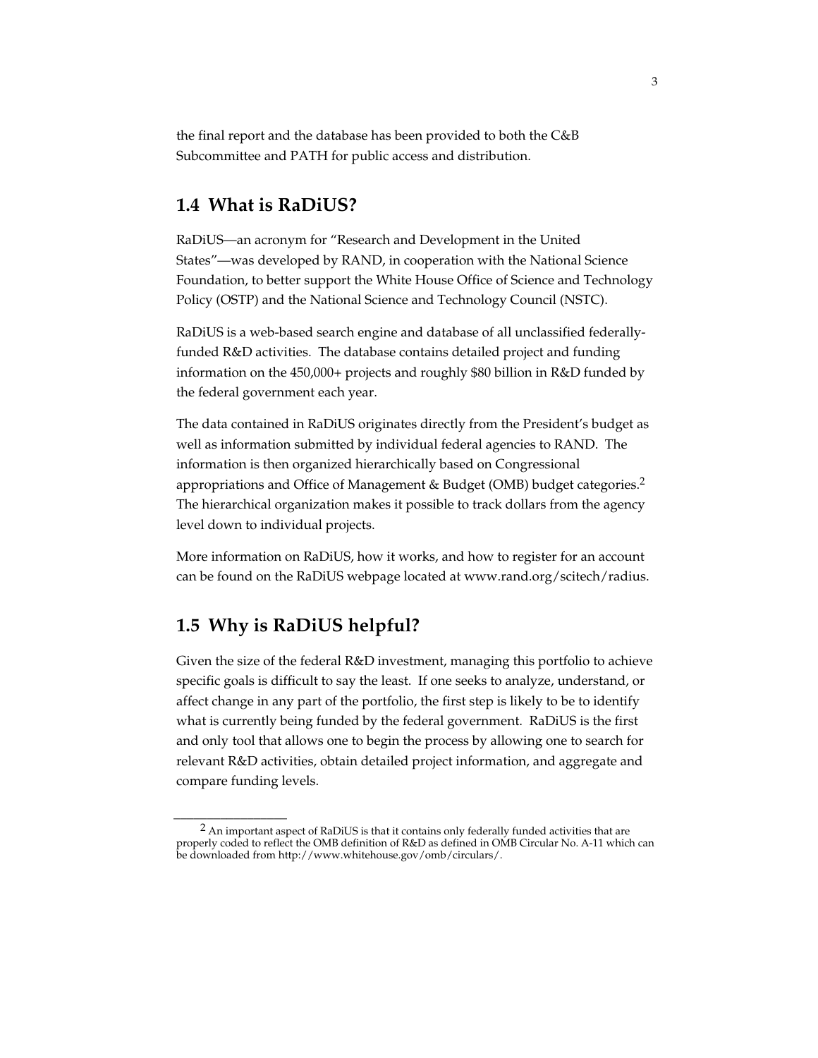the final report and the database has been provided to both the C&B Subcommittee and PATH for public access and distribution.

## 1.4 What is RaDiUS?

RaDiUS—an acronym for "Research and Development in the United States"—was developed by RAND, in cooperation with the National Science Foundation, to better support the White House Office of Science and Technology Policy (OSTP) and the National Science and Technology Council (NSTC).

RaDiUS is a web-based search engine and database of all unclassified federally-funded R&D activities. The database contains detailed project and funding information on the 450,000+ projects and roughly $80 billion in R&D funded by the federal government each year.

The data contained in RaDiUS originates directly from the President's budget as well as information submitted by individual federal agencies to RAND. The information is then organized hierarchically based on Congressional appropriations and Office of Management & Budget (OMB) budget categories.[2] The hierarchical organization makes it possible to track dollars from the agency level down to individual projects.

More information on RaDiUS, how it works, and how to register for an account can be found on the RaDiUS webpage located at www.rand.org/scitech/radius.

## 1.5 Why is RaDiUS helpful?

Given the size of the federal R&D investment, managing this portfolio to achieve specific goals is difficult to say the least. If one seeks to analyze, understand, or affect change in any part of the portfolio, the first step is likely to be to identify what is currently being funded by the federal government. RaDiUS is the first and only tool that allows one to begin the process by allowing one to search for relevant R&D activities, obtain detailed project information, and aggregate and compare funding levels.

---

[2] An important aspect of RaDiUS is that it contains only federally funded activities that are properly coded to reflect the OMB definition of R&D as defined in OMB Circular No. A-11 which can be downloaded from http://www.whitehouse.gov/omb/circulars/.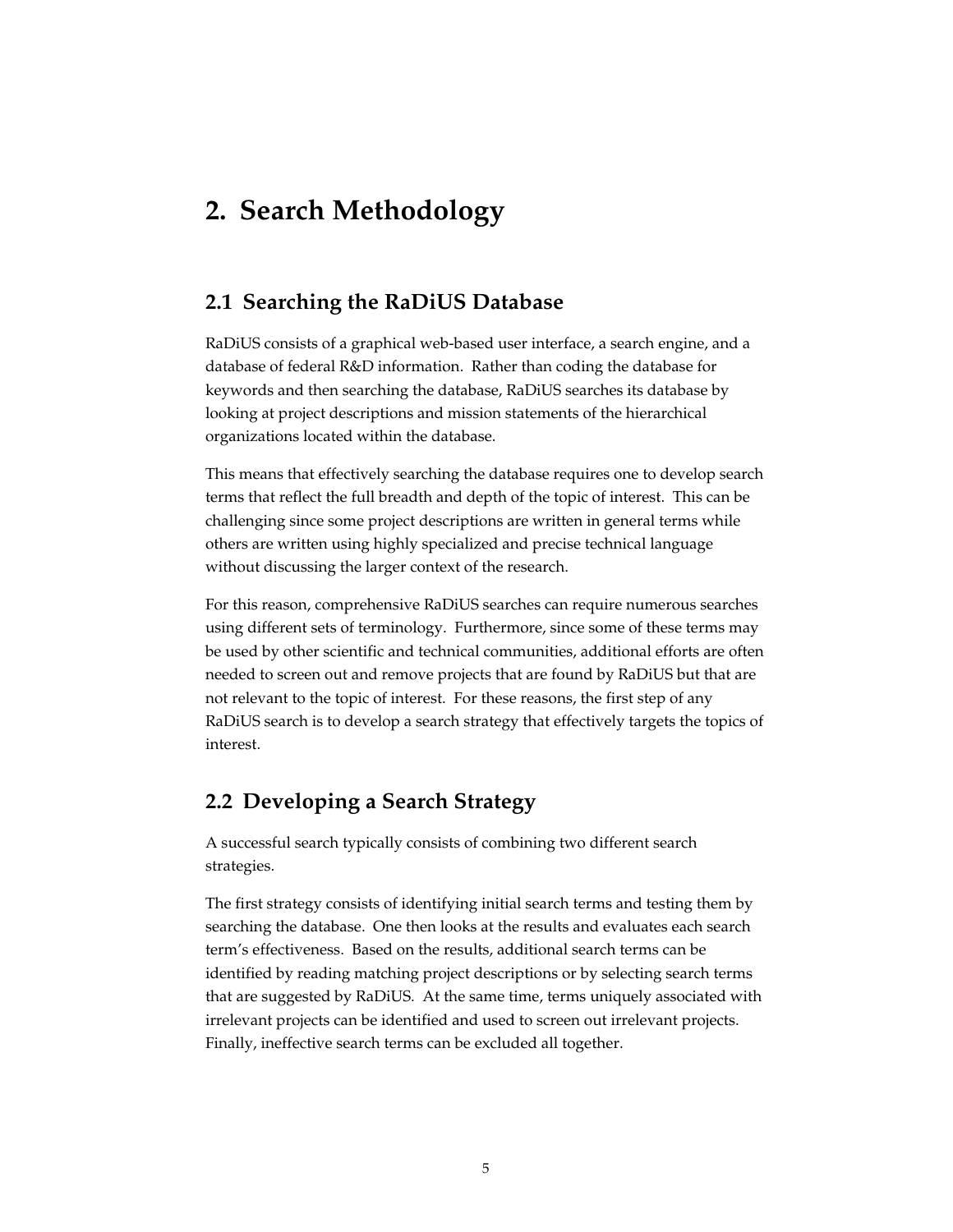# 2. Search Methodology

## 2.1 Searching the RaDiUS Database

RaDiUS consists of a graphical web-based user interface, a search engine, and a database of federal R&D information. Rather than coding the database for keywords and then searching the database, RaDiUS searches its database by looking at project descriptions and mission statements of the hierarchical organizations located within the database.

This means that effectively searching the database requires one to develop search terms that reflect the full breadth and depth of the topic of interest. This can be challenging since some project descriptions are written in general terms while others are written using highly specialized and precise technical language without discussing the larger context of the research.

For this reason, comprehensive RaDiUS searches can require numerous searches using different sets of terminology. Furthermore, since some of these terms may be used by other scientific and technical communities, additional efforts are often needed to screen out and remove projects that are found by RaDiUS but that are not relevant to the topic of interest. For these reasons, the first step of any RaDiUS search is to develop a search strategy that effectively targets the topics of interest.

## 2.2 Developing a Search Strategy

A successful search typically consists of combining two different search strategies.

The first strategy consists of identifying initial search terms and testing them by searching the database. One then looks at the results and evaluates each search term's effectiveness. Based on the results, additional search terms can be identified by reading matching project descriptions or by selecting search terms that are suggested by RaDiUS. At the same time, terms uniquely associated with irrelevant projects can be identified and used to screen out irrelevant projects. Finally, ineffective search terms can be excluded all together.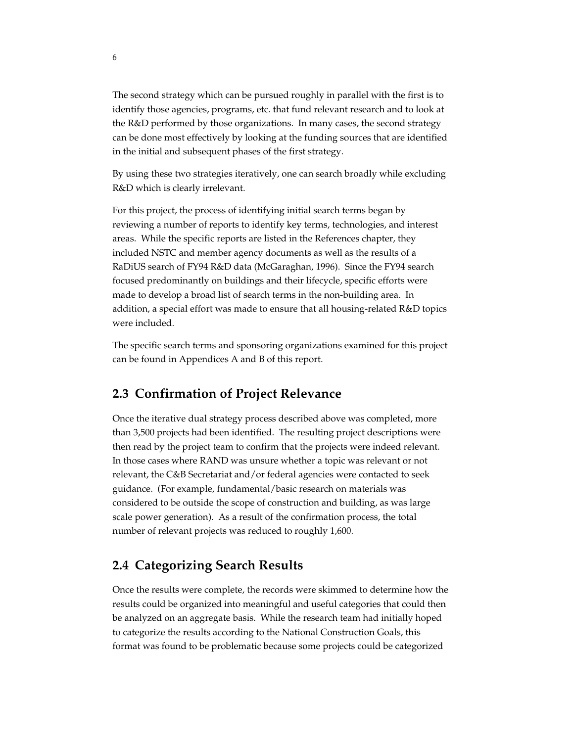The second strategy which can be pursued roughly in parallel with the first is to identify those agencies, programs, etc. that fund relevant research and to look at the R&D performed by those organizations. In many cases, the second strategy can be done most effectively by looking at the funding sources that are identified in the initial and subsequent phases of the first strategy.

By using these two strategies iteratively, one can search broadly while excluding R&D which is clearly irrelevant.

For this project, the process of identifying initial search terms began by reviewing a number of reports to identify key terms, technologies, and interest areas. While the specific reports are listed in the References chapter, they included NSTC and member agency documents as well as the results of a RaDiUS search of FY94 R&D data (McGaraghan, 1996). Since the FY94 search focused predominantly on buildings and their lifecycle, specific efforts were made to develop a broad list of search terms in the non-building area. In addition, a special effort was made to ensure that all housing-related R&D topics were included.

The specific search terms and sponsoring organizations examined for this project can be found in Appendices A and B of this report.

## 2.3 Confirmation of Project Relevance

Once the iterative dual strategy process described above was completed, more than 3,500 projects had been identified. The resulting project descriptions were then read by the project team to confirm that the projects were indeed relevant. In those cases where RAND was unsure whether a topic was relevant or not relevant, the C&B Secretariat and/or federal agencies were contacted to seek guidance. (For example, fundamental/basic research on materials was considered to be outside the scope of construction and building, as was large scale power generation). As a result of the confirmation process, the total number of relevant projects was reduced to roughly 1,600.

## 2.4 Categorizing Search Results

Once the results were complete, the records were skimmed to determine how the results could be organized into meaningful and useful categories that could then be analyzed on an aggregate basis. While the research team had initially hoped to categorize the results according to the National Construction Goals, this format was found to be problematic because some projects could be categorized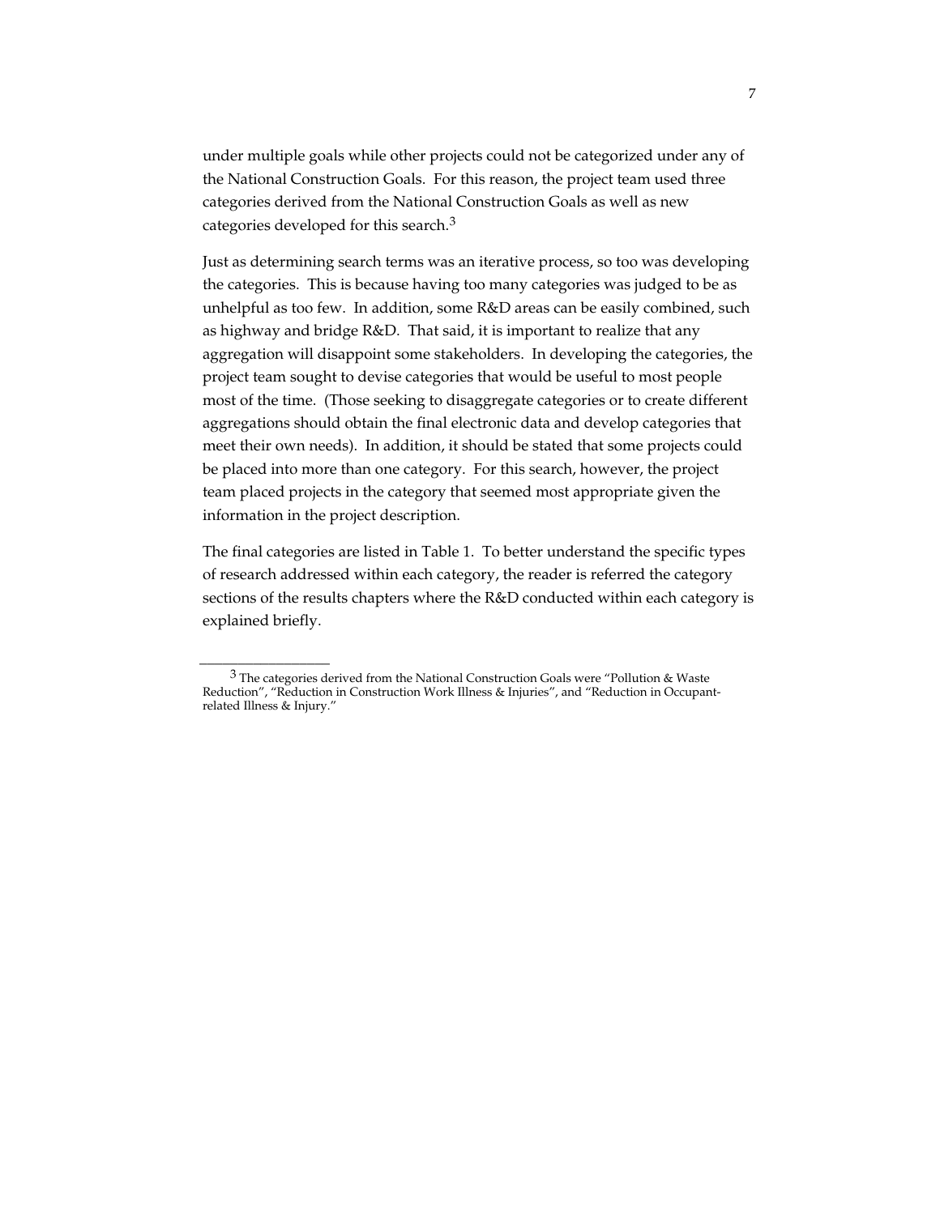under multiple goals while other projects could not be categorized under any of the National Construction Goals. For this reason, the project team used three categories derived from the National Construction Goals as well as new categories developed for this search.[3]

Just as determining search terms was an iterative process, so too was developing the categories. This is because having too many categories was judged to be as unhelpful as too few. In addition, some R&D areas can be easily combined, such as highway and bridge R&D. That said, it is important to realize that any aggregation will disappoint some stakeholders. In developing the categories, the project team sought to devise categories that would be useful to most people most of the time. (Those seeking to disaggregate categories or to create different aggregations should obtain the final electronic data and develop categories that meet their own needs). In addition, it should be stated that some projects could be placed into more than one category. For this search, however, the project team placed projects in the category that seemed most appropriate given the information in the project description.

The final categories are listed in Table 1. To better understand the specific types of research addressed within each category, the reader is referred the category sections of the results chapters where the R&D conducted within each category is explained briefly.

---

[3] The categories derived from the National Construction Goals were "Pollution & Waste Reduction", "Reduction in Construction Work Illness & Injuries", and "Reduction in Occupant-related Illness & Injury."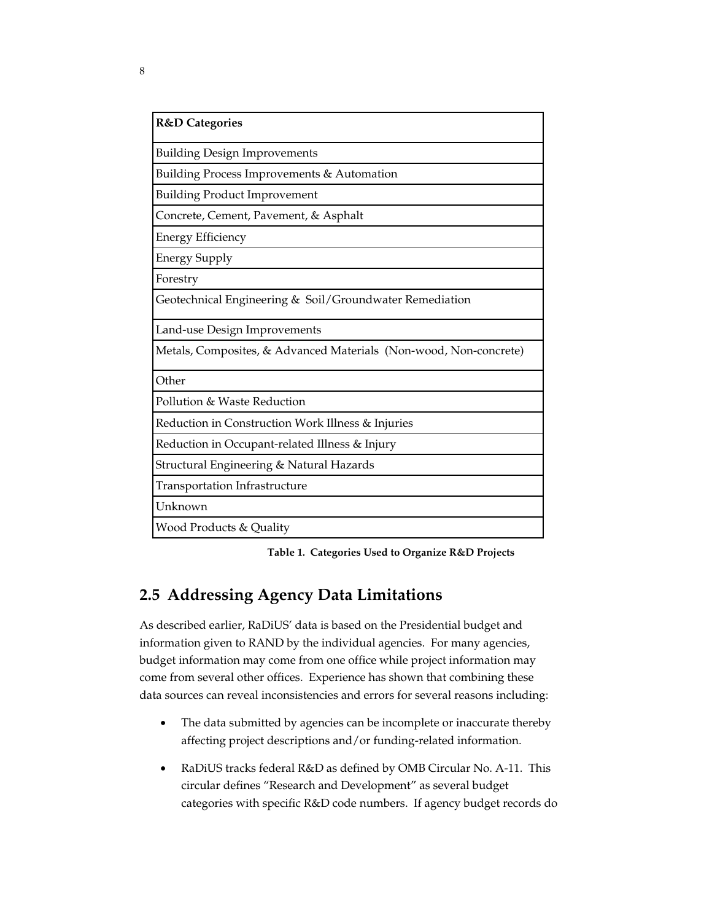| R&D Categories |
| --- |
| Building Design Improvements |
| Building Process Improvements & Automation |
| Building Product Improvement |
| Concrete, Cement, Pavement, & Asphalt |
| Energy Efficiency |
| Energy Supply |
| Forestry |
| Geotechnical Engineering & Soil/Groundwater Remediation |
| Land-use Design Improvements |
| Metals, Composites, & Advanced Materials (Non-wood, Non-concrete) |
| Other |
| Pollution & Waste Reduction |
| Reduction in Construction Work Illness & Injuries |
| Reduction in Occupant-related Illness & Injury |
| Structural Engineering & Natural Hazards |
| Transportation Infrastructure |
| Unknown |
| Wood Products & Quality |

**Table 1. Categories Used to Organize R&D Projects**

## 2.5 Addressing Agency Data Limitations

As described earlier, RaDiUS' data is based on the Presidential budget and information given to RAND by the individual agencies. For many agencies, budget information may come from one office while project information may come from several other offices. Experience has shown that combining these data sources can reveal inconsistencies and errors for several reasons including:

- The data submitted by agencies can be incomplete or inaccurate thereby affecting project descriptions and/or funding-related information.
- RaDiUS tracks federal R&D as defined by OMB Circular No. A-11. This circular defines "Research and Development" as several budget categories with specific R&D code numbers. If agency budget records do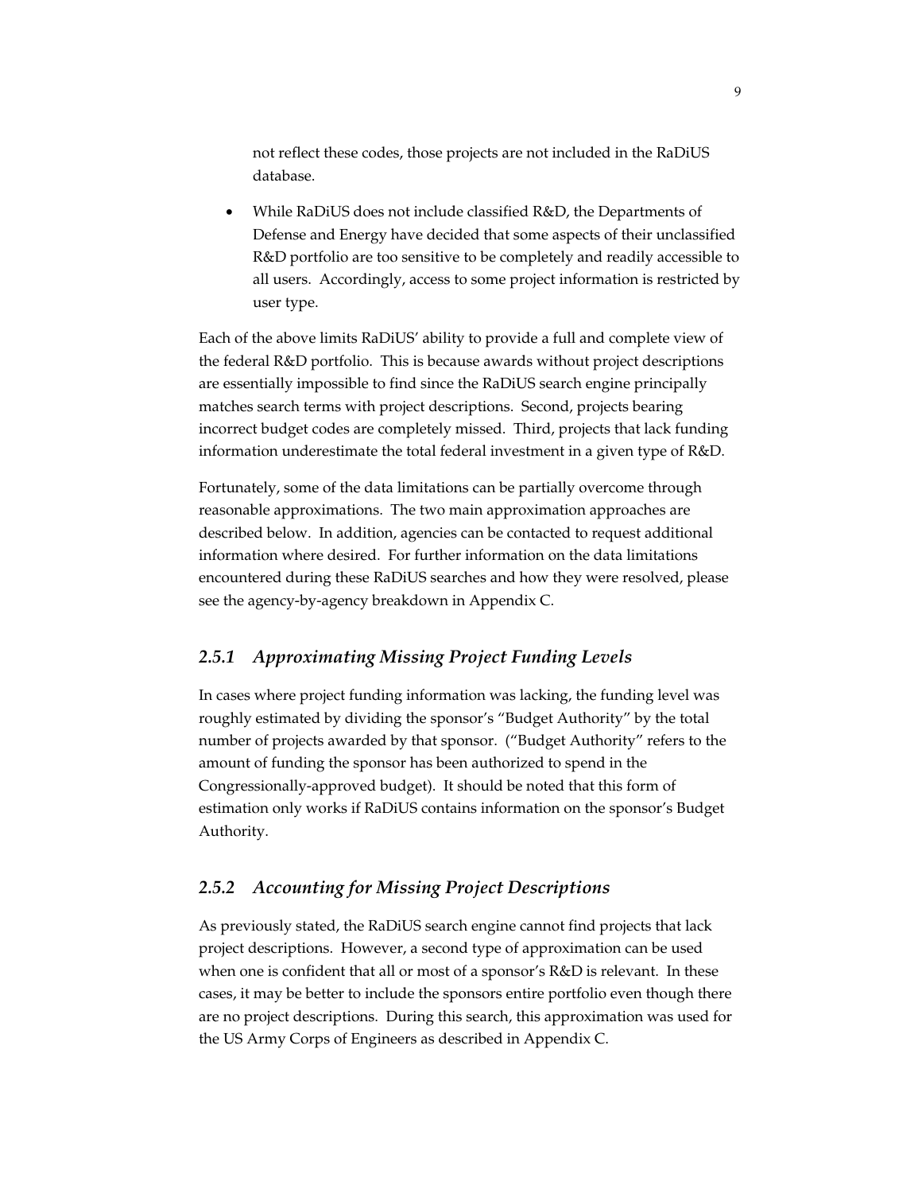not reflect these codes, those projects are not included in the RaDiUS database.

- While RaDiUS does not include classified R&D, the Departments of Defense and Energy have decided that some aspects of their unclassified R&D portfolio are too sensitive to be completely and readily accessible to all users. Accordingly, access to some project information is restricted by user type.

Each of the above limits RaDiUS' ability to provide a full and complete view of the federal R&D portfolio. This is because awards without project descriptions are essentially impossible to find since the RaDiUS search engine principally matches search terms with project descriptions. Second, projects bearing incorrect budget codes are completely missed. Third, projects that lack funding information underestimate the total federal investment in a given type of R&D.

Fortunately, some of the data limitations can be partially overcome through reasonable approximations. The two main approximation approaches are described below. In addition, agencies can be contacted to request additional information where desired. For further information on the data limitations encountered during these RaDiUS searches and how they were resolved, please see the agency-by-agency breakdown in Appendix C.

### *2.5.1 Approximating Missing Project Funding Levels*

In cases where project funding information was lacking, the funding level was roughly estimated by dividing the sponsor's "Budget Authority" by the total number of projects awarded by that sponsor. ("Budget Authority" refers to the amount of funding the sponsor has been authorized to spend in the Congressionally-approved budget). It should be noted that this form of estimation only works if RaDiUS contains information on the sponsor's Budget Authority.

### *2.5.2 Accounting for Missing Project Descriptions*

As previously stated, the RaDiUS search engine cannot find projects that lack project descriptions. However, a second type of approximation can be used when one is confident that all or most of a sponsor's R&D is relevant. In these cases, it may be better to include the sponsors entire portfolio even though there are no project descriptions. During this search, this approximation was used for the US Army Corps of Engineers as described in Appendix C.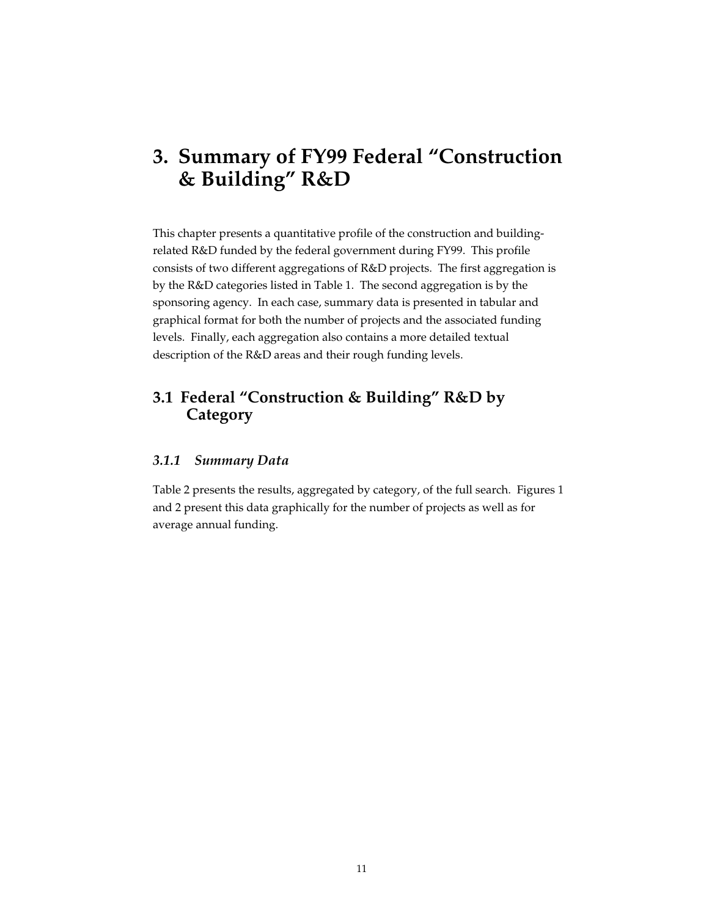# 3. Summary of FY99 Federal "Construction & Building" R&D

This chapter presents a quantitative profile of the construction and building-related R&D funded by the federal government during FY99. This profile consists of two different aggregations of R&D projects. The first aggregation is by the R&D categories listed in Table 1. The second aggregation is by the sponsoring agency. In each case, summary data is presented in tabular and graphical format for both the number of projects and the associated funding levels. Finally, each aggregation also contains a more detailed textual description of the R&D areas and their rough funding levels.

## 3.1 Federal "Construction & Building" R&D by Category

### *3.1.1 Summary Data*

Table 2 presents the results, aggregated by category, of the full search. Figures 1 and 2 present this data graphically for the number of projects as well as for average annual funding.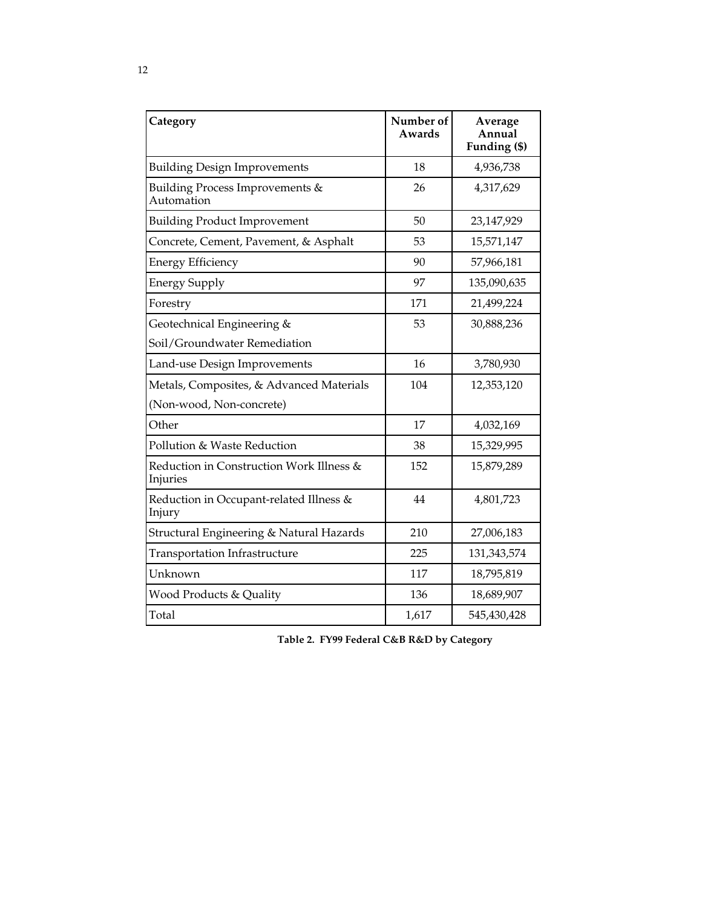| Category | Number of Awards | Average Annual Funding ($) |
| --- | --- | --- |
| Building Design Improvements | 18 | 4,936,738 |
| Building Process Improvements & Automation | 26 | 4,317,629 |
| Building Product Improvement | 50 | 23,147,929 |
| Concrete, Cement, Pavement, & Asphalt | 53 | 15,571,147 |
| Energy Efficiency | 90 | 57,966,181 |
| Energy Supply | 97 | 135,090,635 |
| Forestry | 171 | 21,499,224 |
| Geotechnical Engineering & Soil/Groundwater Remediation | 53 | 30,888,236 |
| Land-use Design Improvements | 16 | 3,780,930 |
| Metals, Composites, & Advanced Materials (Non-wood, Non-concrete) | 104 | 12,353,120 |
| Other | 17 | 4,032,169 |
| Pollution & Waste Reduction | 38 | 15,329,995 |
| Reduction in Construction Work Illness & Injuries | 152 | 15,879,289 |
| Reduction in Occupant-related Illness & Injury | 44 | 4,801,723 |
| Structural Engineering & Natural Hazards | 210 | 27,006,183 |
| Transportation Infrastructure | 225 | 131,343,574 |
| Unknown | 117 | 18,795,819 |
| Wood Products & Quality | 136 | 18,689,907 |
| Total | 1,617 | 545,430,428 |

**Table 2. FY99 Federal C&B R&D by Category**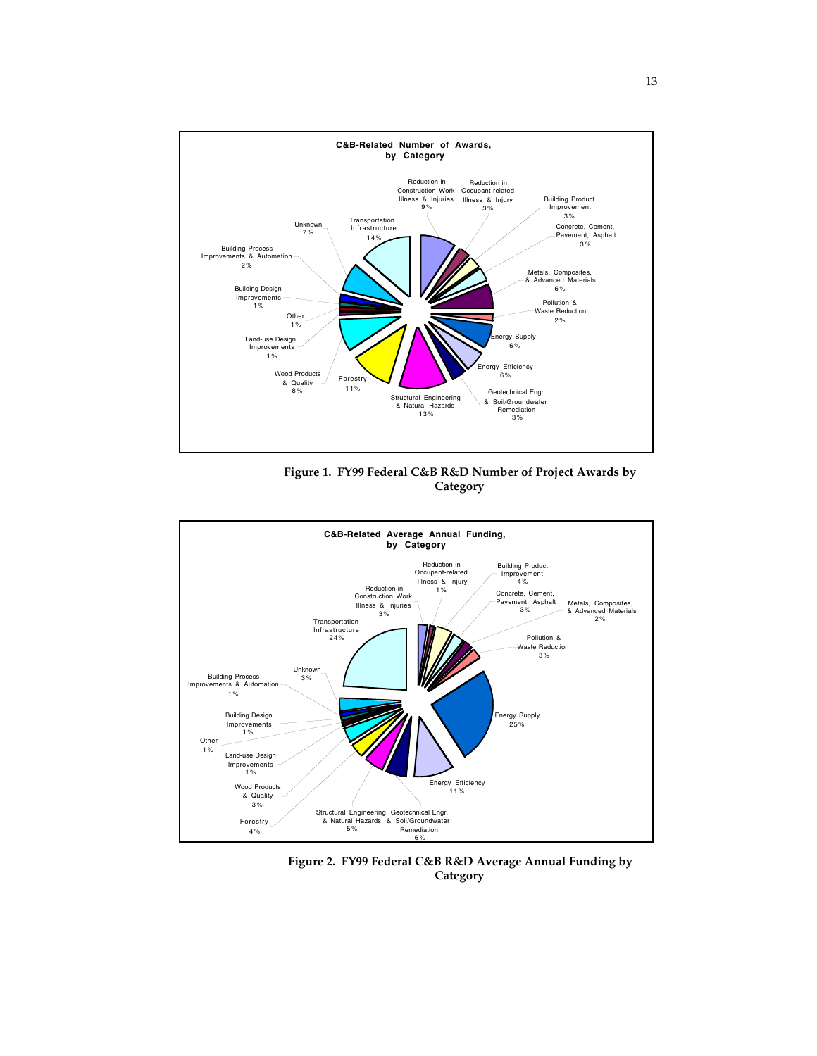**C&B-Related Number of Awards, by Category**

- Reduction in Construction Work Illness & Injuries 9%
- Reduction in Occupant-related Illness & Injury 3%
- Building Product Improvement 3%
- Concrete, Cement, Pavement, Asphalt 3%
- Metals, Composites, & Advanced Materials 6%
- Pollution & Waste Reduction 2%
- Energy Supply 6%
- Energy Efficiency 6%
- Geotechnical Engr. & Soil/Groundwater Remediation 3%
- Structural Engineering & Natural Hazards 13%
- Forestry 11%
- Wood Products & Quality 8%
- Land-use Design Improvements 1%
- Other 1%
- Building Design Improvements 1%
- Building Process Improvements & Automation 2%
- Unknown 7%
- Transportation Infrastructure 14%

**Figure 1. FY99 Federal C&B R&D Number of Project Awards by Category**

**C&B-Related Average Annual Funding, by Category**

- Reduction in Construction Work Illness & Injuries 3%
- Reduction in Occupant-related Illness & Injury 1%
- Building Product Improvement 4%
- Concrete, Cement, Pavement, Asphalt 3%
- Metals, Composites, & Advanced Materials 2%
- Pollution & Waste Reduction 3%
- Energy Supply 25%
- Energy Efficiency 11%
- Geotechnical Engr. & Soil/Groundwater Remediation 6%
- Structural Engineering & Natural Hazards 5%
- Forestry 4%
- Wood Products & Quality 3%
- Land-use Design Improvements 1%
- Other 1%
- Building Design Improvements 1%
- Building Process Improvements & Automation 1%
- Unknown 3%
- Transportation Infrastructure 24%

**Figure 2. FY99 Federal C&B R&D Average Annual Funding by Category**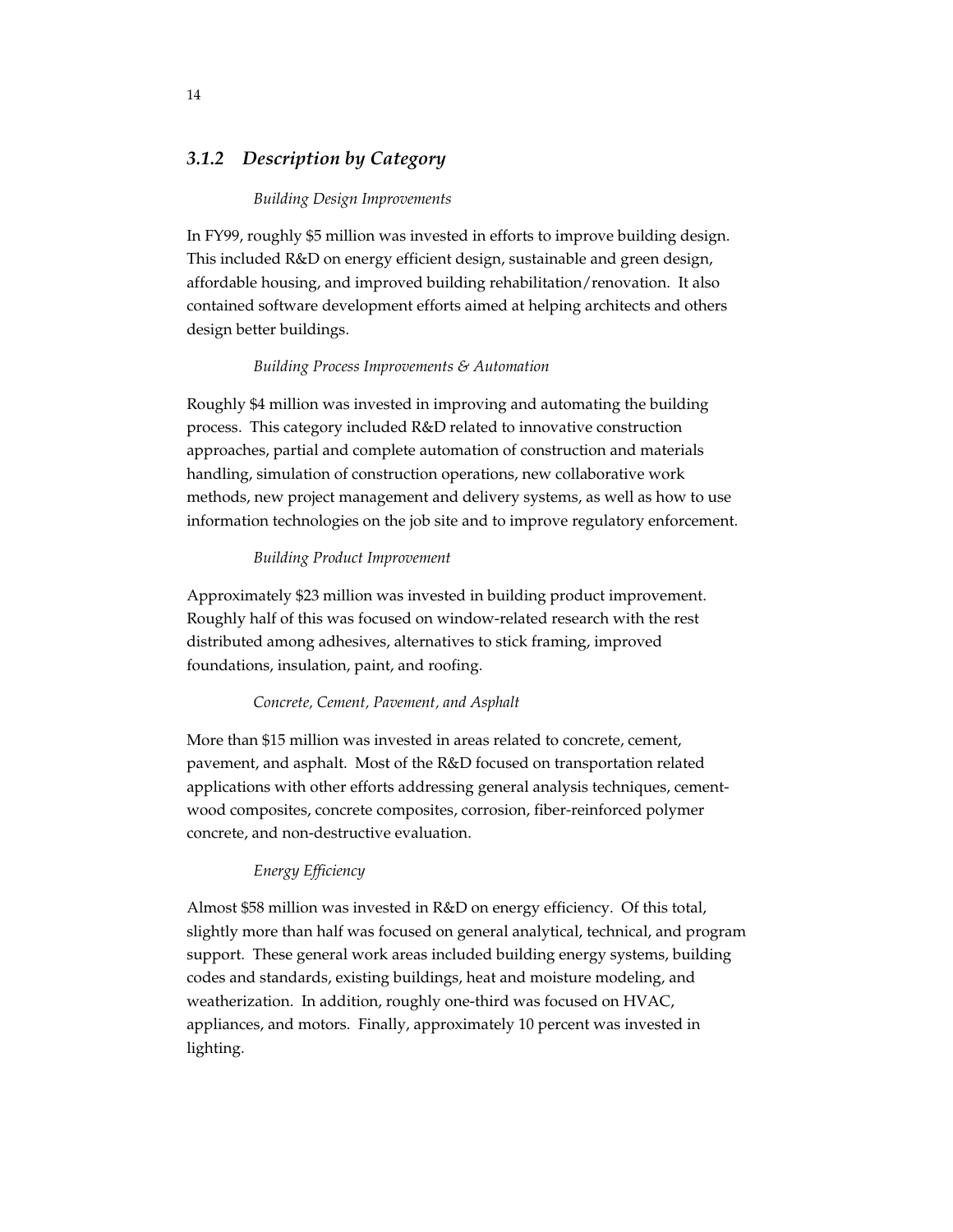### *3.1.2 Description by Category*

*Building Design Improvements*

In FY99, roughly $5 million was invested in efforts to improve building design. This included R&D on energy efficient design, sustainable and green design, affordable housing, and improved building rehabilitation/renovation. It also contained software development efforts aimed at helping architects and others design better buildings.

*Building Process Improvements & Automation*

Roughly $4 million was invested in improving and automating the building process. This category included R&D related to innovative construction approaches, partial and complete automation of construction and materials handling, simulation of construction operations, new collaborative work methods, new project management and delivery systems, as well as how to use information technologies on the job site and to improve regulatory enforcement.

*Building Product Improvement*

Approximately $23 million was invested in building product improvement. Roughly half of this was focused on window-related research with the rest distributed among adhesives, alternatives to stick framing, improved foundations, insulation, paint, and roofing.

*Concrete, Cement, Pavement, and Asphalt*

More than $15 million was invested in areas related to concrete, cement, pavement, and asphalt. Most of the R&D focused on transportation related applications with other efforts addressing general analysis techniques, cement-wood composites, concrete composites, corrosion, fiber-reinforced polymer concrete, and non-destructive evaluation.

*Energy Efficiency*

Almost $58 million was invested in R&D on energy efficiency. Of this total, slightly more than half was focused on general analytical, technical, and program support. These general work areas included building energy systems, building codes and standards, existing buildings, heat and moisture modeling, and weatherization. In addition, roughly one-third was focused on HVAC, appliances, and motors. Finally, approximately 10 percent was invested in lighting.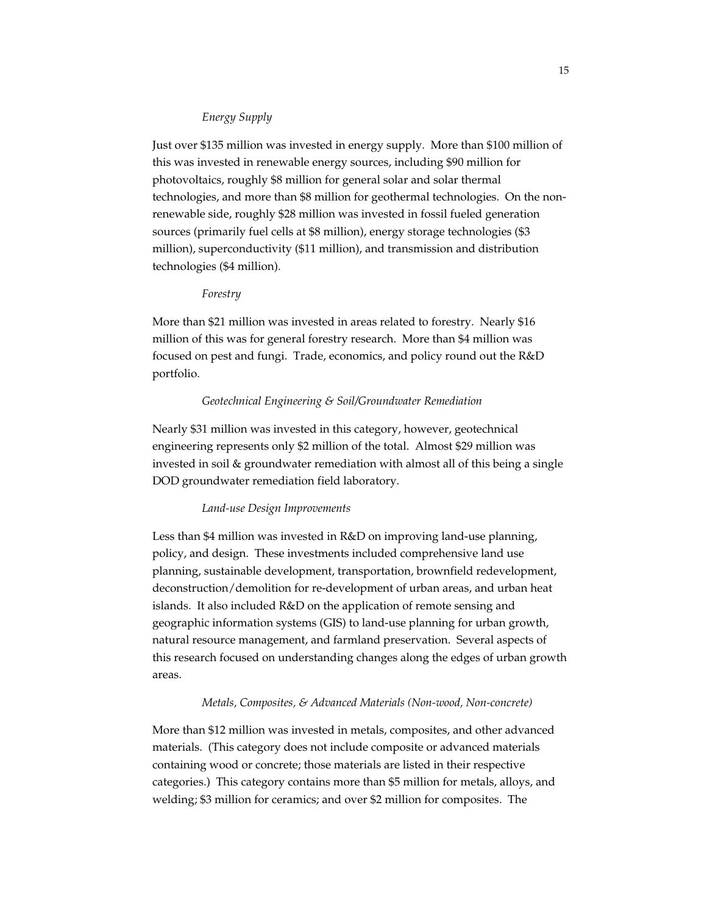*Energy Supply*

Just over $135 million was invested in energy supply. More than $100 million of this was invested in renewable energy sources, including $90 million for photovoltaics, roughly $8 million for general solar and solar thermal technologies, and more than $8 million for geothermal technologies. On the non-renewable side, roughly $28 million was invested in fossil fueled generation sources (primarily fuel cells at $8 million), energy storage technologies ($3 million), superconductivity ($11 million), and transmission and distribution technologies ($4 million).

*Forestry*

More than $21 million was invested in areas related to forestry. Nearly $16 million of this was for general forestry research. More than $4 million was focused on pest and fungi. Trade, economics, and policy round out the R&D portfolio.

*Geotechnical Engineering & Soil/Groundwater Remediation*

Nearly $31 million was invested in this category, however, geotechnical engineering represents only $2 million of the total. Almost $29 million was invested in soil & groundwater remediation with almost all of this being a single DOD groundwater remediation field laboratory.

*Land-use Design Improvements*

Less than $4 million was invested in R&D on improving land-use planning, policy, and design. These investments included comprehensive land use planning, sustainable development, transportation, brownfield redevelopment, deconstruction/demolition for re-development of urban areas, and urban heat islands. It also included R&D on the application of remote sensing and geographic information systems (GIS) to land-use planning for urban growth, natural resource management, and farmland preservation. Several aspects of this research focused on understanding changes along the edges of urban growth areas.

*Metals, Composites, & Advanced Materials (Non-wood, Non-concrete)*

More than $12 million was invested in metals, composites, and other advanced materials. (This category does not include composite or advanced materials containing wood or concrete; those materials are listed in their respective categories.) This category contains more than $5 million for metals, alloys, and welding; $3 million for ceramics; and over $2 million for composites. The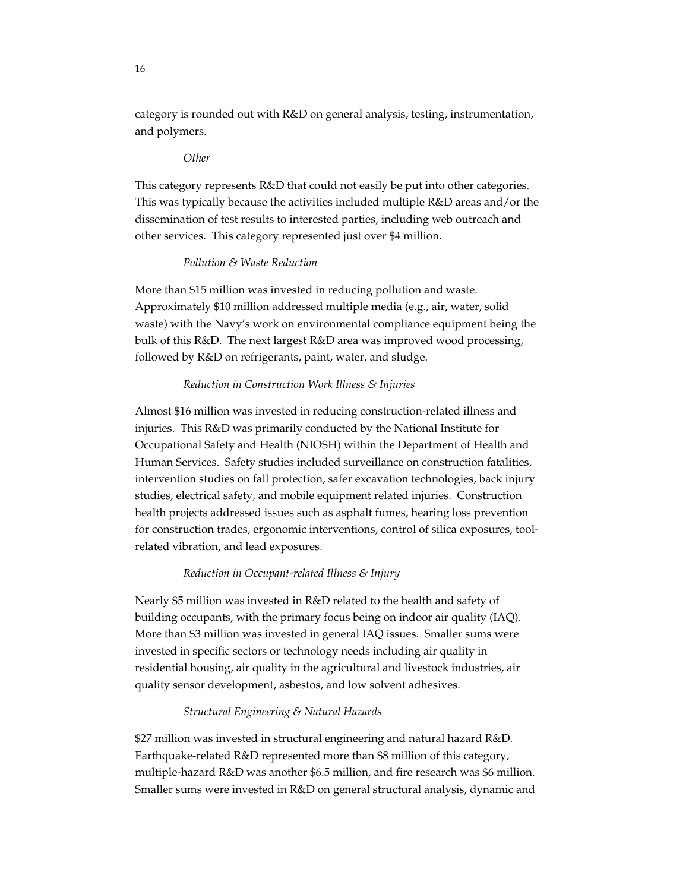category is rounded out with R&D on general analysis, testing, instrumentation, and polymers.

*Other*

This category represents R&D that could not easily be put into other categories. This was typically because the activities included multiple R&D areas and/or the dissemination of test results to interested parties, including web outreach and other services. This category represented just over $4 million.

*Pollution & Waste Reduction*

More than $15 million was invested in reducing pollution and waste. Approximately $10 million addressed multiple media (e.g., air, water, solid waste) with the Navy's work on environmental compliance equipment being the bulk of this R&D. The next largest R&D area was improved wood processing, followed by R&D on refrigerants, paint, water, and sludge.

*Reduction in Construction Work Illness & Injuries*

Almost $16 million was invested in reducing construction-related illness and injuries. This R&D was primarily conducted by the National Institute for Occupational Safety and Health (NIOSH) within the Department of Health and Human Services. Safety studies included surveillance on construction fatalities, intervention studies on fall protection, safer excavation technologies, back injury studies, electrical safety, and mobile equipment related injuries. Construction health projects addressed issues such as asphalt fumes, hearing loss prevention for construction trades, ergonomic interventions, control of silica exposures, tool-related vibration, and lead exposures.

*Reduction in Occupant-related Illness & Injury*

Nearly $5 million was invested in R&D related to the health and safety of building occupants, with the primary focus being on indoor air quality (IAQ). More than $3 million was invested in general IAQ issues. Smaller sums were invested in specific sectors or technology needs including air quality in residential housing, air quality in the agricultural and livestock industries, air quality sensor development, asbestos, and low solvent adhesives.

*Structural Engineering & Natural Hazards*

$27 million was invested in structural engineering and natural hazard R&D. Earthquake-related R&D represented more than $8 million of this category, multiple-hazard R&D was another $6.5 million, and fire research was $6 million. Smaller sums were invested in R&D on general structural analysis, dynamic and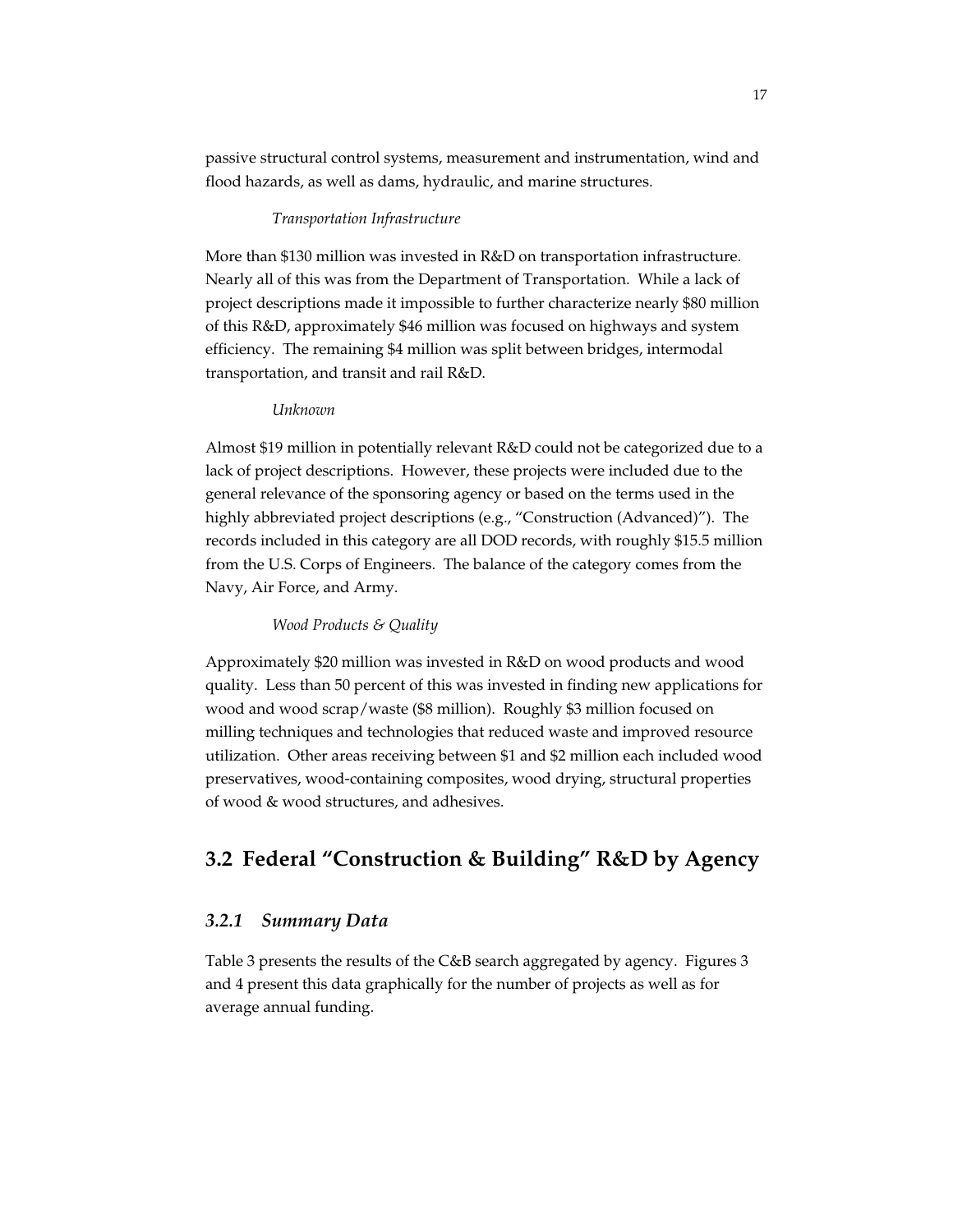passive structural control systems, measurement and instrumentation, wind and flood hazards, as well as dams, hydraulic, and marine structures.

*Transportation Infrastructure*

More than $130 million was invested in R&D on transportation infrastructure. Nearly all of this was from the Department of Transportation. While a lack of project descriptions made it impossible to further characterize nearly $80 million of this R&D, approximately $46 million was focused on highways and system efficiency. The remaining $4 million was split between bridges, intermodal transportation, and transit and rail R&D.

*Unknown*

Almost $19 million in potentially relevant R&D could not be categorized due to a lack of project descriptions. However, these projects were included due to the general relevance of the sponsoring agency or based on the terms used in the highly abbreviated project descriptions (e.g., "Construction (Advanced)"). The records included in this category are all DOD records, with roughly $15.5 million from the U.S. Corps of Engineers. The balance of the category comes from the Navy, Air Force, and Army.

*Wood Products & Quality*

Approximately $20 million was invested in R&D on wood products and wood quality. Less than 50 percent of this was invested in finding new applications for wood and wood scrap/waste ($8 million). Roughly $3 million focused on milling techniques and technologies that reduced waste and improved resource utilization. Other areas receiving between $1 and $2 million each included wood preservatives, wood-containing composites, wood drying, structural properties of wood & wood structures, and adhesives.

## 3.2 Federal "Construction & Building" R&D by Agency

### *3.2.1 Summary Data*

Table 3 presents the results of the C&B search aggregated by agency. Figures 3 and 4 present this data graphically for the number of projects as well as for average annual funding.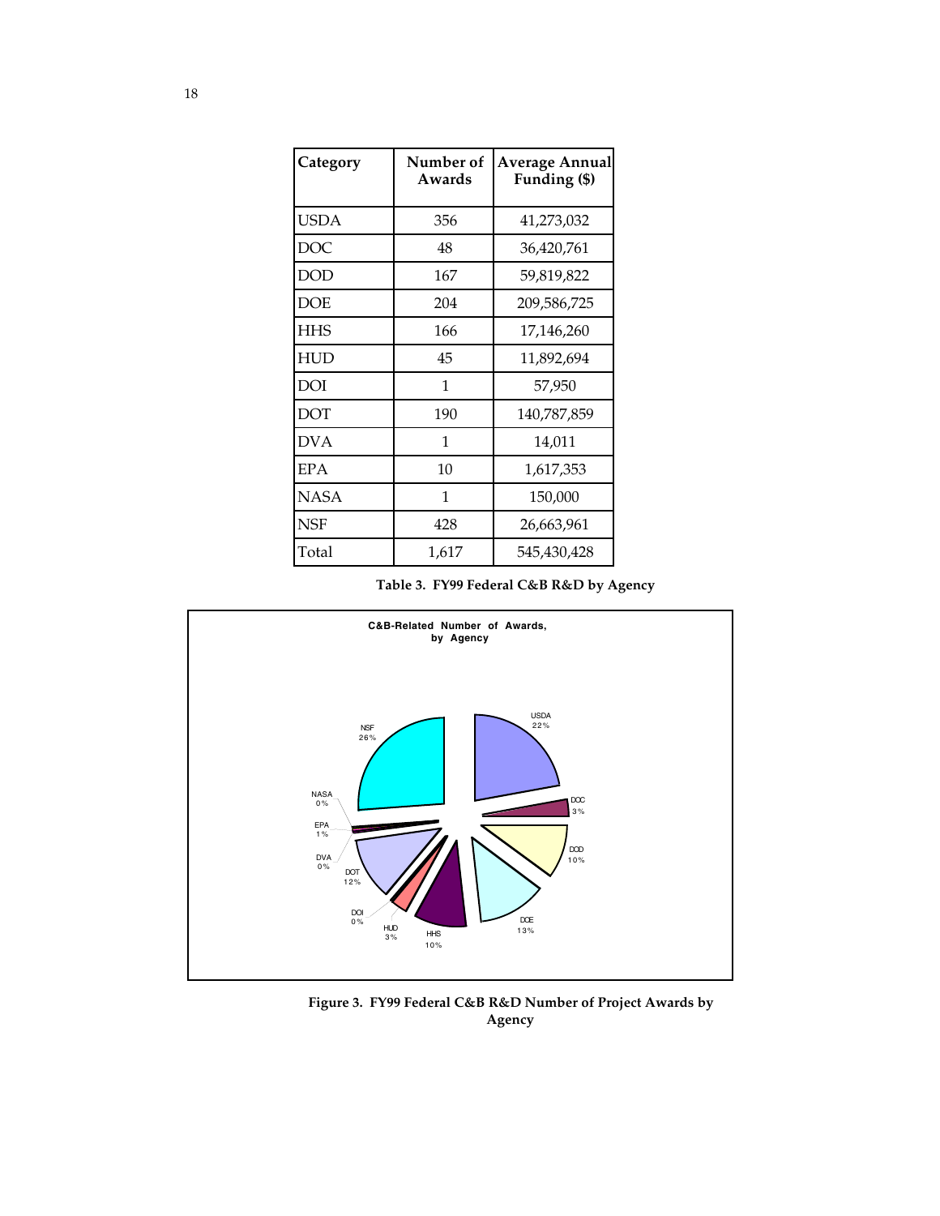| Category | Number of Awards | Average Annual Funding ($) |
|---|---|---|
| USDA | 356 | 41,273,032 |
| DOC | 48 | 36,420,761 |
| DOD | 167 | 59,819,822 |
| DOE | 204 | 209,586,725 |
| HHS | 166 | 17,146,260 |
| HUD | 45 | 11,892,694 |
| DOI | 1 | 57,950 |
| DOT | 190 | 140,787,859 |
| DVA | 1 | 14,011 |
| EPA | 10 | 1,617,353 |
| NASA | 1 | 150,000 |
| NSF | 428 | 26,663,961 |
| Total | 1,617 | 545,430,428 |

**Table 3. FY99 Federal C&B R&D by Agency**

**C&B-Related Number of Awards, by Agency**

| Agency | Share |
|---|---|
| USDA | 22% |
| DOC | 3% |
| DOD | 10% |
| DOE | 13% |
| HHS | 10% |
| HUD | 3% |
| DOI | 0% |
| DOT | 12% |
| DVA | 0% |
| EPA | 1% |
| NASA | 0% |
| NSF | 26% |

**Figure 3. FY99 Federal C&B R&D Number of Project Awards by Agency**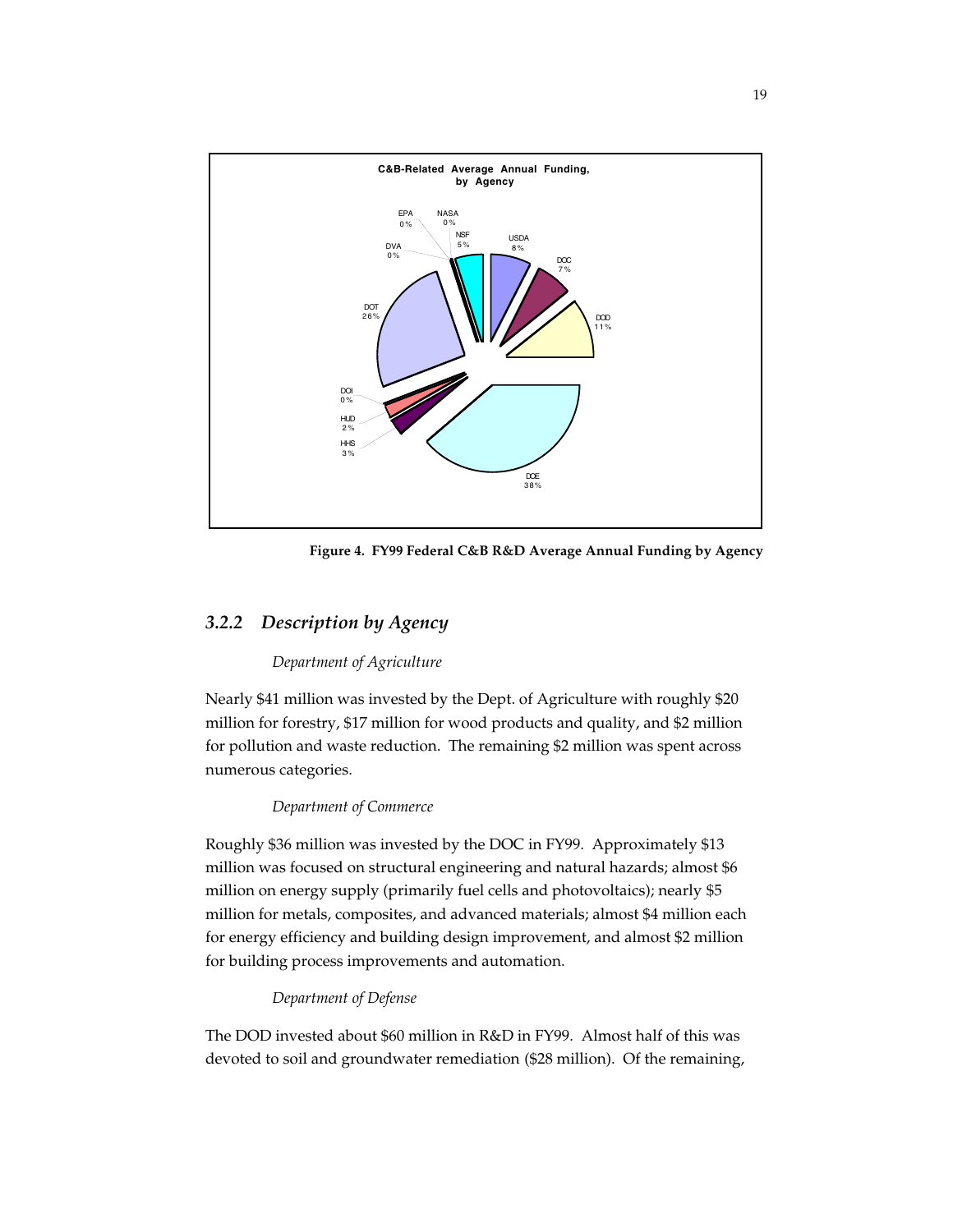**Figure 4. FY99 Federal C&B R&D Average Annual Funding by Agency**

### *3.2.2 Description by Agency*

*Department of Agriculture*

Nearly $41 million was invested by the Dept. of Agriculture with roughly $20 million for forestry, $17 million for wood products and quality, and $2 million for pollution and waste reduction. The remaining $2 million was spent across numerous categories.

*Department of Commerce*

Roughly $36 million was invested by the DOC in FY99. Approximately $13 million was focused on structural engineering and natural hazards; almost $6 million on energy supply (primarily fuel cells and photovoltaics); nearly $5 million for metals, composites, and advanced materials; almost $4 million each for energy efficiency and building design improvement, and almost $2 million for building process improvements and automation.

*Department of Defense*

The DOD invested about $60 million in R&D in FY99. Almost half of this was devoted to soil and groundwater remediation ($28 million). Of the remaining,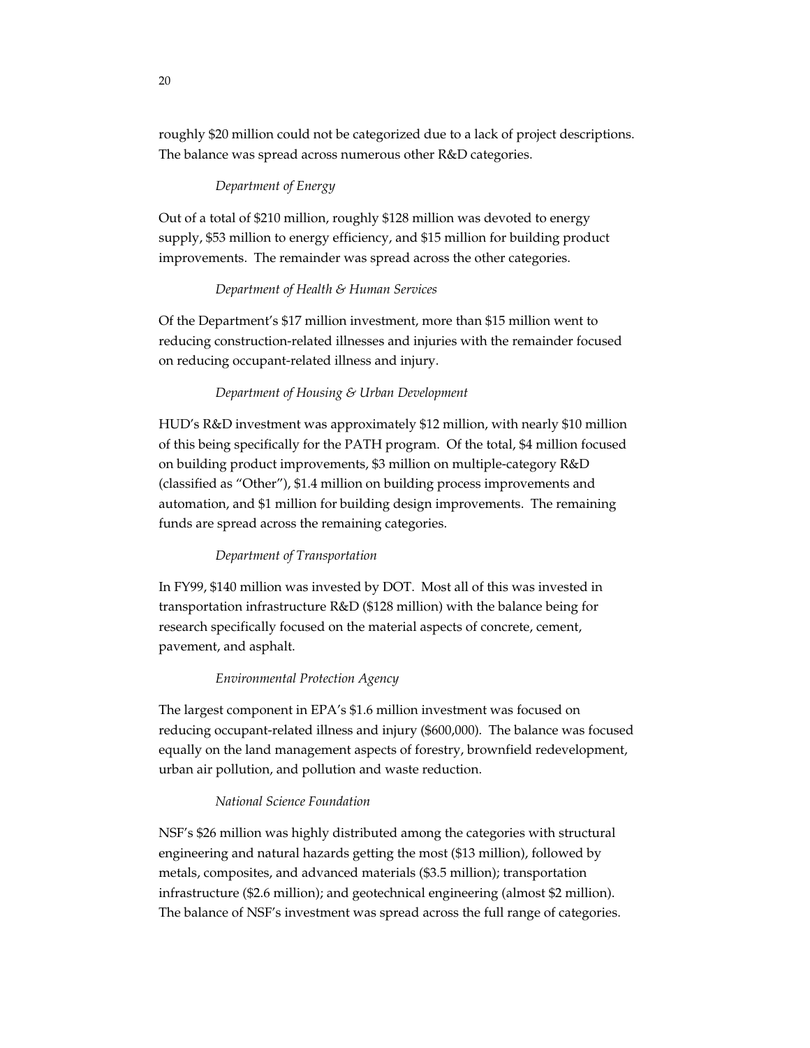roughly $20 million could not be categorized due to a lack of project descriptions. The balance was spread across numerous other R&D categories.

*Department of Energy*

Out of a total of $210 million, roughly $128 million was devoted to energy supply, $53 million to energy efficiency, and $15 million for building product improvements. The remainder was spread across the other categories.

*Department of Health & Human Services*

Of the Department's $17 million investment, more than $15 million went to reducing construction-related illnesses and injuries with the remainder focused on reducing occupant-related illness and injury.

*Department of Housing & Urban Development*

HUD's R&D investment was approximately $12 million, with nearly $10 million of this being specifically for the PATH program. Of the total, $4 million focused on building product improvements, $3 million on multiple-category R&D (classified as "Other"), $1.4 million on building process improvements and automation, and $1 million for building design improvements. The remaining funds are spread across the remaining categories.

*Department of Transportation*

In FY99, $140 million was invested by DOT. Most all of this was invested in transportation infrastructure R&D ($128 million) with the balance being for research specifically focused on the material aspects of concrete, cement, pavement, and asphalt.

*Environmental Protection Agency*

The largest component in EPA's $1.6 million investment was focused on reducing occupant-related illness and injury ($600,000). The balance was focused equally on the land management aspects of forestry, brownfield redevelopment, urban air pollution, and pollution and waste reduction.

*National Science Foundation*

NSF's $26 million was highly distributed among the categories with structural engineering and natural hazards getting the most ($13 million), followed by metals, composites, and advanced materials ($3.5 million); transportation infrastructure ($2.6 million); and geotechnical engineering (almost $2 million). The balance of NSF's investment was spread across the full range of categories.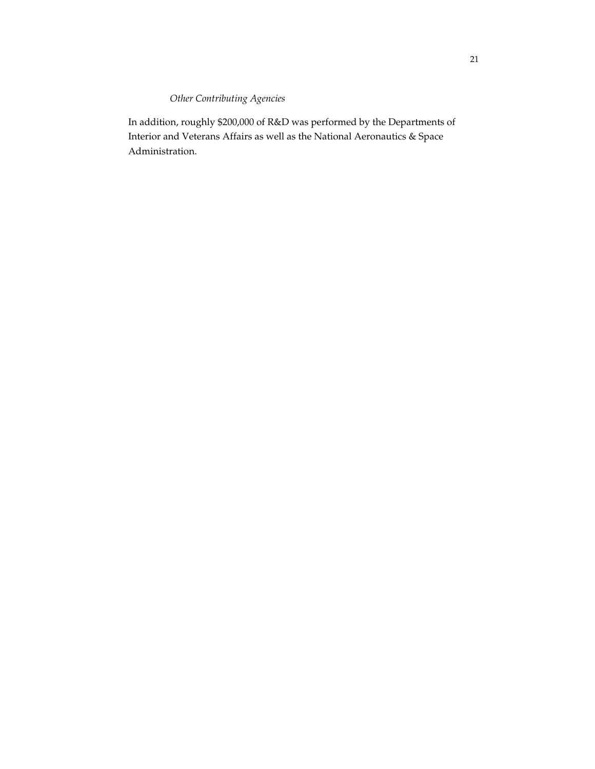*Other Contributing Agencies*

In addition, roughly $200,000 of R&D was performed by the Departments of Interior and Veterans Affairs as well as the National Aeronautics & Space Administration.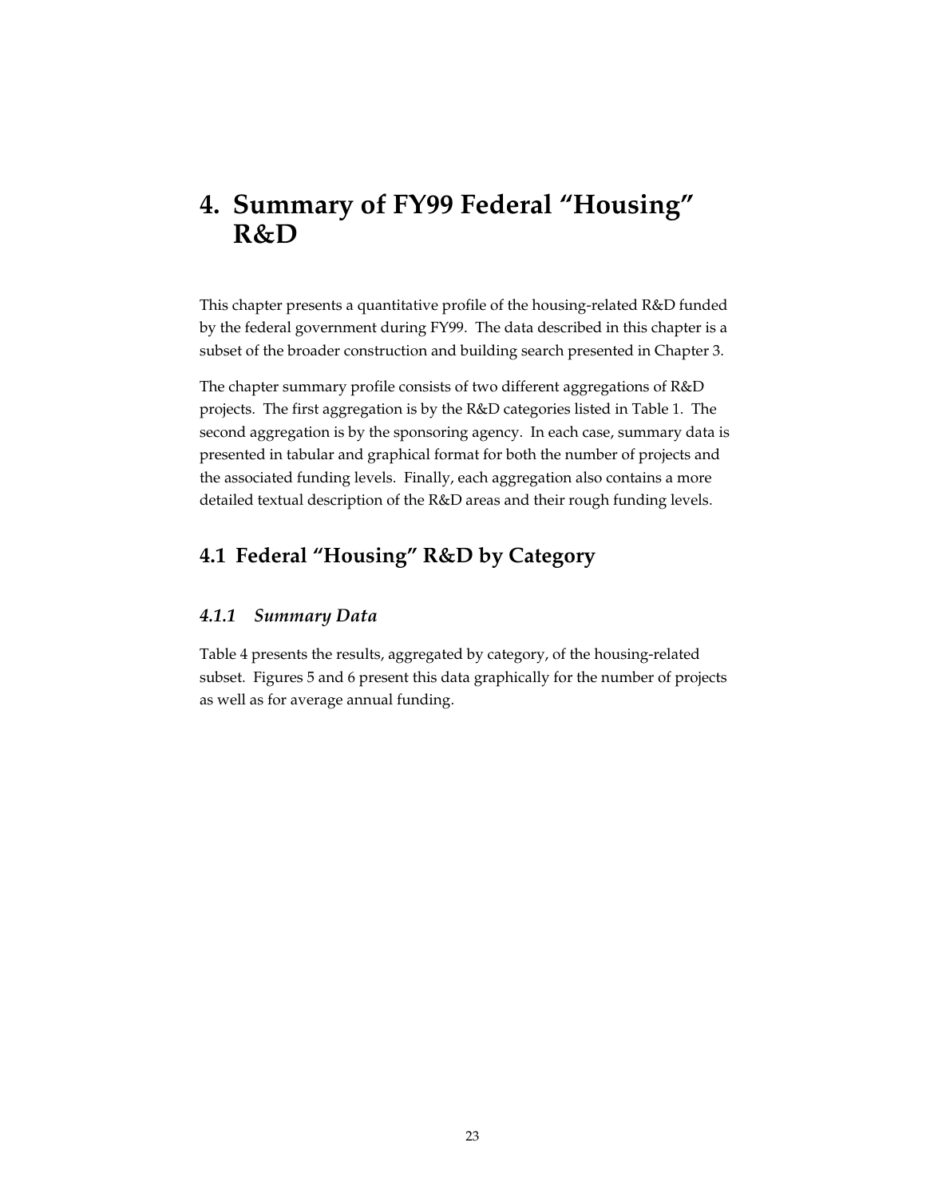# 4. Summary of FY99 Federal "Housing" R&D

This chapter presents a quantitative profile of the housing-related R&D funded by the federal government during FY99. The data described in this chapter is a subset of the broader construction and building search presented in Chapter 3.

The chapter summary profile consists of two different aggregations of R&D projects. The first aggregation is by the R&D categories listed in Table 1. The second aggregation is by the sponsoring agency. In each case, summary data is presented in tabular and graphical format for both the number of projects and the associated funding levels. Finally, each aggregation also contains a more detailed textual description of the R&D areas and their rough funding levels.

## 4.1 Federal "Housing" R&D by Category

### *4.1.1 Summary Data*

Table 4 presents the results, aggregated by category, of the housing-related subset. Figures 5 and 6 present this data graphically for the number of projects as well as for average annual funding.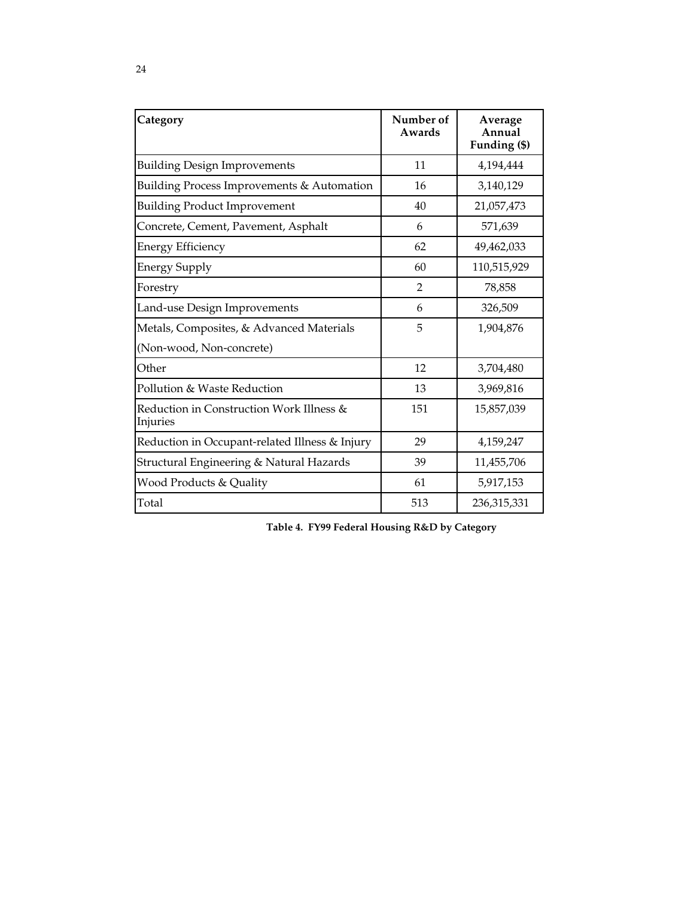| Category | Number of Awards | Average Annual Funding ($) |
|---|---|---|
| Building Design Improvements | 11 | 4,194,444 |
| Building Process Improvements & Automation | 16 | 3,140,129 |
| Building Product Improvement | 40 | 21,057,473 |
| Concrete, Cement, Pavement, Asphalt | 6 | 571,639 |
| Energy Efficiency | 62 | 49,462,033 |
| Energy Supply | 60 | 110,515,929 |
| Forestry | 2 | 78,858 |
| Land-use Design Improvements | 6 | 326,509 |
| Metals, Composites, & Advanced Materials (Non-wood, Non-concrete) | 5 | 1,904,876 |
| Other | 12 | 3,704,480 |
| Pollution & Waste Reduction | 13 | 3,969,816 |
| Reduction in Construction Work Illness & Injuries | 151 | 15,857,039 |
| Reduction in Occupant-related Illness & Injury | 29 | 4,159,247 |
| Structural Engineering & Natural Hazards | 39 | 11,455,706 |
| Wood Products & Quality | 61 | 5,917,153 |
| Total | 513 | 236,315,331 |

**Table 4. FY99 Federal Housing R&D by Category**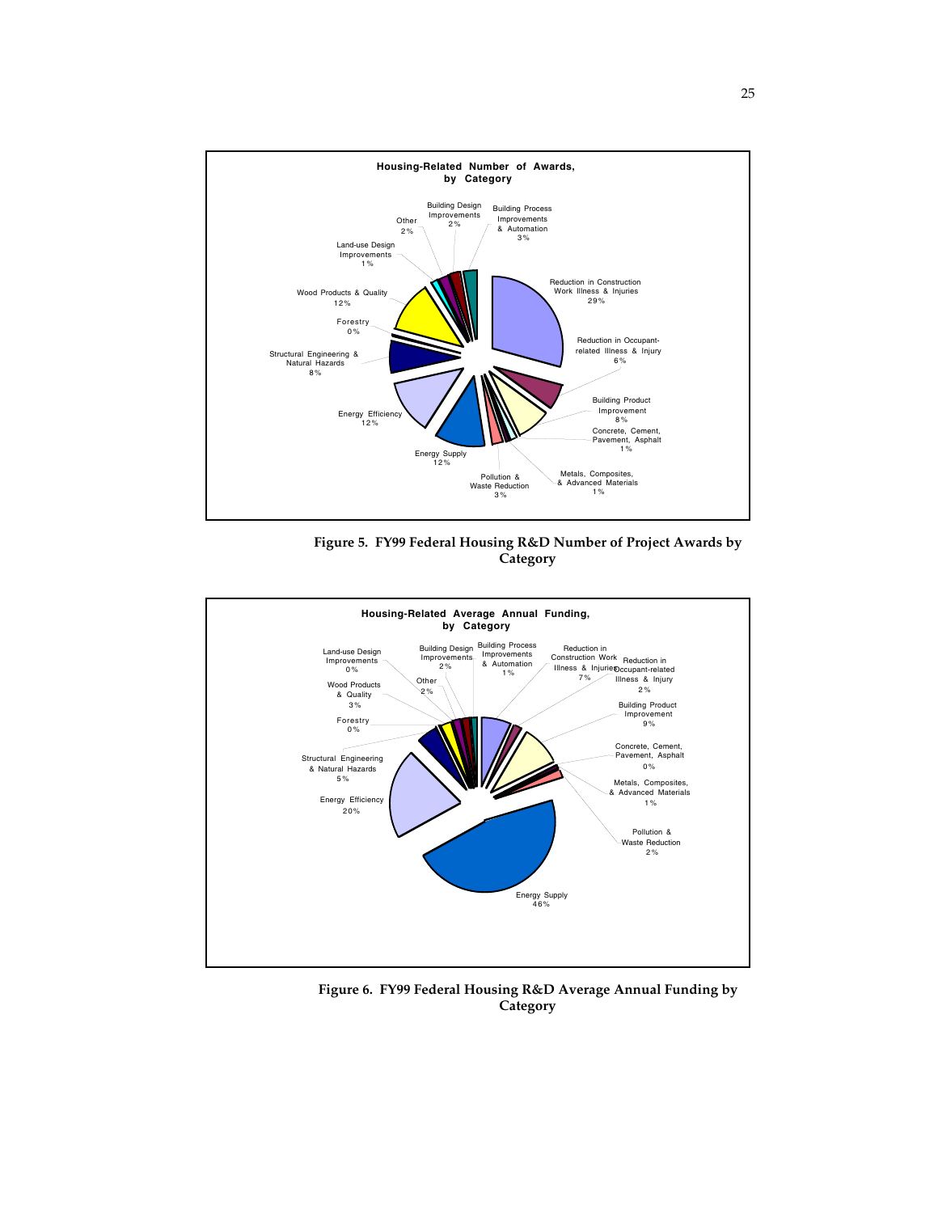**Housing-Related Number of Awards, by Category**

| Category | Percentage |
|---|---|
| Reduction in Construction Work Illness & Injuries | 29% |
| Reduction in Occupant-related Illness & Injury | 6% |
| Building Product Improvement | 8% |
| Concrete, Cement, Pavement, Asphalt | 1% |
| Metals, Composites, & Advanced Materials | 1% |
| Pollution & Waste Reduction | 3% |
| Energy Supply | 12% |
| Energy Efficiency | 12% |
| Structural Engineering & Natural Hazards | 8% |
| Forestry | 0% |
| Wood Products & Quality | 12% |
| Land-use Design Improvements | 1% |
| Other | 2% |
| Building Design Improvements | 2% |
| Building Process Improvements & Automation | 3% |

**Figure 5. FY99 Federal Housing R&D Number of Project Awards by Category**

**Housing-Related Average Annual Funding, by Category**

| Category | Percentage |
|---|---|
| Reduction in Construction Work Illness & Injuries | 7% |
| Reduction in Occupant-related Illness & Injury | 2% |
| Building Product Improvement | 9% |
| Concrete, Cement, Pavement, Asphalt | 0% |
| Metals, Composites, & Advanced Materials | 1% |
| Pollution & Waste Reduction | 2% |
| Energy Supply | 46% |
| Energy Efficiency | 20% |
| Structural Engineering & Natural Hazards | 5% |
| Forestry | 0% |
| Wood Products & Quality | 3% |
| Land-use Design Improvements | 0% |
| Other | 2% |
| Building Design Improvements | 2% |
| Building Process Improvements & Automation | 1% |

**Figure 6. FY99 Federal Housing R&D Average Annual Funding by Category**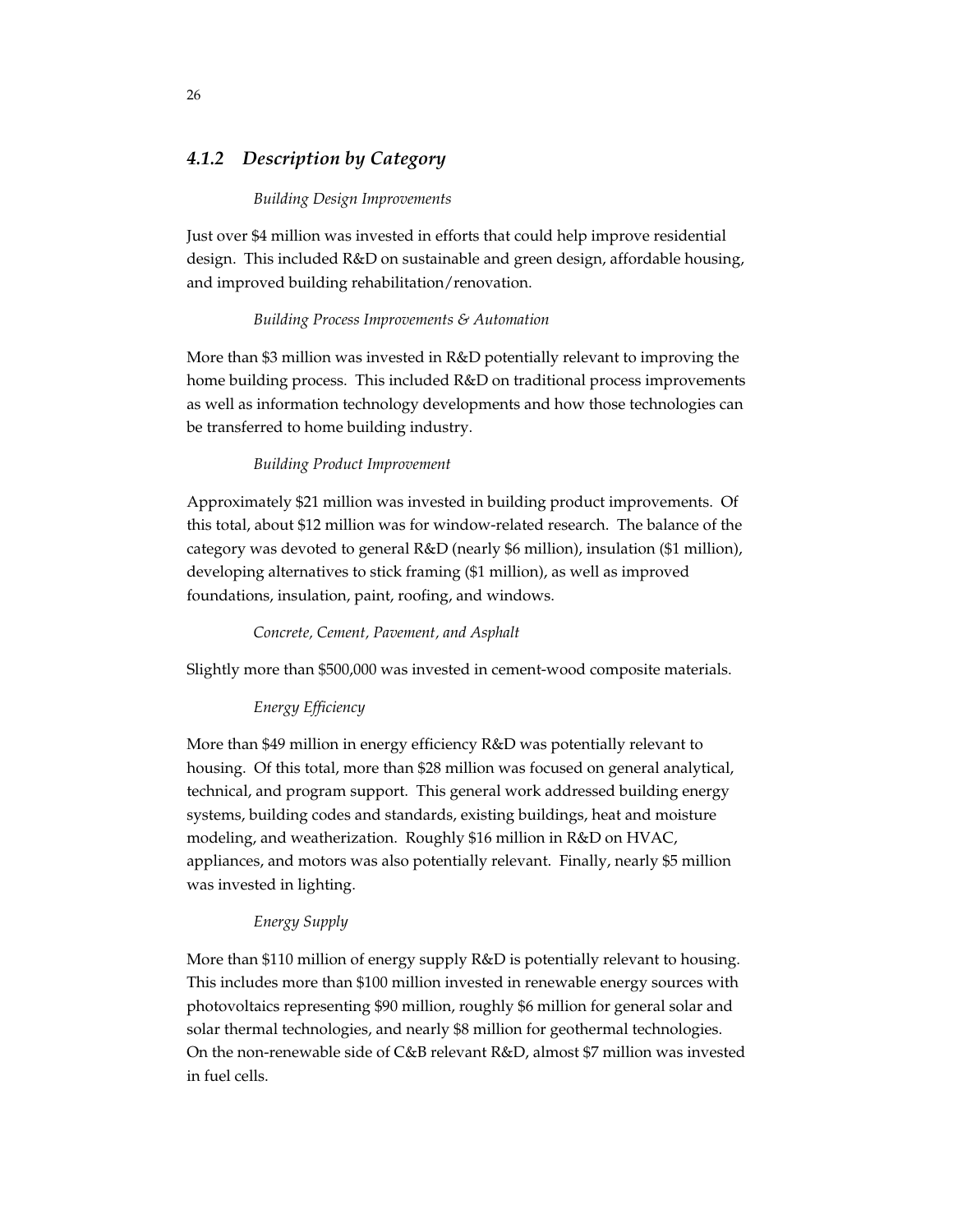### *4.1.2 Description by Category*

*Building Design Improvements*

Just over $4 million was invested in efforts that could help improve residential design. This included R&D on sustainable and green design, affordable housing, and improved building rehabilitation/renovation.

*Building Process Improvements & Automation*

More than $3 million was invested in R&D potentially relevant to improving the home building process. This included R&D on traditional process improvements as well as information technology developments and how those technologies can be transferred to home building industry.

*Building Product Improvement*

Approximately $21 million was invested in building product improvements. Of this total, about $12 million was for window-related research. The balance of the category was devoted to general R&D (nearly $6 million), insulation ($1 million), developing alternatives to stick framing ($1 million), as well as improved foundations, insulation, paint, roofing, and windows.

*Concrete, Cement, Pavement, and Asphalt*

Slightly more than $500,000 was invested in cement-wood composite materials.

*Energy Efficiency*

More than $49 million in energy efficiency R&D was potentially relevant to housing. Of this total, more than $28 million was focused on general analytical, technical, and program support. This general work addressed building energy systems, building codes and standards, existing buildings, heat and moisture modeling, and weatherization. Roughly $16 million in R&D on HVAC, appliances, and motors was also potentially relevant. Finally, nearly $5 million was invested in lighting.

*Energy Supply*

More than $110 million of energy supply R&D is potentially relevant to housing. This includes more than $100 million invested in renewable energy sources with photovoltaics representing $90 million, roughly $6 million for general solar and solar thermal technologies, and nearly $8 million for geothermal technologies. On the non-renewable side of C&B relevant R&D, almost $7 million was invested in fuel cells.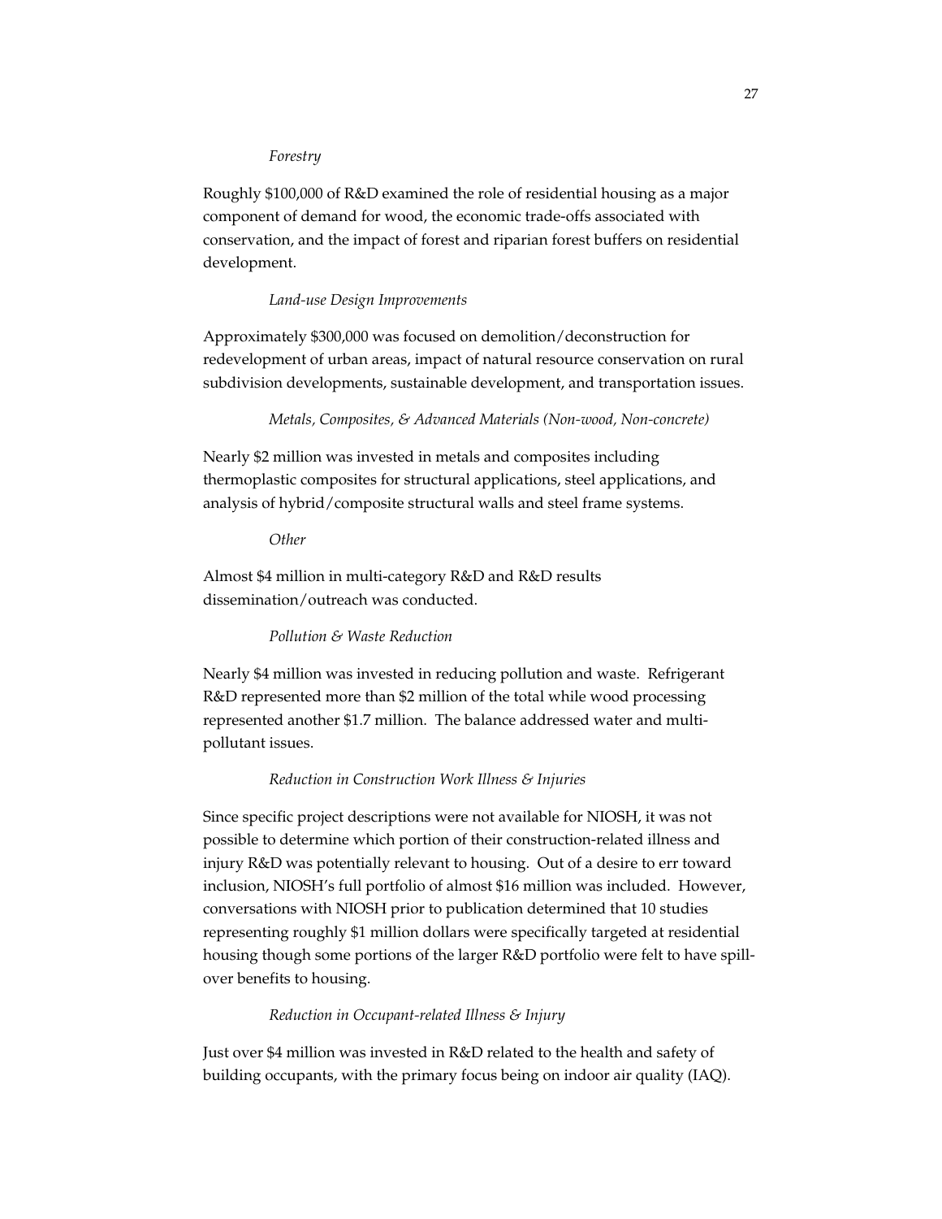*Forestry*

Roughly $100,000 of R&D examined the role of residential housing as a major component of demand for wood, the economic trade-offs associated with conservation, and the impact of forest and riparian forest buffers on residential development.

*Land-use Design Improvements*

Approximately $300,000 was focused on demolition/deconstruction for redevelopment of urban areas, impact of natural resource conservation on rural subdivision developments, sustainable development, and transportation issues.

*Metals, Composites, & Advanced Materials (Non-wood, Non-concrete)*

Nearly $2 million was invested in metals and composites including thermoplastic composites for structural applications, steel applications, and analysis of hybrid/composite structural walls and steel frame systems.

*Other*

Almost $4 million in multi-category R&D and R&D results dissemination/outreach was conducted.

*Pollution & Waste Reduction*

Nearly $4 million was invested in reducing pollution and waste. Refrigerant R&D represented more than $2 million of the total while wood processing represented another $1.7 million. The balance addressed water and multi-pollutant issues.

*Reduction in Construction Work Illness & Injuries*

Since specific project descriptions were not available for NIOSH, it was not possible to determine which portion of their construction-related illness and injury R&D was potentially relevant to housing. Out of a desire to err toward inclusion, NIOSH's full portfolio of almost $16 million was included. However, conversations with NIOSH prior to publication determined that 10 studies representing roughly $1 million dollars were specifically targeted at residential housing though some portions of the larger R&D portfolio were felt to have spill-over benefits to housing.

*Reduction in Occupant-related Illness & Injury*

Just over $4 million was invested in R&D related to the health and safety of building occupants, with the primary focus being on indoor air quality (IAQ).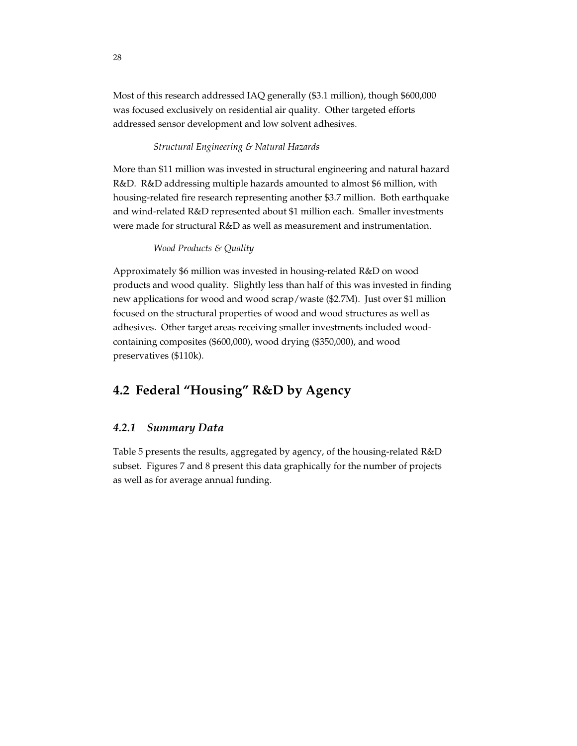Most of this research addressed IAQ generally ($3.1 million), though $600,000 was focused exclusively on residential air quality. Other targeted efforts addressed sensor development and low solvent adhesives.

*Structural Engineering & Natural Hazards*

More than $11 million was invested in structural engineering and natural hazard R&D. R&D addressing multiple hazards amounted to almost $6 million, with housing-related fire research representing another $3.7 million. Both earthquake and wind-related R&D represented about $1 million each. Smaller investments were made for structural R&D as well as measurement and instrumentation.

*Wood Products & Quality*

Approximately $6 million was invested in housing-related R&D on wood products and wood quality. Slightly less than half of this was invested in finding new applications for wood and wood scrap/waste ($2.7M). Just over $1 million focused on the structural properties of wood and wood structures as well as adhesives. Other target areas receiving smaller investments included wood-containing composites ($600,000), wood drying ($350,000), and wood preservatives ($110k).

## 4.2 Federal "Housing" R&D by Agency

### *4.2.1 Summary Data*

Table 5 presents the results, aggregated by agency, of the housing-related R&D subset. Figures 7 and 8 present this data graphically for the number of projects as well as for average annual funding.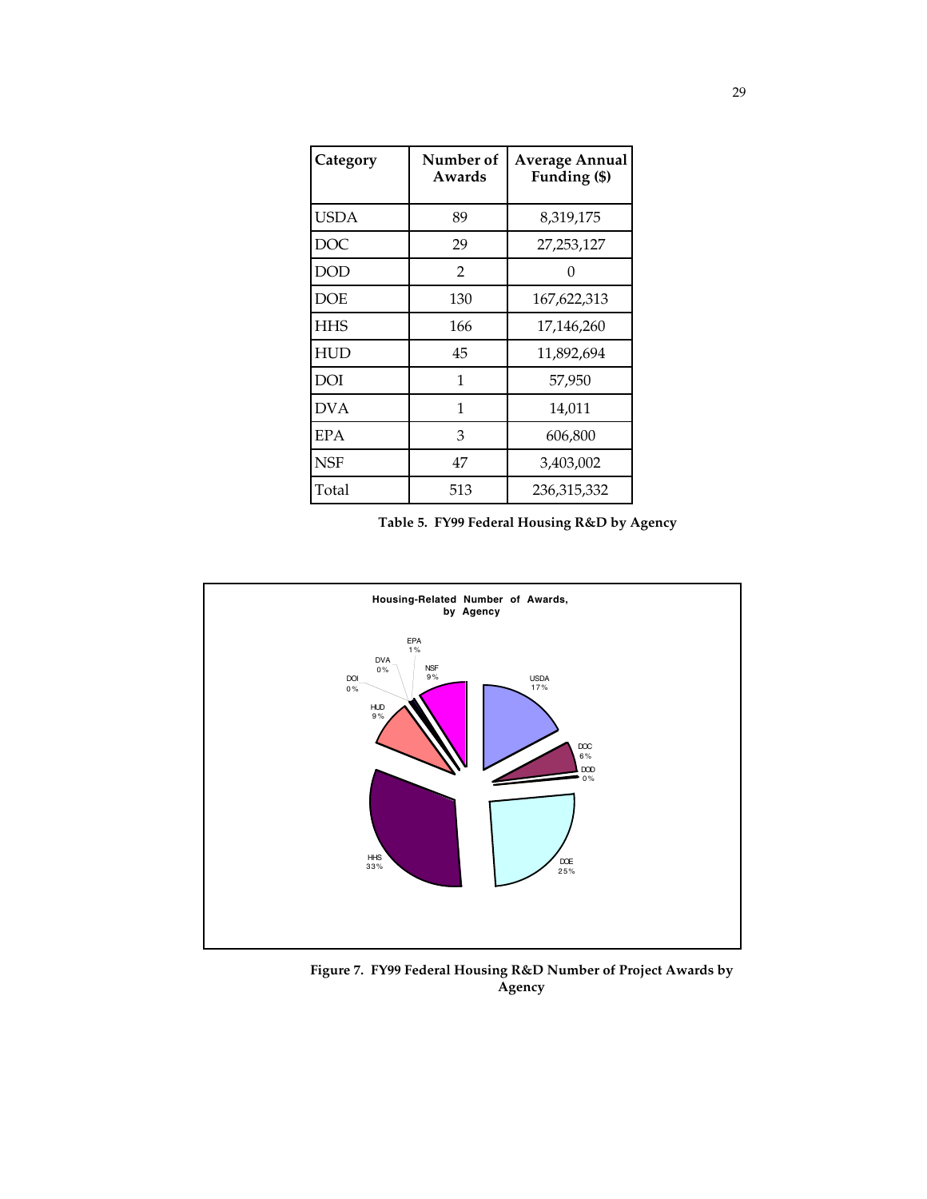| Category | Number of Awards | Average Annual Funding ($) |
| --- | --- | --- |
| USDA | 89 | 8,319,175 |
| DOC | 29 | 27,253,127 |
| DOD | 2 | 0 |
| DOE | 130 | 167,622,313 |
| HHS | 166 | 17,146,260 |
| HUD | 45 | 11,892,694 |
| DOI | 1 | 57,950 |
| DVA | 1 | 14,011 |
| EPA | 3 | 606,800 |
| NSF | 47 | 3,403,002 |
| Total | 513 | 236,315,332 |

**Table 5. FY99 Federal Housing R&D by Agency**

**Figure 7. FY99 Federal Housing R&D Number of Project Awards by Agency**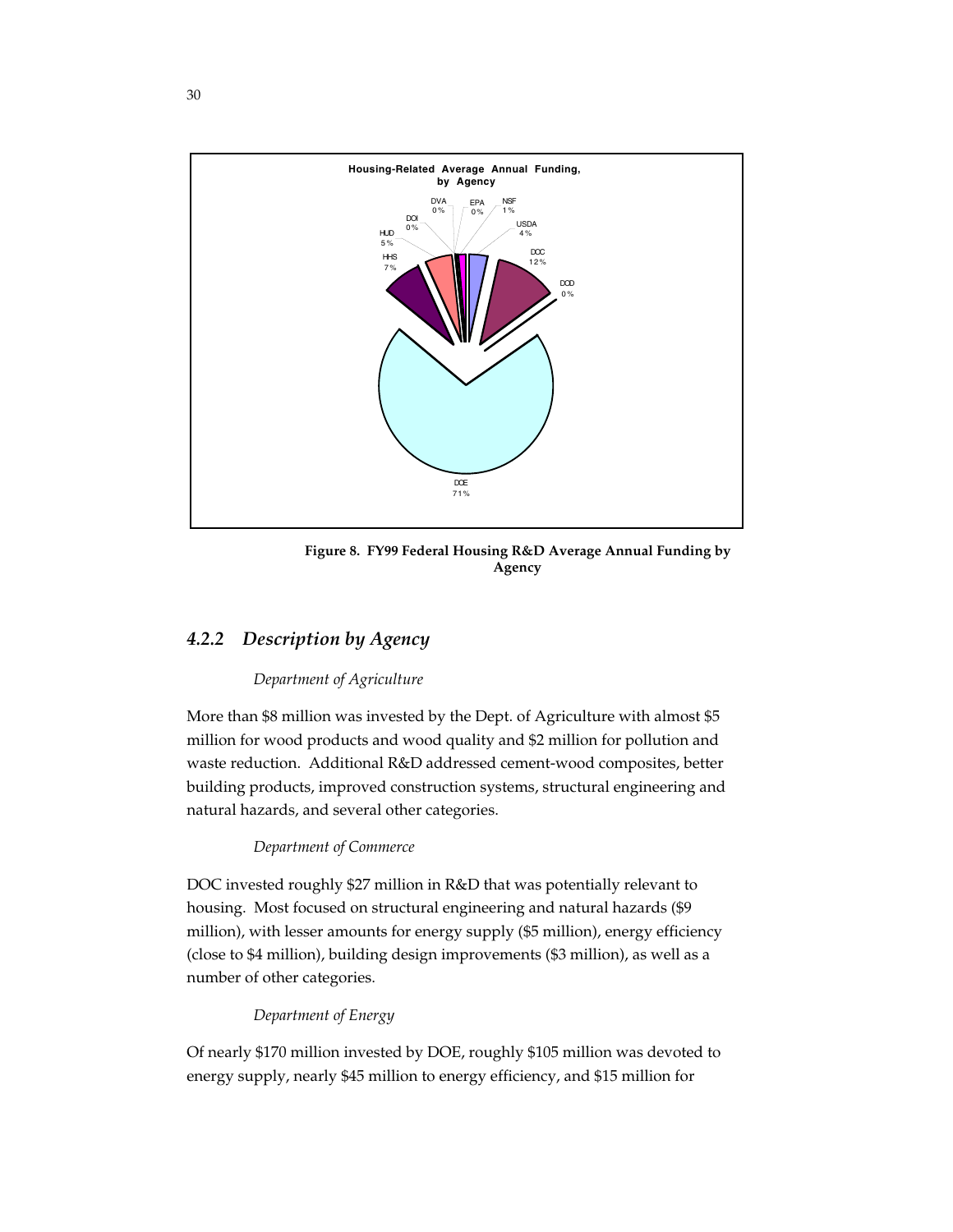**Figure 8. FY99 Federal Housing R&D Average Annual Funding by Agency**

### *4.2.2 Description by Agency*

*Department of Agriculture*

More than $8 million was invested by the Dept. of Agriculture with almost $5 million for wood products and wood quality and $2 million for pollution and waste reduction. Additional R&D addressed cement-wood composites, better building products, improved construction systems, structural engineering and natural hazards, and several other categories.

*Department of Commerce*

DOC invested roughly $27 million in R&D that was potentially relevant to housing. Most focused on structural engineering and natural hazards ($9 million), with lesser amounts for energy supply ($5 million), energy efficiency (close to $4 million), building design improvements ($3 million), as well as a number of other categories.

*Department of Energy*

Of nearly $170 million invested by DOE, roughly $105 million was devoted to energy supply, nearly $45 million to energy efficiency, and $15 million for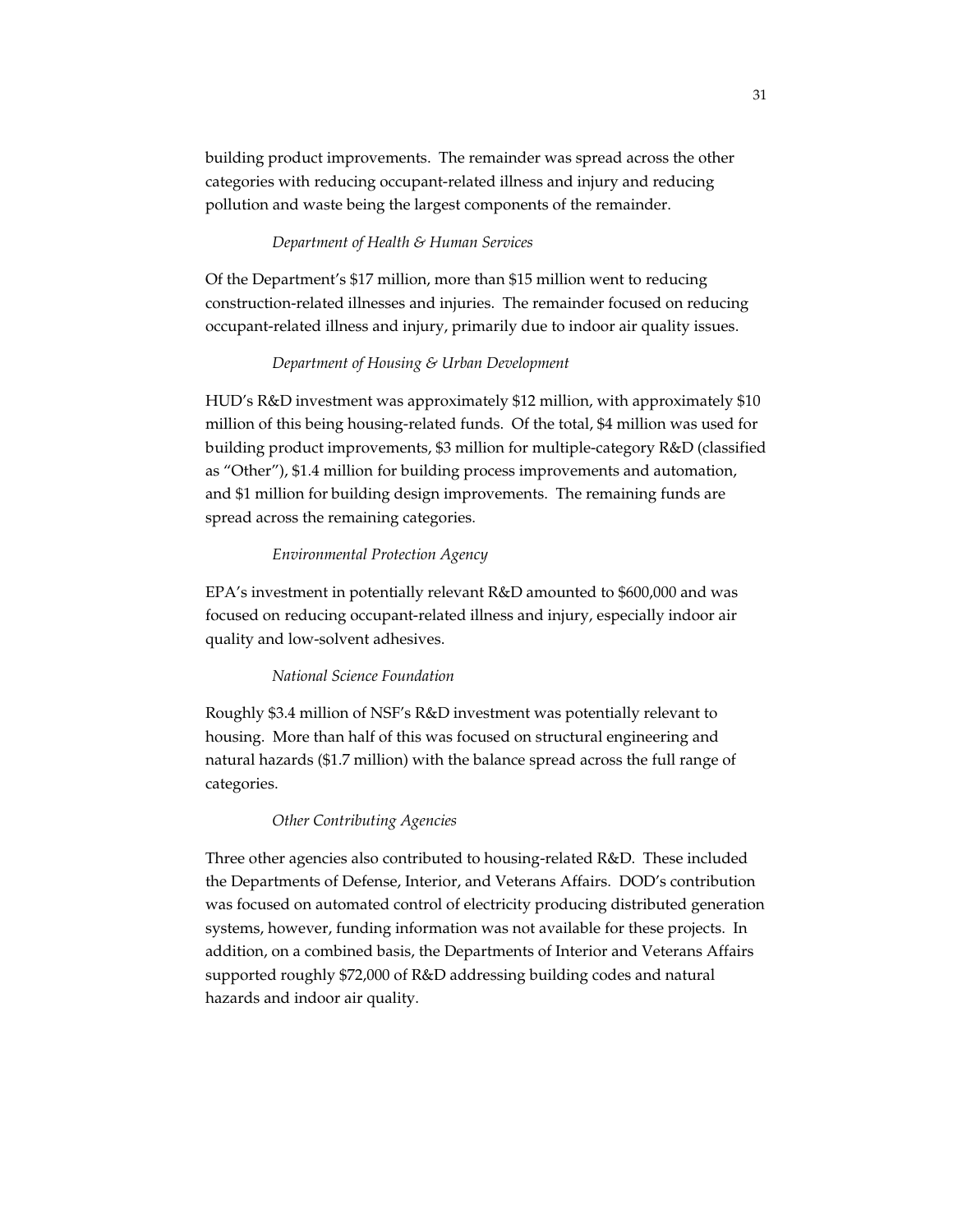building product improvements. The remainder was spread across the other categories with reducing occupant-related illness and injury and reducing pollution and waste being the largest components of the remainder.

*Department of Health & Human Services*

Of the Department's $17 million, more than $15 million went to reducing construction-related illnesses and injuries. The remainder focused on reducing occupant-related illness and injury, primarily due to indoor air quality issues.

*Department of Housing & Urban Development*

HUD's R&D investment was approximately $12 million, with approximately $10 million of this being housing-related funds. Of the total, $4 million was used for building product improvements, $3 million for multiple-category R&D (classified as "Other"), $1.4 million for building process improvements and automation, and $1 million for building design improvements. The remaining funds are spread across the remaining categories.

*Environmental Protection Agency*

EPA's investment in potentially relevant R&D amounted to $600,000 and was focused on reducing occupant-related illness and injury, especially indoor air quality and low-solvent adhesives.

*National Science Foundation*

Roughly $3.4 million of NSF's R&D investment was potentially relevant to housing. More than half of this was focused on structural engineering and natural hazards ($1.7 million) with the balance spread across the full range of categories.

*Other Contributing Agencies*

Three other agencies also contributed to housing-related R&D. These included the Departments of Defense, Interior, and Veterans Affairs. DOD's contribution was focused on automated control of electricity producing distributed generation systems, however, funding information was not available for these projects. In addition, on a combined basis, the Departments of Interior and Veterans Affairs supported roughly $72,000 of R&D addressing building codes and natural hazards and indoor air quality.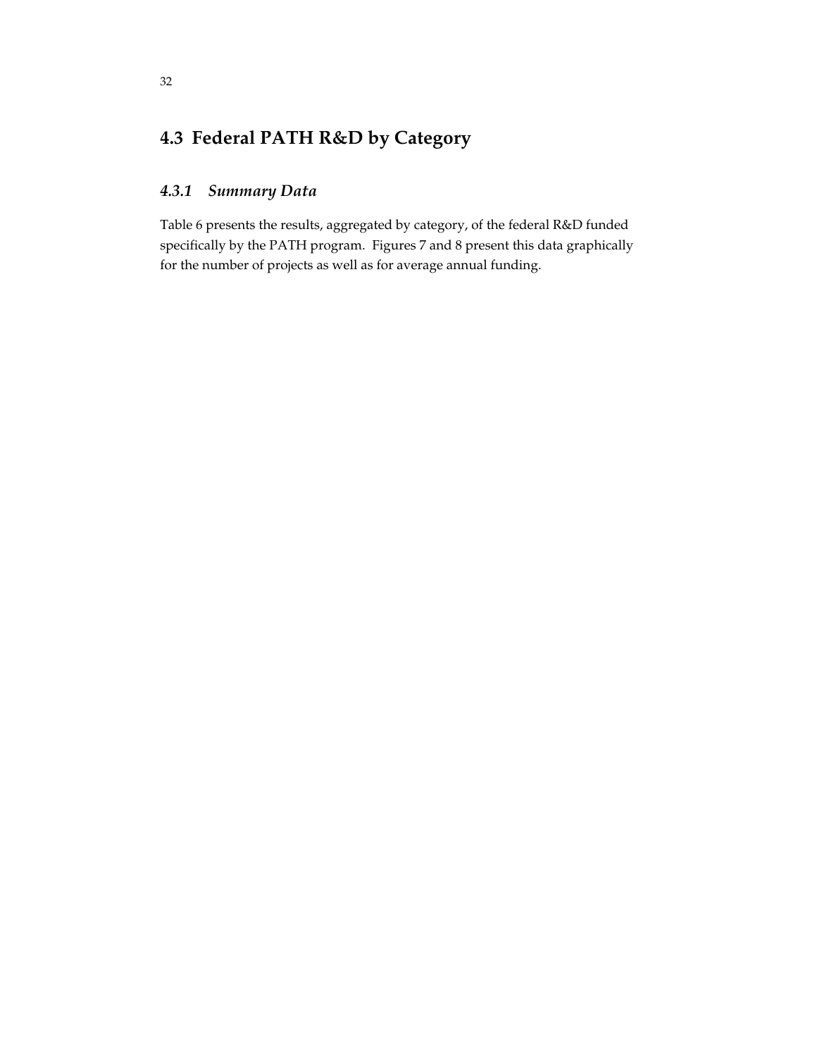## 4.3 Federal PATH R&D by Category

### *4.3.1 Summary Data*

Table 6 presents the results, aggregated by category, of the federal R&D funded specifically by the PATH program. Figures 7 and 8 present this data graphically for the number of projects as well as for average annual funding.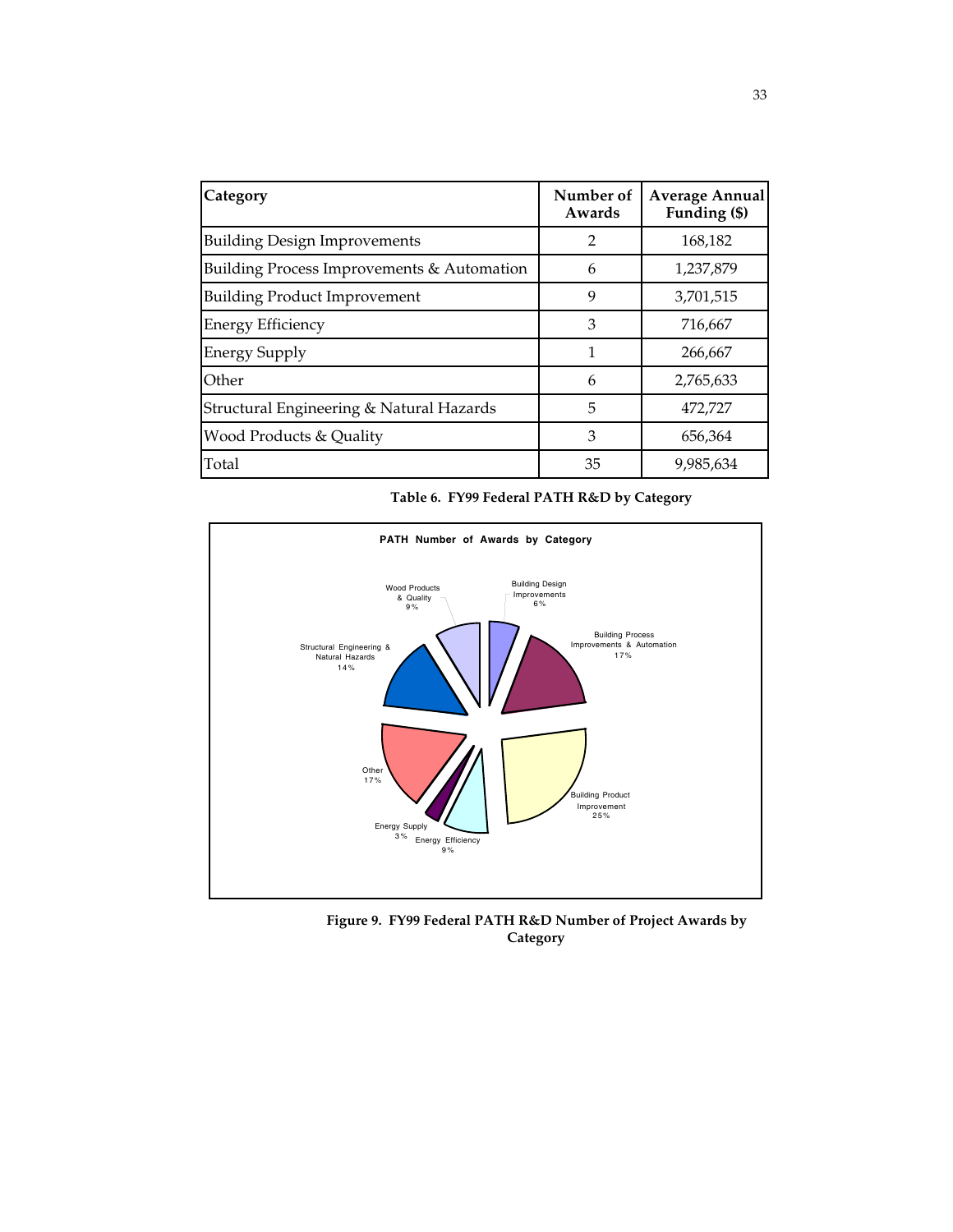| Category | Number of Awards | Average Annual Funding ($) |
|---|---|---|
| Building Design Improvements | 2 | 168,182 |
| Building Process Improvements & Automation | 6 | 1,237,879 |
| Building Product Improvement | 9 | 3,701,515 |
| Energy Efficiency | 3 | 716,667 |
| Energy Supply | 1 | 266,667 |
| Other | 6 | 2,765,633 |
| Structural Engineering & Natural Hazards | 5 | 472,727 |
| Wood Products & Quality | 3 | 656,364 |
| Total | 35 | 9,985,634 |

**Table 6. FY99 Federal PATH R&D by Category**

**Figure 9. FY99 Federal PATH R&D Number of Project Awards by Category**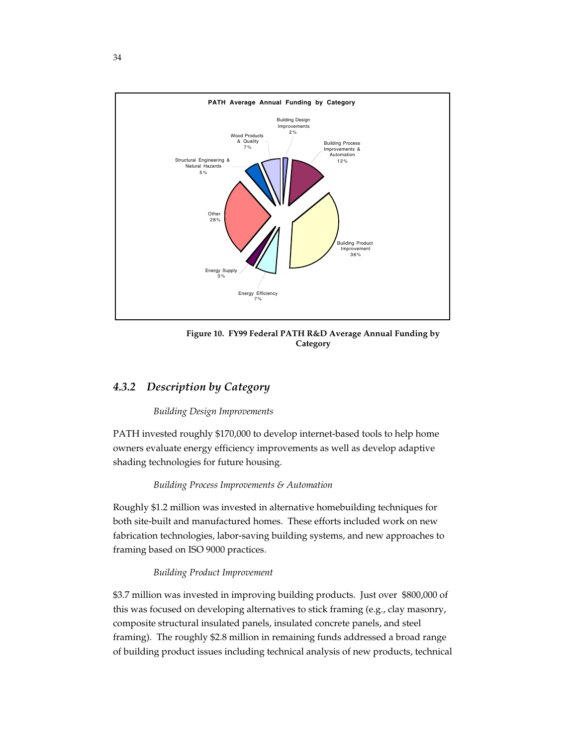**PATH Average Annual Funding by Category**

| Category | Percentage |
|---|---|
| Building Design Improvements | 2% |
| Building Process Improvements & Automation | 12% |
| Building Product Improvement | 36% |
| Energy Efficiency | 7% |
| Energy Supply | 3% |
| Other | 28% |
| Structural Engineering & Natural Hazards | 5% |
| Wood Products & Quality | 7% |

**Figure 10. FY99 Federal PATH R&D Average Annual Funding by Category**

### *4.3.2 Description by Category*

*Building Design Improvements*

PATH invested roughly $170,000 to develop internet-based tools to help home owners evaluate energy efficiency improvements as well as develop adaptive shading technologies for future housing.

*Building Process Improvements & Automation*

Roughly $1.2 million was invested in alternative homebuilding techniques for both site-built and manufactured homes. These efforts included work on new fabrication technologies, labor-saving building systems, and new approaches to framing based on ISO 9000 practices.

*Building Product Improvement*

$3.7 million was invested in improving building products. Just over $800,000 of this was focused on developing alternatives to stick framing (e.g., clay masonry, composite structural insulated panels, insulated concrete panels, and steel framing). The roughly $2.8 million in remaining funds addressed a broad range of building product issues including technical analysis of new products, technical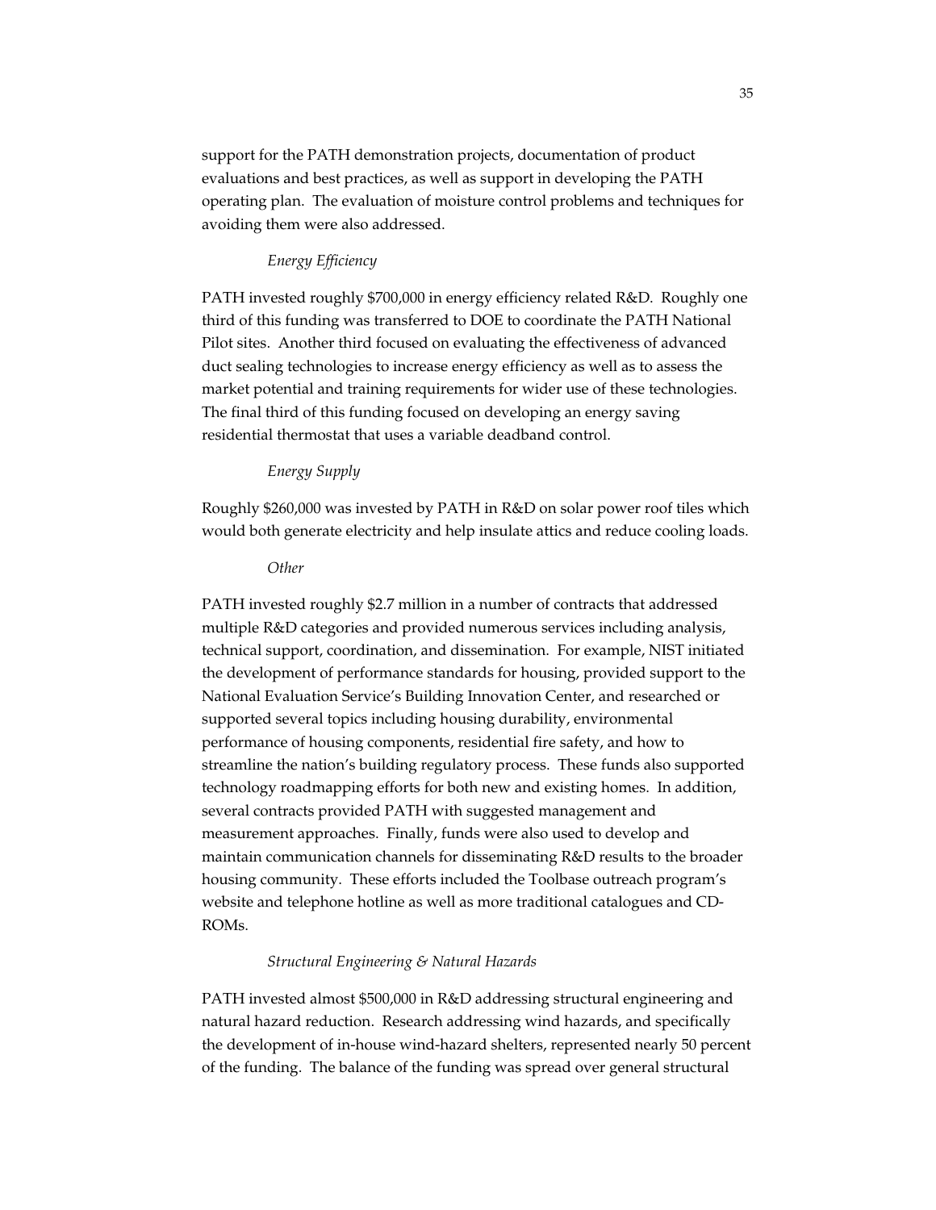support for the PATH demonstration projects, documentation of product evaluations and best practices, as well as support in developing the PATH operating plan. The evaluation of moisture control problems and techniques for avoiding them were also addressed.

*Energy Efficiency*

PATH invested roughly $700,000 in energy efficiency related R&D. Roughly one third of this funding was transferred to DOE to coordinate the PATH National Pilot sites. Another third focused on evaluating the effectiveness of advanced duct sealing technologies to increase energy efficiency as well as to assess the market potential and training requirements for wider use of these technologies. The final third of this funding focused on developing an energy saving residential thermostat that uses a variable deadband control.

*Energy Supply*

Roughly $260,000 was invested by PATH in R&D on solar power roof tiles which would both generate electricity and help insulate attics and reduce cooling loads.

*Other*

PATH invested roughly $2.7 million in a number of contracts that addressed multiple R&D categories and provided numerous services including analysis, technical support, coordination, and dissemination. For example, NIST initiated the development of performance standards for housing, provided support to the National Evaluation Service's Building Innovation Center, and researched or supported several topics including housing durability, environmental performance of housing components, residential fire safety, and how to streamline the nation's building regulatory process. These funds also supported technology roadmapping efforts for both new and existing homes. In addition, several contracts provided PATH with suggested management and measurement approaches. Finally, funds were also used to develop and maintain communication channels for disseminating R&D results to the broader housing community. These efforts included the Toolbase outreach program's website and telephone hotline as well as more traditional catalogues and CD-ROMs.

*Structural Engineering & Natural Hazards*

PATH invested almost $500,000 in R&D addressing structural engineering and natural hazard reduction. Research addressing wind hazards, and specifically the development of in-house wind-hazard shelters, represented nearly 50 percent of the funding. The balance of the funding was spread over general structural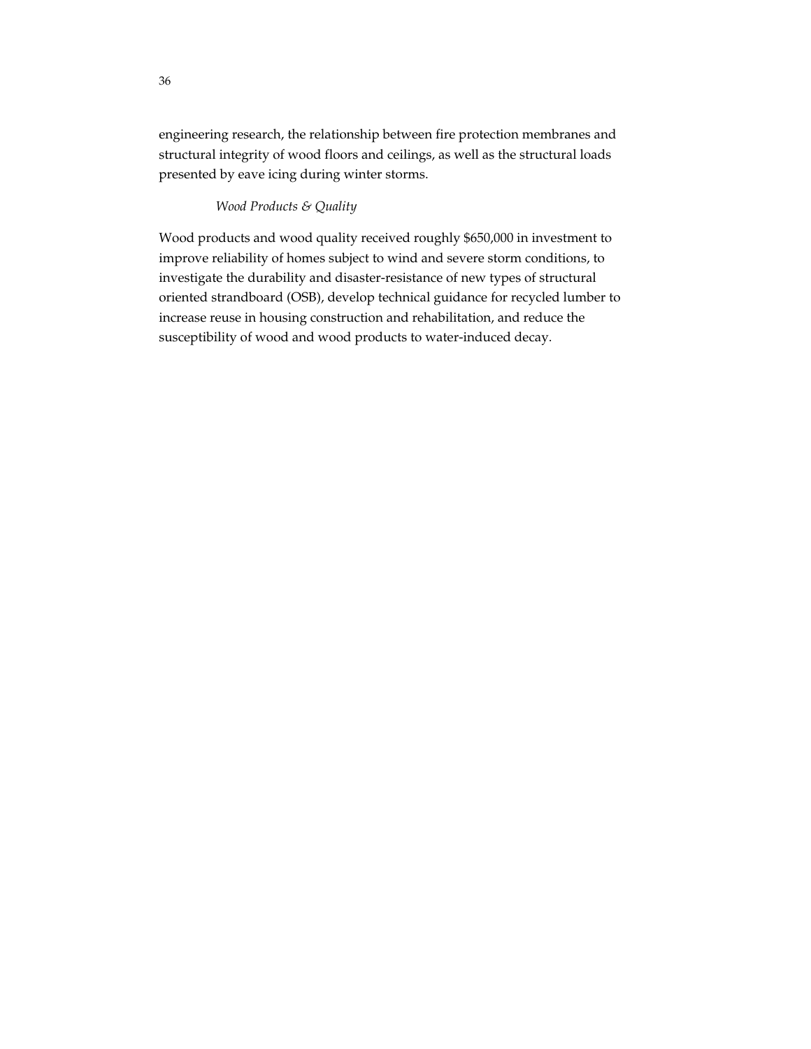engineering research, the relationship between fire protection membranes and structural integrity of wood floors and ceilings, as well as the structural loads presented by eave icing during winter storms.

*Wood Products & Quality*

Wood products and wood quality received roughly $650,000 in investment to improve reliability of homes subject to wind and severe storm conditions, to investigate the durability and disaster-resistance of new types of structural oriented strandboard (OSB), develop technical guidance for recycled lumber to increase reuse in housing construction and rehabilitation, and reduce the susceptibility of wood and wood products to water-induced decay.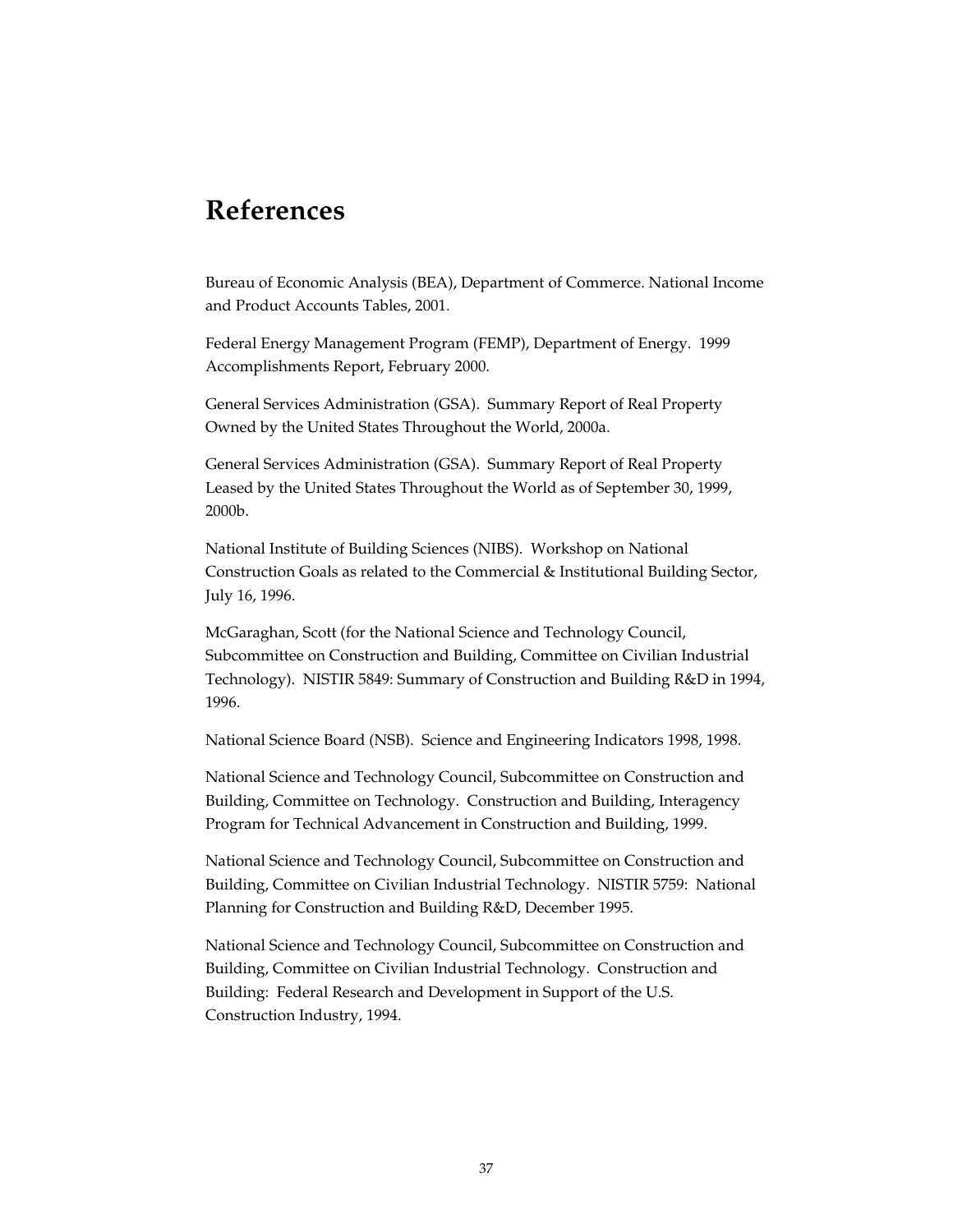# References

Bureau of Economic Analysis (BEA), Department of Commerce. National Income and Product Accounts Tables, 2001.

Federal Energy Management Program (FEMP), Department of Energy. 1999 Accomplishments Report, February 2000.

General Services Administration (GSA). Summary Report of Real Property Owned by the United States Throughout the World, 2000a.

General Services Administration (GSA). Summary Report of Real Property Leased by the United States Throughout the World as of September 30, 1999, 2000b.

National Institute of Building Sciences (NIBS). Workshop on National Construction Goals as related to the Commercial & Institutional Building Sector, July 16, 1996.

McGaraghan, Scott (for the National Science and Technology Council, Subcommittee on Construction and Building, Committee on Civilian Industrial Technology). NISTIR 5849: Summary of Construction and Building R&D in 1994, 1996.

National Science Board (NSB). Science and Engineering Indicators 1998, 1998.

National Science and Technology Council, Subcommittee on Construction and Building, Committee on Technology. Construction and Building, Interagency Program for Technical Advancement in Construction and Building, 1999.

National Science and Technology Council, Subcommittee on Construction and Building, Committee on Civilian Industrial Technology. NISTIR 5759: National Planning for Construction and Building R&D, December 1995.

National Science and Technology Council, Subcommittee on Construction and Building, Committee on Civilian Industrial Technology. Construction and Building: Federal Research and Development in Support of the U.S. Construction Industry, 1994.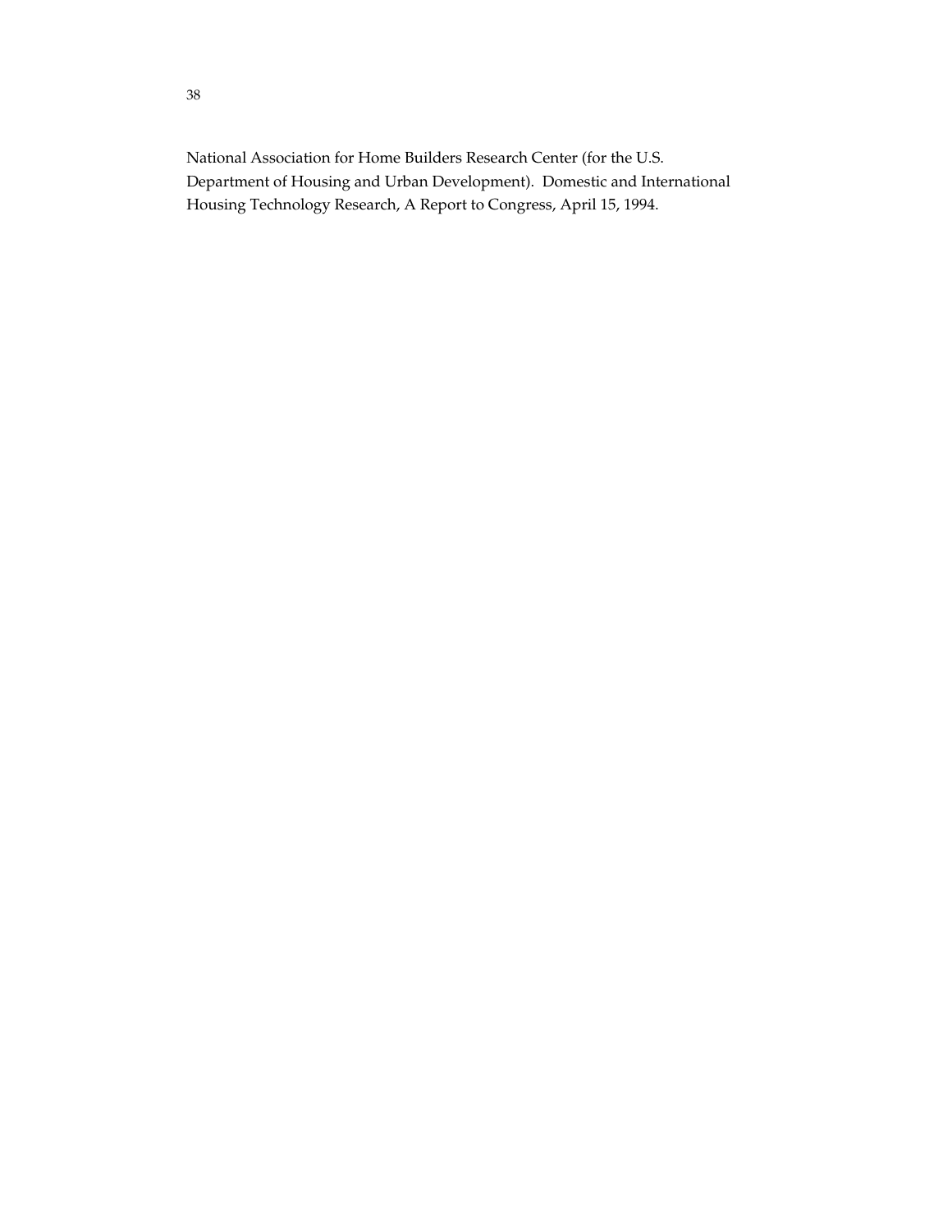National Association for Home Builders Research Center (for the U.S. Department of Housing and Urban Development). Domestic and International Housing Technology Research, A Report to Congress, April 15, 1994.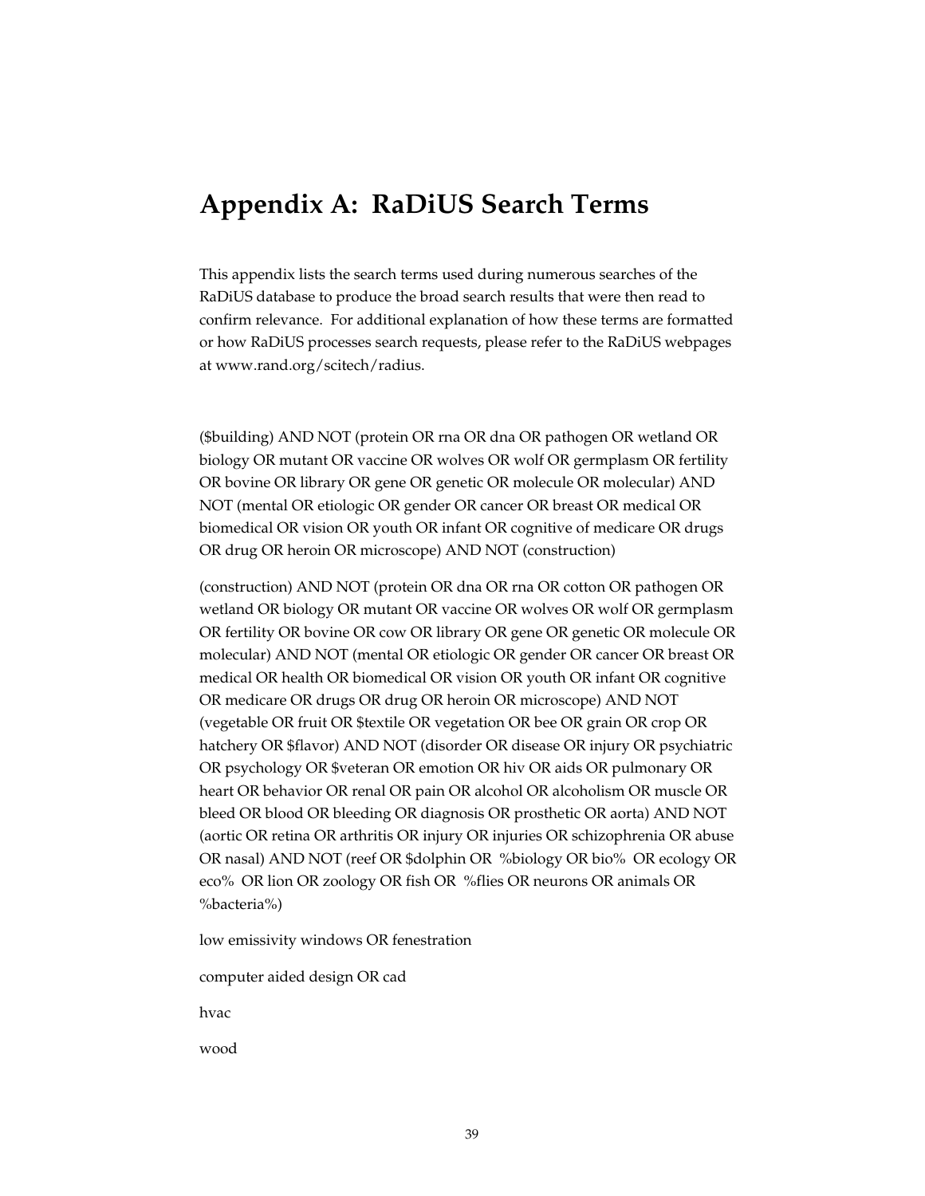# Appendix A: RaDiUS Search Terms

This appendix lists the search terms used during numerous searches of the RaDiUS database to produce the broad search results that were then read to confirm relevance. For additional explanation of how these terms are formatted or how RaDiUS processes search requests, please refer to the RaDiUS webpages at www.rand.org/scitech/radius.

($building) AND NOT (protein OR rna OR dna OR pathogen OR wetland OR biology OR mutant OR vaccine OR wolves OR wolf OR germplasm OR fertility OR bovine OR library OR gene OR genetic OR molecule OR molecular) AND NOT (mental OR etiologic OR gender OR cancer OR breast OR medical OR biomedical OR vision OR youth OR infant OR cognitive of medicare OR drugs OR drug OR heroin OR microscope) AND NOT (construction)

(construction) AND NOT (protein OR dna OR rna OR cotton OR pathogen OR wetland OR biology OR mutant OR vaccine OR wolves OR wolf OR germplasm OR fertility OR bovine OR cow OR library OR gene OR genetic OR molecule OR molecular) AND NOT (mental OR etiologic OR gender OR cancer OR breast OR medical OR health OR biomedical OR vision OR youth OR infant OR cognitive OR medicare OR drugs OR drug OR heroin OR microscope) AND NOT (vegetable OR fruit OR $textile OR vegetation OR bee OR grain OR crop OR hatchery OR $flavor) AND NOT (disorder OR disease OR injury OR psychiatric OR psychology OR $veteran OR emotion OR hiv OR aids OR pulmonary OR heart OR behavior OR renal OR pain OR alcohol OR alcoholism OR muscle OR bleed OR blood OR bleeding OR diagnosis OR prosthetic OR aorta) AND NOT (aortic OR retina OR arthritis OR injury OR injuries OR schizophrenia OR abuse OR nasal) AND NOT (reef OR $dolphin OR %biology OR bio% OR ecology OR eco% OR lion OR zoology OR fish OR %flies OR neurons OR animals OR %bacteria%)

low emissivity windows OR fenestration

computer aided design OR cad

hvac

wood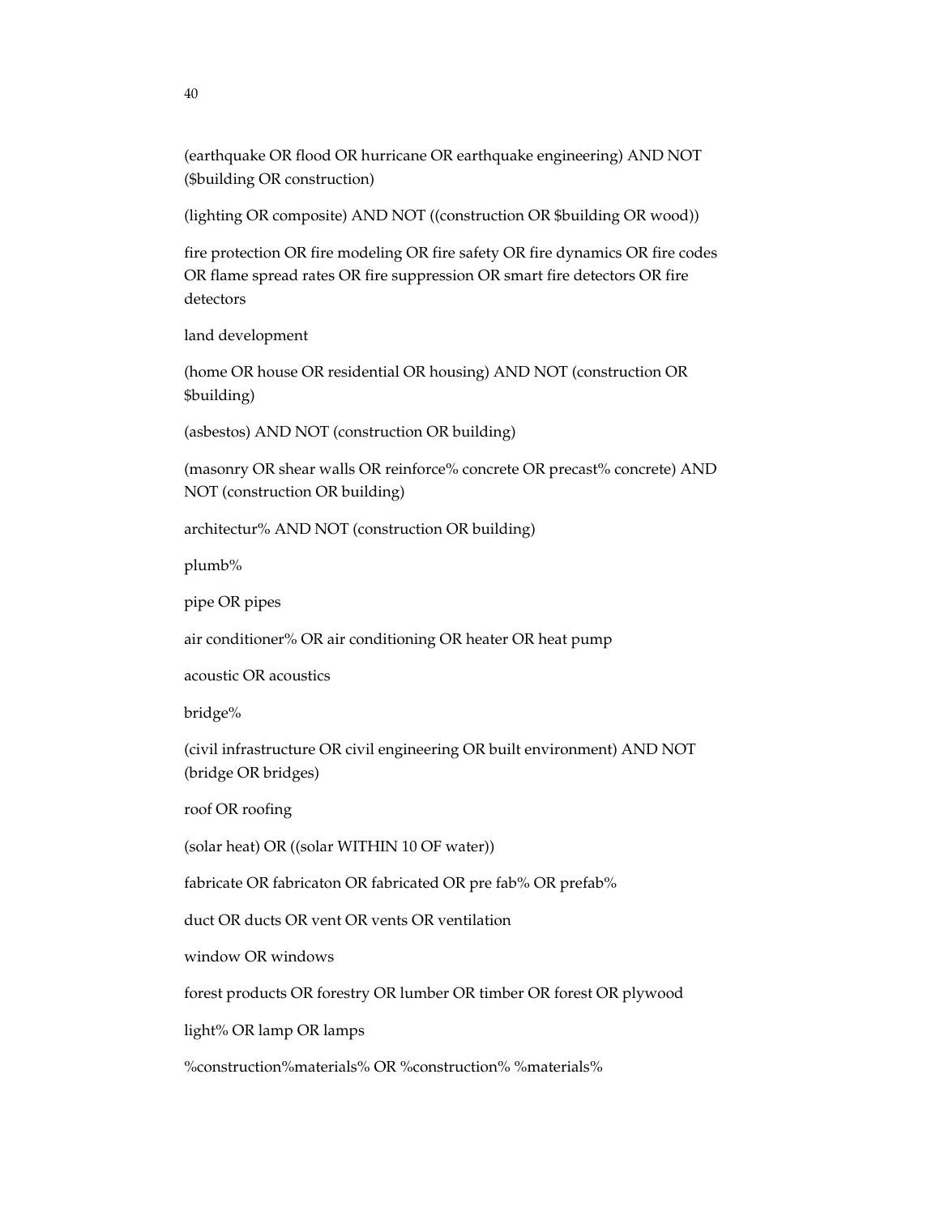(earthquake OR flood OR hurricane OR earthquake engineering) AND NOT ($building OR construction)

(lighting OR composite) AND NOT ((construction OR $building OR wood))

fire protection OR fire modeling OR fire safety OR fire dynamics OR fire codes OR flame spread rates OR fire suppression OR smart fire detectors OR fire detectors

land development

(home OR house OR residential OR housing) AND NOT (construction OR $building)

(asbestos) AND NOT (construction OR building)

(masonry OR shear walls OR reinforce% concrete OR precast% concrete) AND NOT (construction OR building)

architectur% AND NOT (construction OR building)

plumb%

pipe OR pipes

air conditioner% OR air conditioning OR heater OR heat pump

acoustic OR acoustics

bridge%

(civil infrastructure OR civil engineering OR built environment) AND NOT (bridge OR bridges)

roof OR roofing

(solar heat) OR ((solar WITHIN 10 OF water))

fabricate OR fabricaton OR fabricated OR pre fab% OR prefab%

duct OR ducts OR vent OR vents OR ventilation

window OR windows

forest products OR forestry OR lumber OR timber OR forest OR plywood

light% OR lamp OR lamps

%construction%materials% OR %construction% %materials%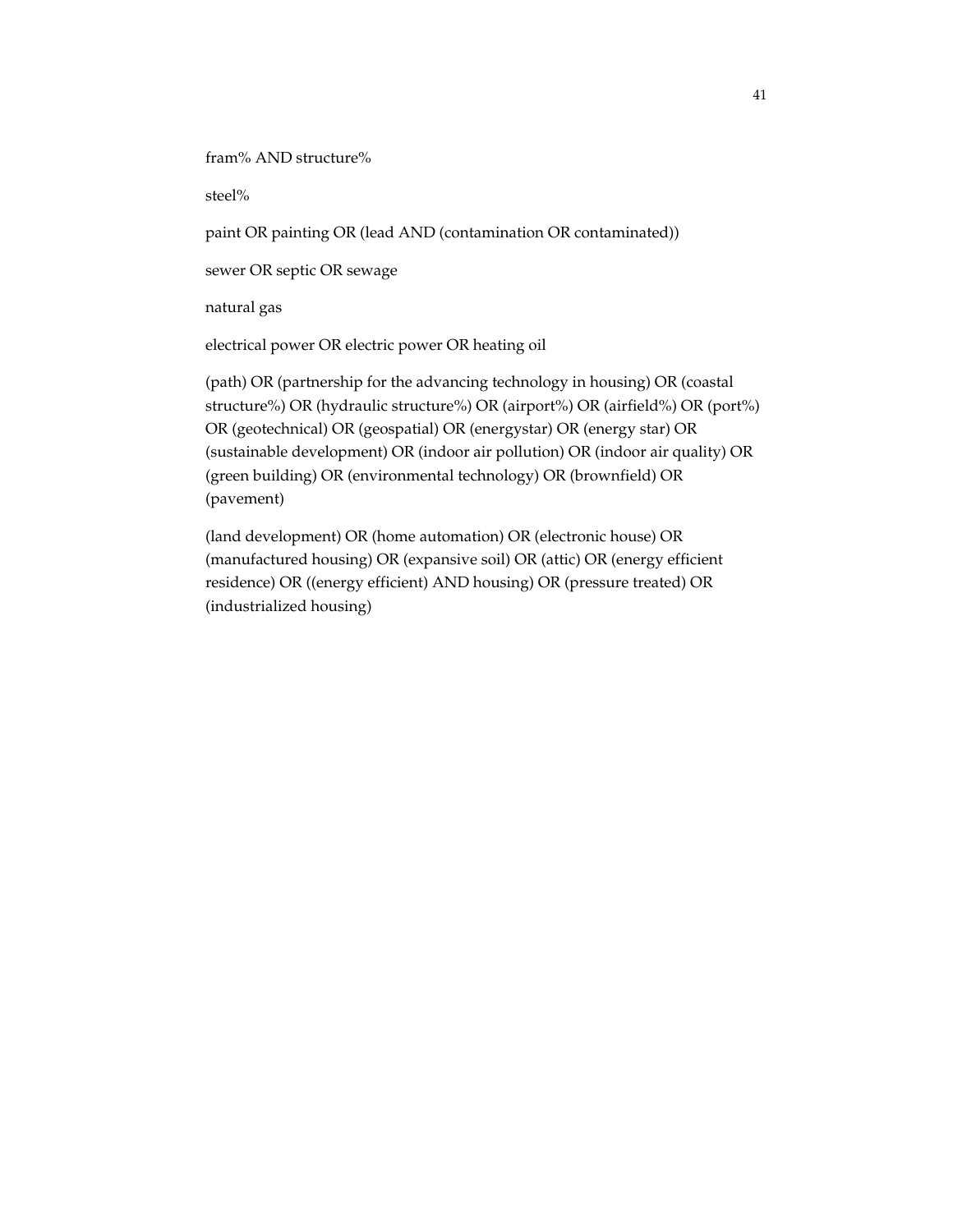fram% AND structure%

steel%

paint OR painting OR (lead AND (contamination OR contaminated))

sewer OR septic OR sewage

natural gas

electrical power OR electric power OR heating oil

(path) OR (partnership for the advancing technology in housing) OR (coastal structure%) OR (hydraulic structure%) OR (airport%) OR (airfield%) OR (port%) OR (geotechnical) OR (geospatial) OR (energystar) OR (energy star) OR (sustainable development) OR (indoor air pollution) OR (indoor air quality) OR (green building) OR (environmental technology) OR (brownfield) OR (pavement)

(land development) OR (home automation) OR (electronic house) OR (manufactured housing) OR (expansive soil) OR (attic) OR (energy efficient residence) OR ((energy efficient) AND housing) OR (pressure treated) OR (industrialized housing)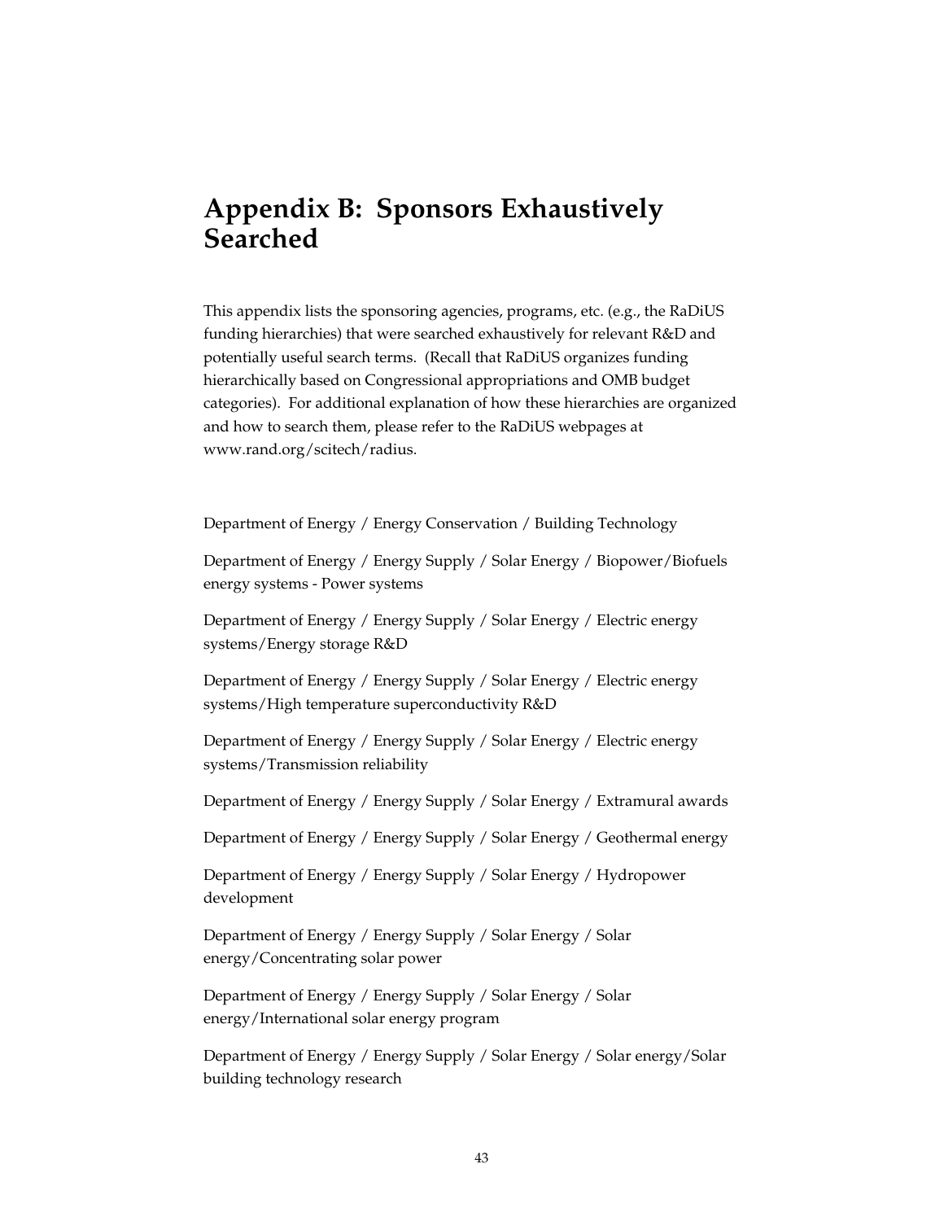# Appendix B: Sponsors Exhaustively Searched

This appendix lists the sponsoring agencies, programs, etc. (e.g., the RaDiUS funding hierarchies) that were searched exhaustively for relevant R&D and potentially useful search terms. (Recall that RaDiUS organizes funding hierarchically based on Congressional appropriations and OMB budget categories). For additional explanation of how these hierarchies are organized and how to search them, please refer to the RaDiUS webpages at www.rand.org/scitech/radius.

Department of Energy / Energy Conservation / Building Technology

Department of Energy / Energy Supply / Solar Energy / Biopower/Biofuels energy systems - Power systems

Department of Energy / Energy Supply / Solar Energy / Electric energy systems/Energy storage R&D

Department of Energy / Energy Supply / Solar Energy / Electric energy systems/High temperature superconductivity R&D

Department of Energy / Energy Supply / Solar Energy / Electric energy systems/Transmission reliability

Department of Energy / Energy Supply / Solar Energy / Extramural awards

Department of Energy / Energy Supply / Solar Energy / Geothermal energy

Department of Energy / Energy Supply / Solar Energy / Hydropower development

Department of Energy / Energy Supply / Solar Energy / Solar energy/Concentrating solar power

Department of Energy / Energy Supply / Solar Energy / Solar energy/International solar energy program

Department of Energy / Energy Supply / Solar Energy / Solar energy/Solar building technology research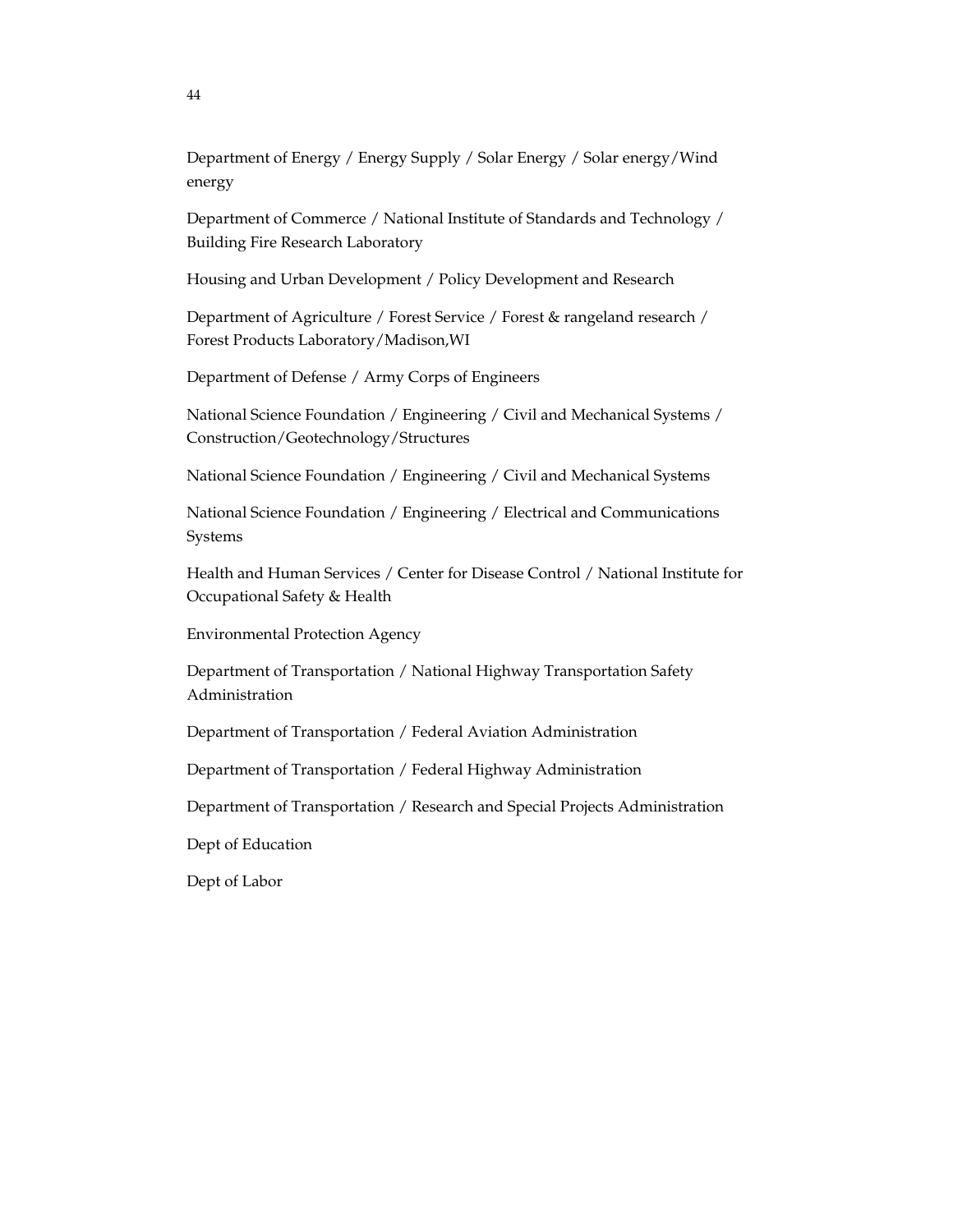Department of Energy / Energy Supply / Solar Energy / Solar energy/Wind energy

Department of Commerce / National Institute of Standards and Technology / Building Fire Research Laboratory

Housing and Urban Development / Policy Development and Research

Department of Agriculture / Forest Service / Forest & rangeland research / Forest Products Laboratory/Madison,WI

Department of Defense / Army Corps of Engineers

National Science Foundation / Engineering / Civil and Mechanical Systems / Construction/Geotechnology/Structures

National Science Foundation / Engineering / Civil and Mechanical Systems

National Science Foundation / Engineering / Electrical and Communications Systems

Health and Human Services / Center for Disease Control / National Institute for Occupational Safety & Health

Environmental Protection Agency

Department of Transportation / National Highway Transportation Safety Administration

Department of Transportation / Federal Aviation Administration

Department of Transportation / Federal Highway Administration

Department of Transportation / Research and Special Projects Administration

Dept of Education

Dept of Labor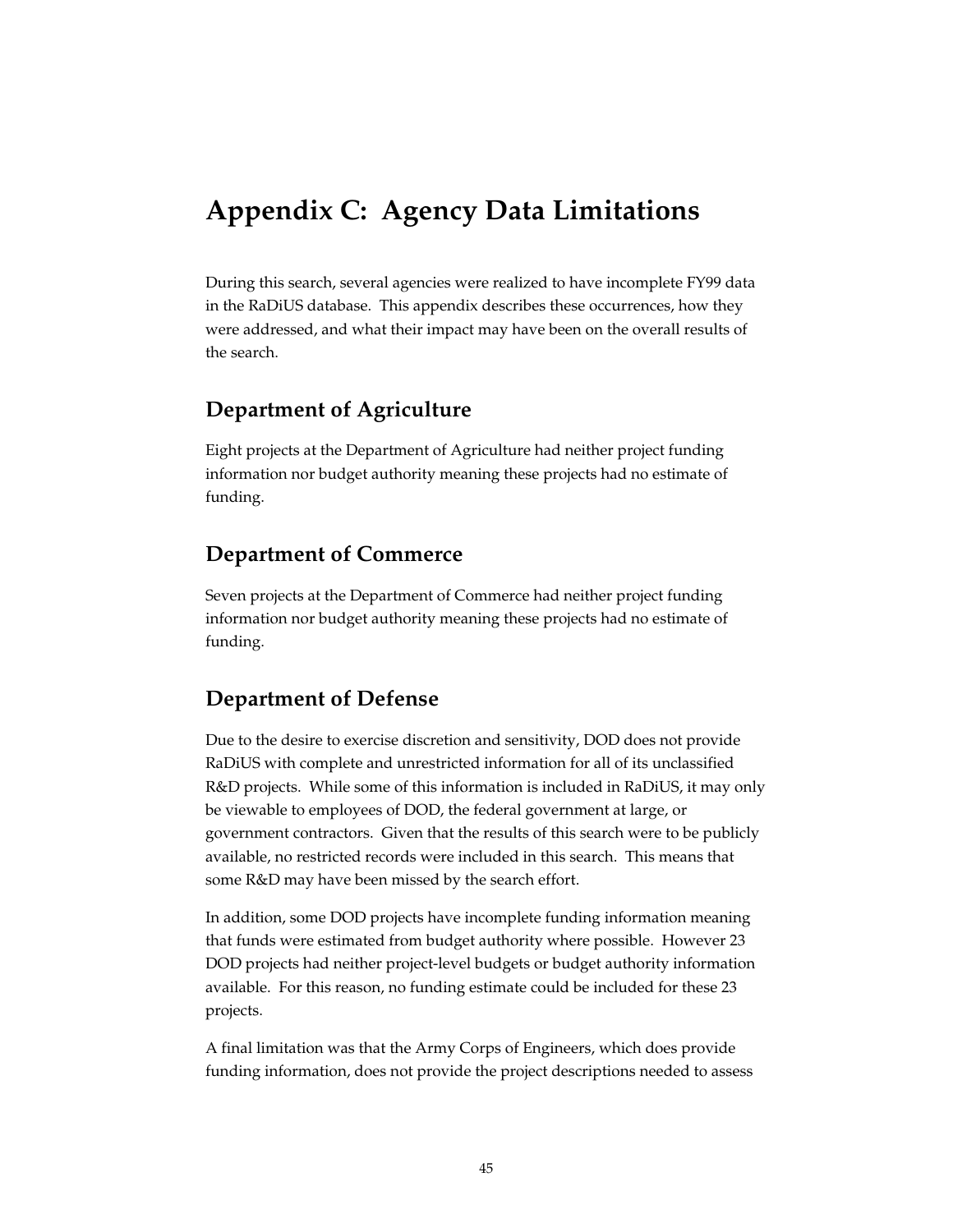# Appendix C: Agency Data Limitations

During this search, several agencies were realized to have incomplete FY99 data in the RaDiUS database. This appendix describes these occurrences, how they were addressed, and what their impact may have been on the overall results of the search.

## Department of Agriculture

Eight projects at the Department of Agriculture had neither project funding information nor budget authority meaning these projects had no estimate of funding.

## Department of Commerce

Seven projects at the Department of Commerce had neither project funding information nor budget authority meaning these projects had no estimate of funding.

## Department of Defense

Due to the desire to exercise discretion and sensitivity, DOD does not provide RaDiUS with complete and unrestricted information for all of its unclassified R&D projects. While some of this information is included in RaDiUS, it may only be viewable to employees of DOD, the federal government at large, or government contractors. Given that the results of this search were to be publicly available, no restricted records were included in this search. This means that some R&D may have been missed by the search effort.

In addition, some DOD projects have incomplete funding information meaning that funds were estimated from budget authority where possible. However 23 DOD projects had neither project-level budgets or budget authority information available. For this reason, no funding estimate could be included for these 23 projects.

A final limitation was that the Army Corps of Engineers, which does provide funding information, does not provide the project descriptions needed to assess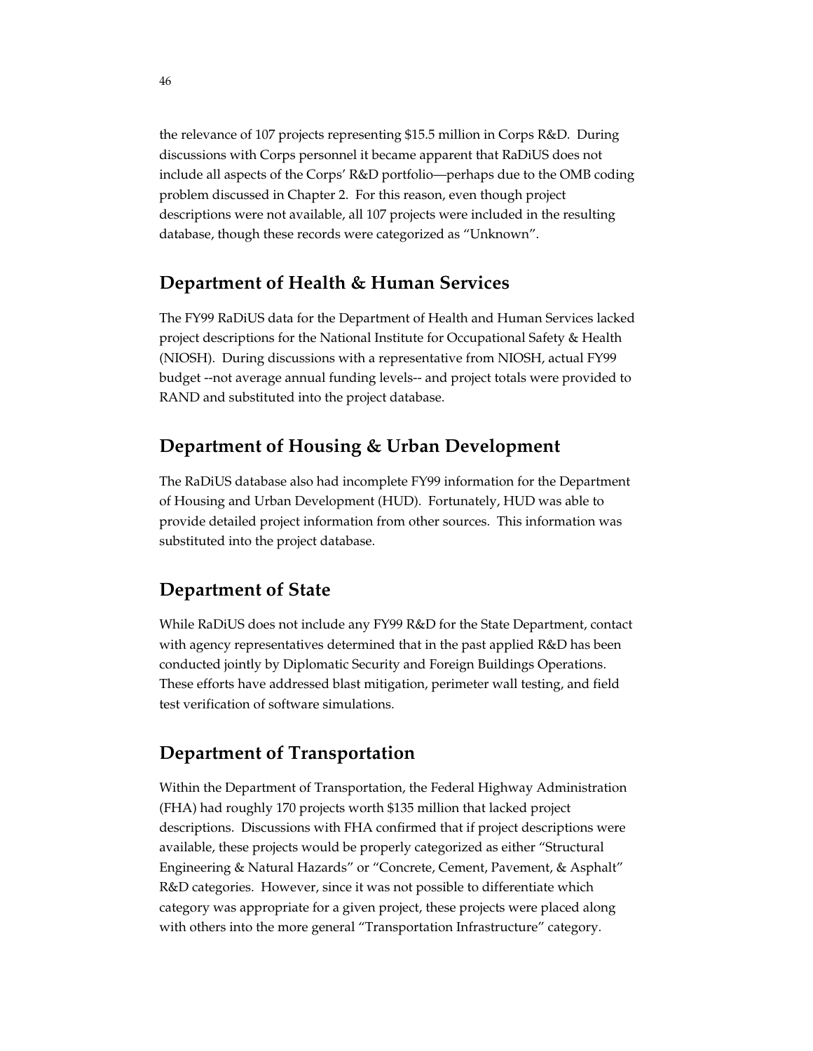the relevance of 107 projects representing $15.5 million in Corps R&D. During discussions with Corps personnel it became apparent that RaDiUS does not include all aspects of the Corps' R&D portfolio—perhaps due to the OMB coding problem discussed in Chapter 2. For this reason, even though project descriptions were not available, all 107 projects were included in the resulting database, though these records were categorized as "Unknown".

## Department of Health & Human Services

The FY99 RaDiUS data for the Department of Health and Human Services lacked project descriptions for the National Institute for Occupational Safety & Health (NIOSH). During discussions with a representative from NIOSH, actual FY99 budget --not average annual funding levels-- and project totals were provided to RAND and substituted into the project database.

## Department of Housing & Urban Development

The RaDiUS database also had incomplete FY99 information for the Department of Housing and Urban Development (HUD). Fortunately, HUD was able to provide detailed project information from other sources. This information was substituted into the project database.

## Department of State

While RaDiUS does not include any FY99 R&D for the State Department, contact with agency representatives determined that in the past applied R&D has been conducted jointly by Diplomatic Security and Foreign Buildings Operations. These efforts have addressed blast mitigation, perimeter wall testing, and field test verification of software simulations.

## Department of Transportation

Within the Department of Transportation, the Federal Highway Administration (FHA) had roughly 170 projects worth $135 million that lacked project descriptions. Discussions with FHA confirmed that if project descriptions were available, these projects would be properly categorized as either "Structural Engineering & Natural Hazards" or "Concrete, Cement, Pavement, & Asphalt" R&D categories. However, since it was not possible to differentiate which category was appropriate for a given project, these projects were placed along with others into the more general "Transportation Infrastructure" category.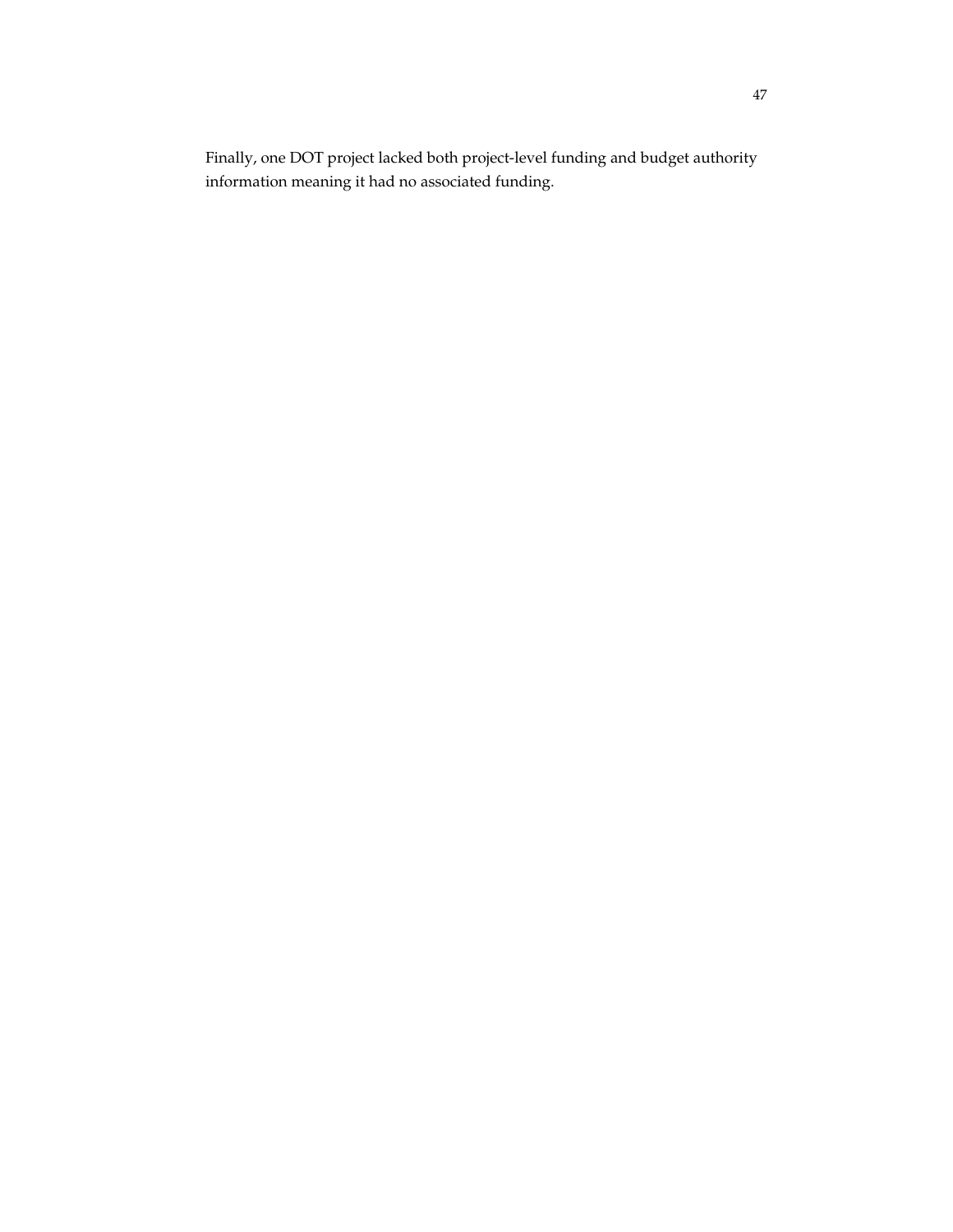Finally, one DOT project lacked both project-level funding and budget authority information meaning it had no associated funding.